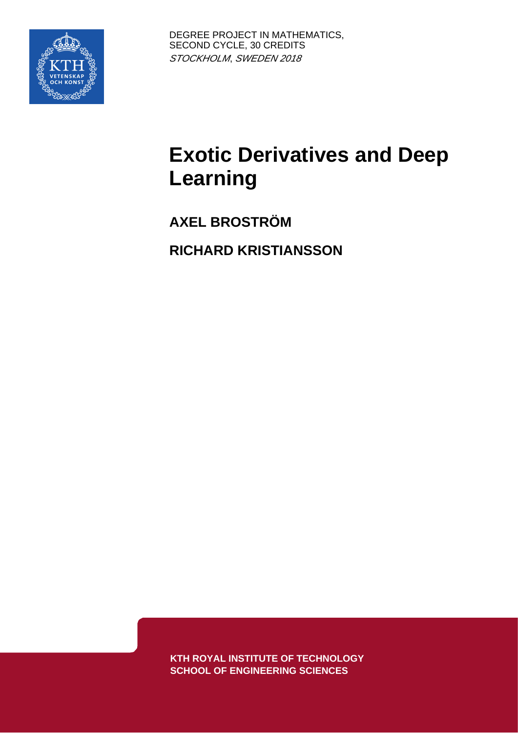DEGREE PROJECT IN MATHEMATICS,
SECOND CYCLE, 30 CREDITS
*STOCKHOLM, SWEDEN 2018*

# Exotic Derivatives and Deep Learning

**AXEL BROSTRÖM**

**RICHARD KRISTIANSSON**

**KTH ROYAL INSTITUTE OF TECHNOLOGY**
**SCHOOL OF ENGINEERING SCIENCES**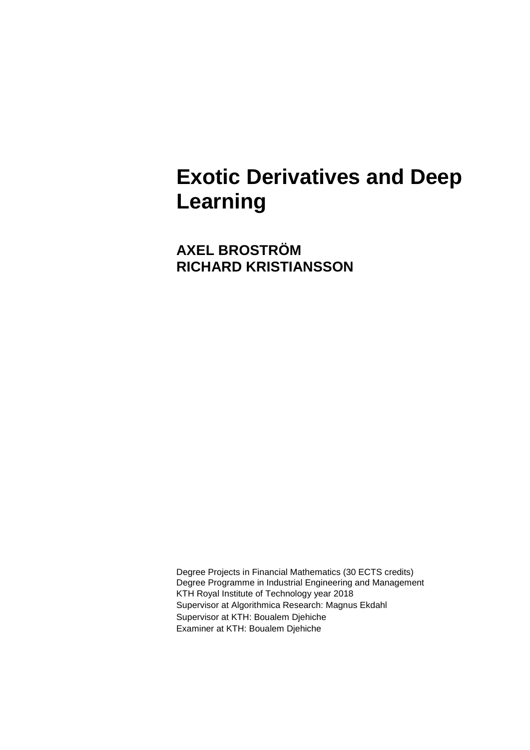# Exotic Derivatives and Deep Learning

**AXEL BROSTRÖM**
**RICHARD KRISTIANSSON**

Degree Projects in Financial Mathematics (30 ECTS credits)
Degree Programme in Industrial Engineering and Management
KTH Royal Institute of Technology year 2018
Supervisor at Algorithmica Research: Magnus Ekdahl
Supervisor at KTH: Boualem Djehiche
Examiner at KTH: Boualem Djehiche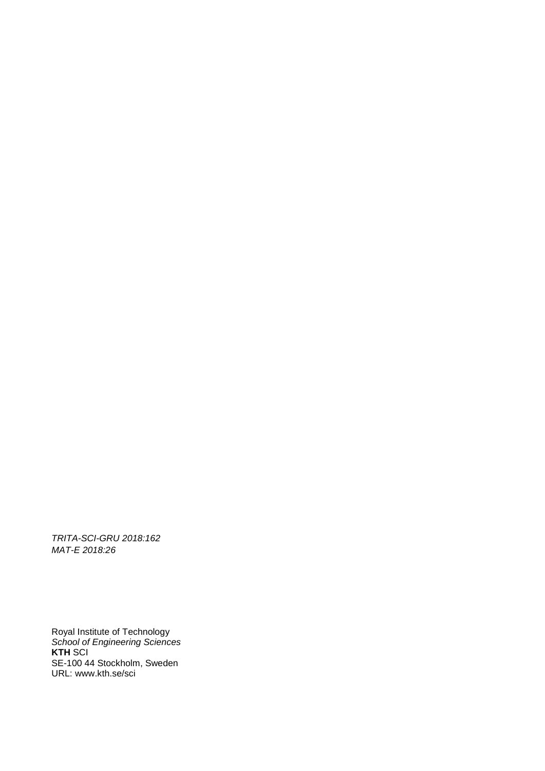*TRITA-SCI-GRU 2018:162*
*MAT-E 2018:26*

Royal Institute of Technology
*School of Engineering Sciences*
**KTH** SCI
SE-100 44 Stockholm, Sweden
URL: www.kth.se/sci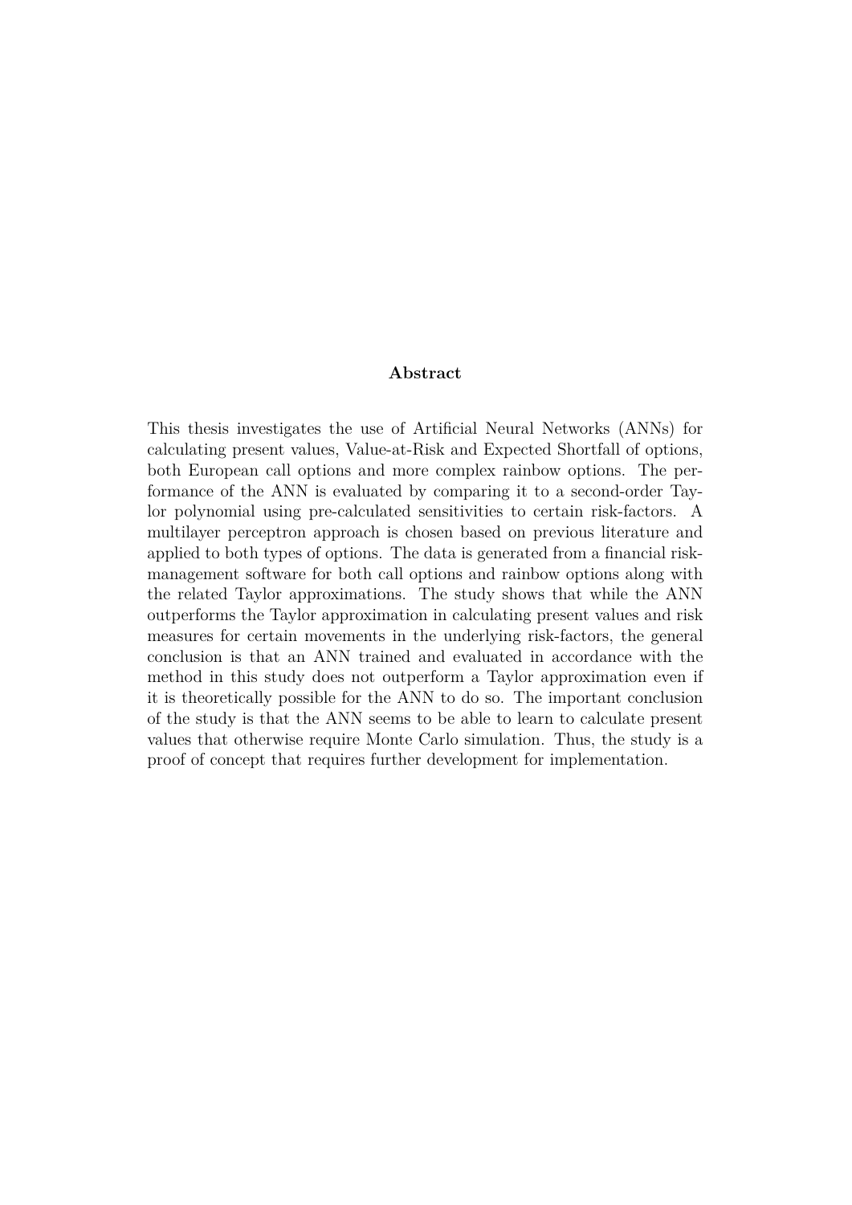**Abstract**

This thesis investigates the use of Artificial Neural Networks (ANNs) for calculating present values, Value-at-Risk and Expected Shortfall of options, both European call options and more complex rainbow options. The performance of the ANN is evaluated by comparing it to a second-order Taylor polynomial using pre-calculated sensitivities to certain risk-factors. A multilayer perceptron approach is chosen based on previous literature and applied to both types of options. The data is generated from a financial risk-management software for both call options and rainbow options along with the related Taylor approximations. The study shows that while the ANN outperforms the Taylor approximation in calculating present values and risk measures for certain movements in the underlying risk-factors, the general conclusion is that an ANN trained and evaluated in accordance with the method in this study does not outperform a Taylor approximation even if it is theoretically possible for the ANN to do so. The important conclusion of the study is that the ANN seems to be able to learn to calculate present values that otherwise require Monte Carlo simulation. Thus, the study is a proof of concept that requires further development for implementation.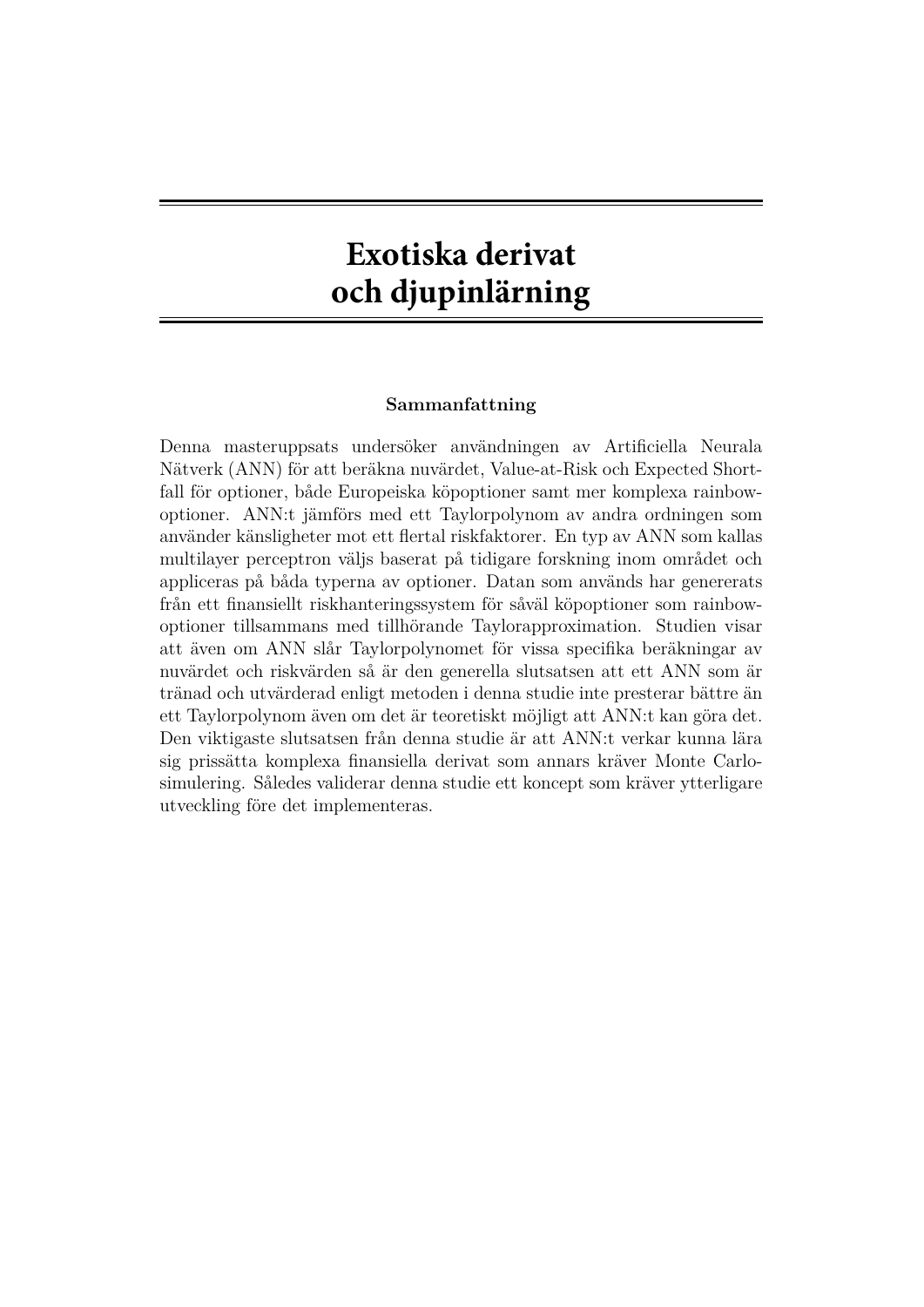# Exotiska derivat och djupinlärning

### Sammanfattning

Denna masteruppsats undersöker användningen av Artificiella Neurala Nätverk (ANN) för att beräkna nuvärdet, Value-at-Risk och Expected Shortfall för optioner, både Europeiska köpoptioner samt mer komplexa rainbow-optioner. ANN:t jämförs med ett Taylorpolynom av andra ordningen som använder känsligheter mot ett flertal riskfaktorer. En typ av ANN som kallas multilayer perceptron väljs baserat på tidigare forskning inom området och appliceras på båda typerna av optioner. Datan som används har genererats från ett finansiellt riskhanteringssystem för såväl köpoptioner som rainbow-optioner tillsammans med tillhörande Taylorapproximation. Studien visar att även om ANN slår Taylorpolynomet för vissa specifika beräkningar av nuvärdet och riskvärden så är den generella slutsatsen att ett ANN som är tränad och utvärderad enligt metoden i denna studie inte presterar bättre än ett Taylorpolynom även om det är teoretiskt möjligt att ANN:t kan göra det. Den viktigaste slutsatsen från denna studie är att ANN:t verkar kunna lära sig prissätta komplexa finansiella derivat som annars kräver Monte Carlo-simulering. Således validerar denna studie ett koncept som kräver ytterligare utveckling före det implementeras.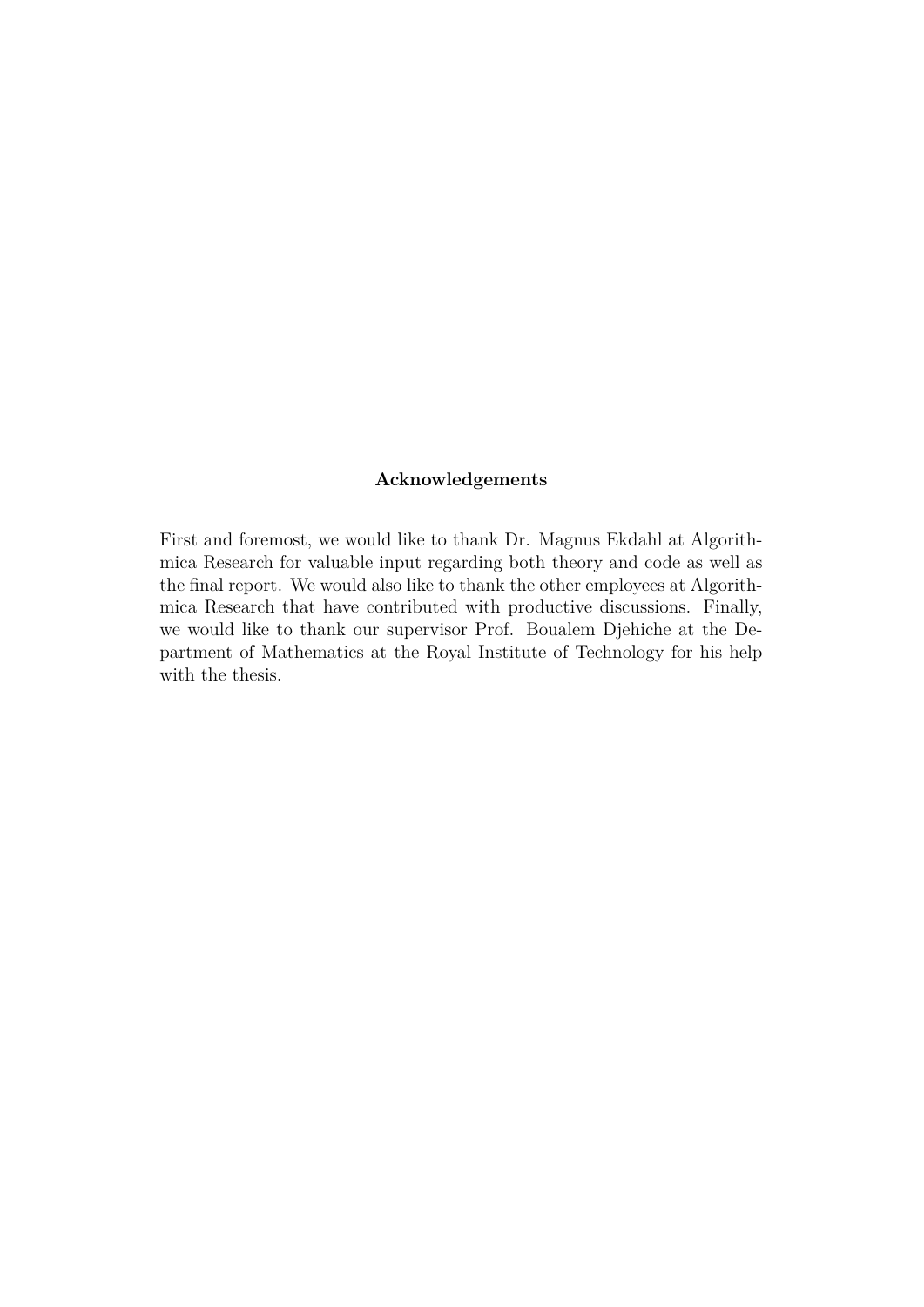## Acknowledgements

First and foremost, we would like to thank Dr. Magnus Ekdahl at Algorithmica Research for valuable input regarding both theory and code as well as the final report. We would also like to thank the other employees at Algorithmica Research that have contributed with productive discussions. Finally, we would like to thank our supervisor Prof. Boualem Djehiche at the Department of Mathematics at the Royal Institute of Technology for his help with the thesis.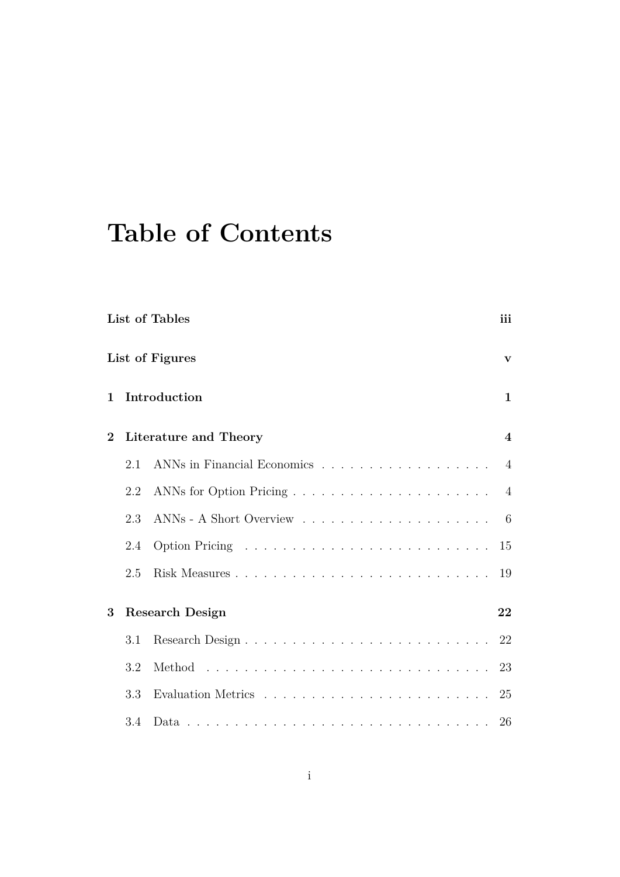# Table of Contents

**List of Tables** **iii**

**List of Figures** **v**

**1 Introduction** **1**

**2 Literature and Theory** **4**

- 2.1 ANNs in Financial Economics . . . . . . . . . . . . . . . . . . 4
- 2.2 ANNs for Option Pricing . . . . . . . . . . . . . . . . . . . . . 4
- 2.3 ANNs - A Short Overview . . . . . . . . . . . . . . . . . . . . 6
- 2.4 Option Pricing . . . . . . . . . . . . . . . . . . . . . . . . . . 15
- 2.5 Risk Measures . . . . . . . . . . . . . . . . . . . . . . . . . . 19

**3 Research Design** **22**

- 3.1 Research Design . . . . . . . . . . . . . . . . . . . . . . . . . 22
- 3.2 Method . . . . . . . . . . . . . . . . . . . . . . . . . . . . . . 23
- 3.3 Evaluation Metrics . . . . . . . . . . . . . . . . . . . . . . . . 25
- 3.4 Data . . . . . . . . . . . . . . . . . . . . . . . . . . . . . . . . 26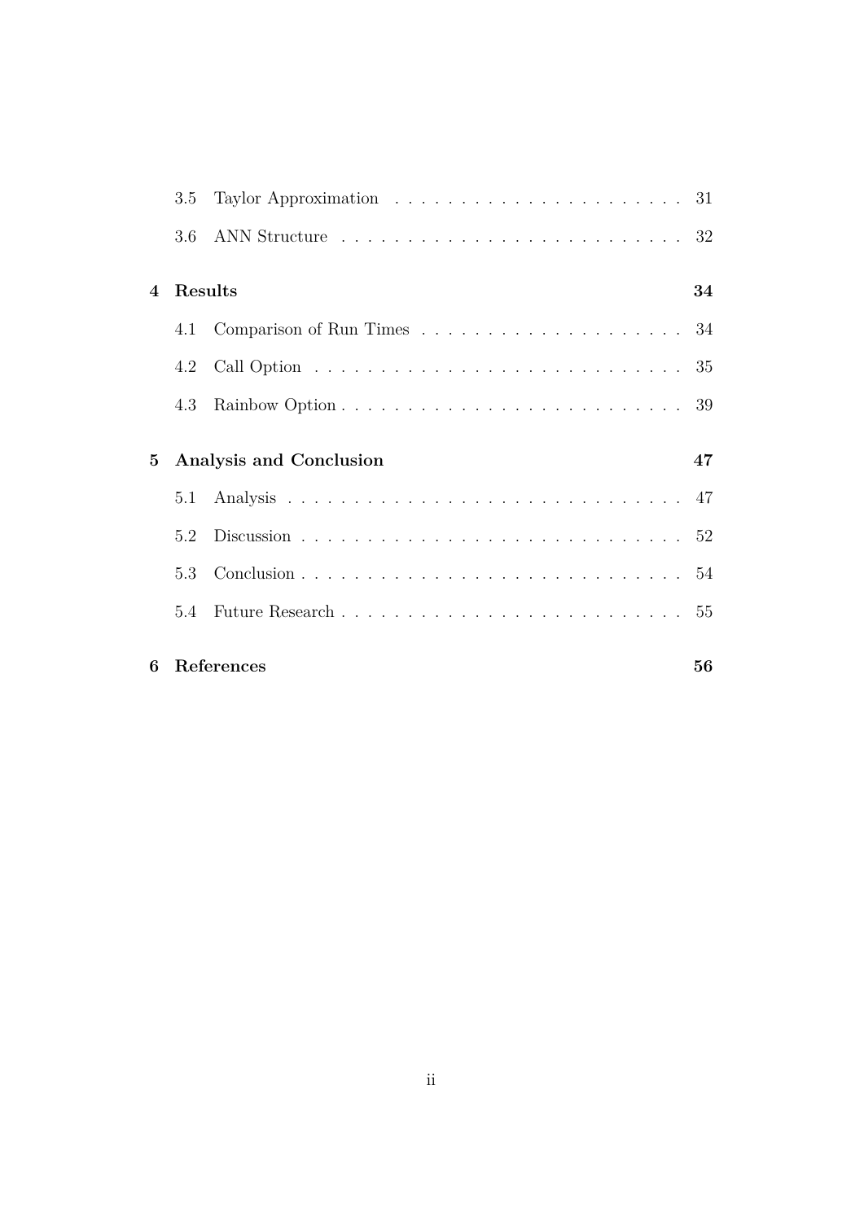3.5 Taylor Approximation . . . . . . . . . . . . . . . . . . . . . . 31

3.6 ANN Structure . . . . . . . . . . . . . . . . . . . . . . . . . 32

**4 Results 34**

4.1 Comparison of Run Times . . . . . . . . . . . . . . . . . . . . 34

4.2 Call Option . . . . . . . . . . . . . . . . . . . . . . . . . . . 35

4.3 Rainbow Option . . . . . . . . . . . . . . . . . . . . . . . . . 39

**5 Analysis and Conclusion 47**

5.1 Analysis . . . . . . . . . . . . . . . . . . . . . . . . . . . . . 47

5.2 Discussion . . . . . . . . . . . . . . . . . . . . . . . . . . . . 52

5.3 Conclusion . . . . . . . . . . . . . . . . . . . . . . . . . . . . 54

5.4 Future Research . . . . . . . . . . . . . . . . . . . . . . . . . 55

**6 References 56**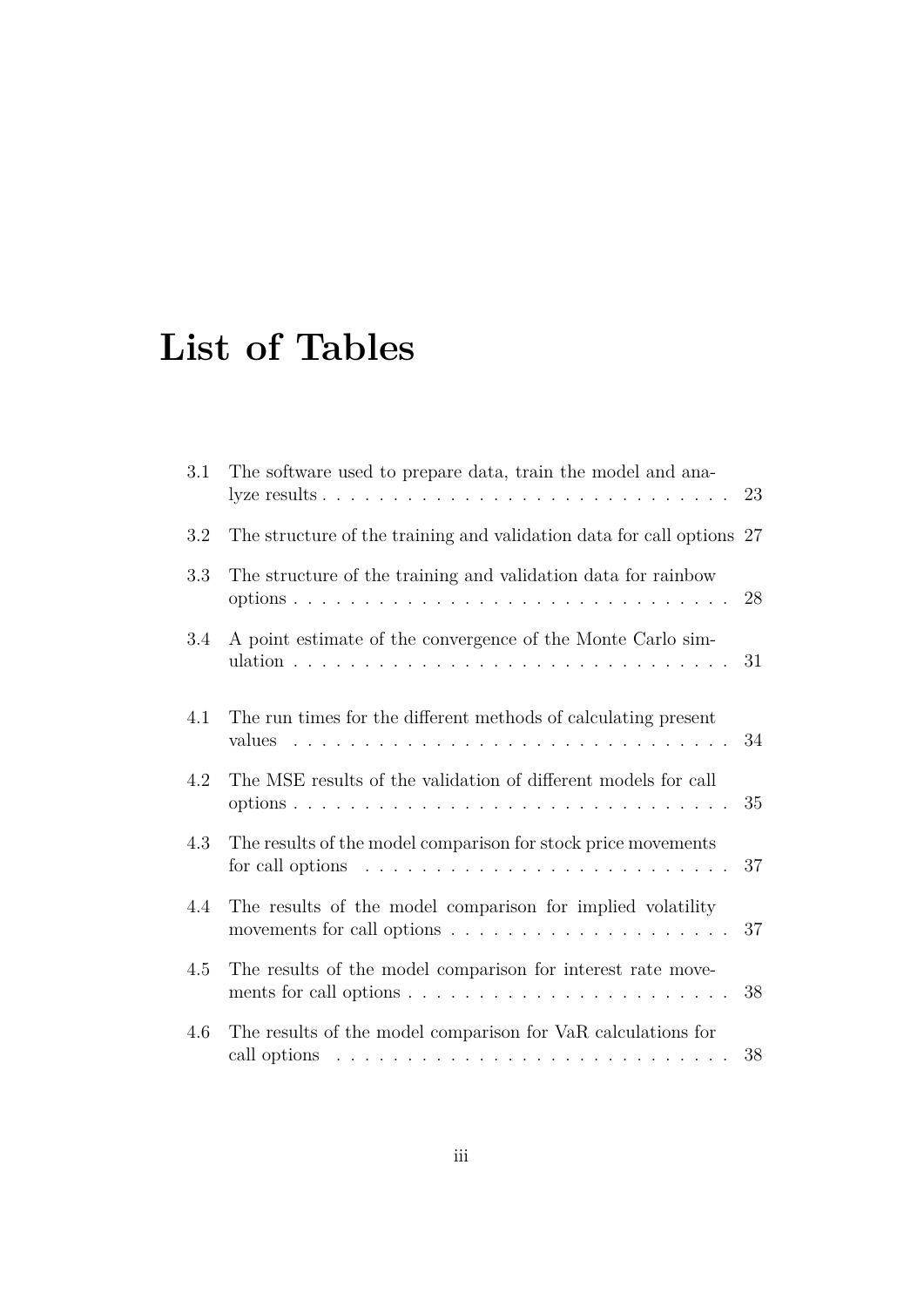# List of Tables

3.1 The software used to prepare data, train the model and analyze results . . . . . . . . . . . . . . . . . . . . . . . . . . . . 23

3.2 The structure of the training and validation data for call options 27

3.3 The structure of the training and validation data for rainbow options . . . . . . . . . . . . . . . . . . . . . . . . . . . . . . 28

3.4 A point estimate of the convergence of the Monte Carlo simulation . . . . . . . . . . . . . . . . . . . . . . . . . . . . . . . 31

4.1 The run times for the different methods of calculating present values . . . . . . . . . . . . . . . . . . . . . . . . . . . . . . . 34

4.2 The MSE results of the validation of different models for call options . . . . . . . . . . . . . . . . . . . . . . . . . . . . . . . 35

4.3 The results of the model comparison for stock price movements for call options . . . . . . . . . . . . . . . . . . . . . . . . . 37

4.4 The results of the model comparison for implied volatility movements for call options . . . . . . . . . . . . . . . . . . . . 37

4.5 The results of the model comparison for interest rate movements for call options . . . . . . . . . . . . . . . . . . . . . . . 38

4.6 The results of the model comparison for VaR calculations for call options . . . . . . . . . . . . . . . . . . . . . . . . . . . . 38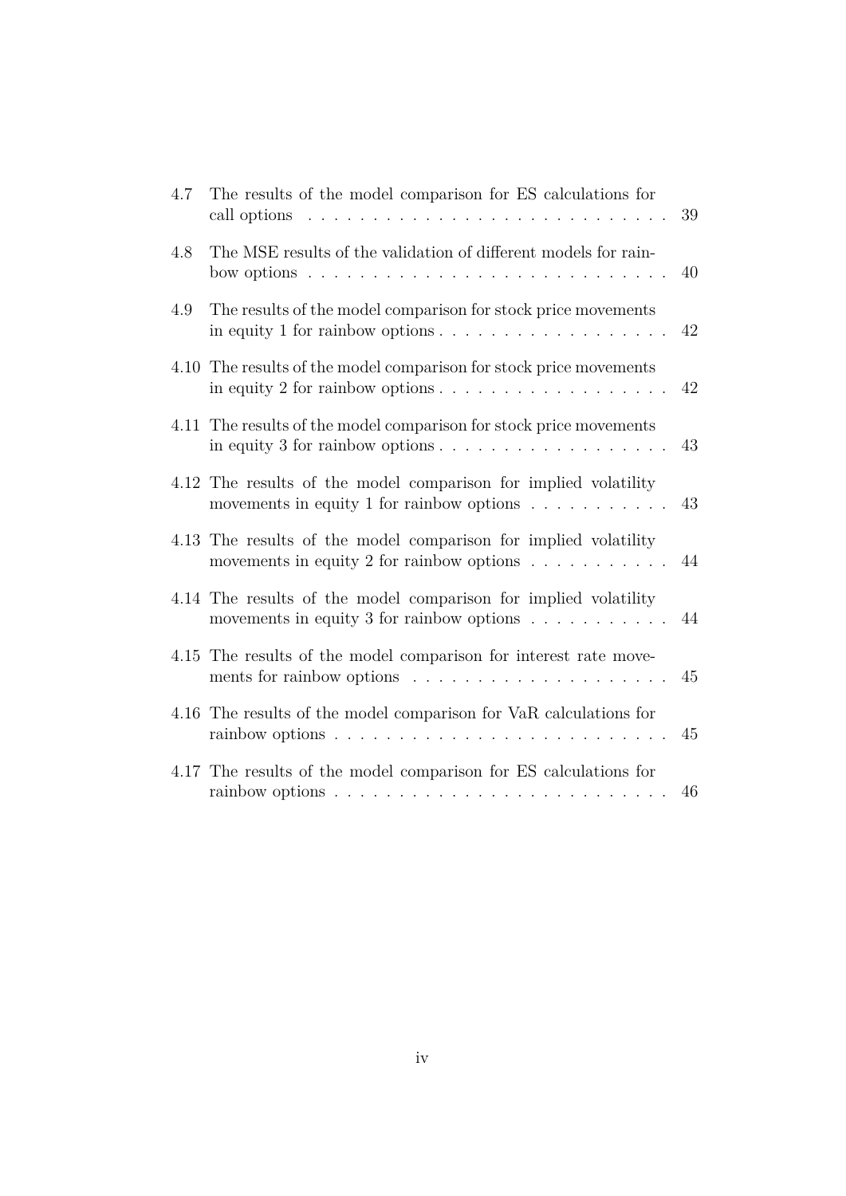| | | |
|---|---|---|
| 4.7 | The results of the model comparison for ES calculations for call options | 39 |
| 4.8 | The MSE results of the validation of different models for rainbow options | 40 |
| 4.9 | The results of the model comparison for stock price movements in equity 1 for rainbow options | 42 |
| 4.10 | The results of the model comparison for stock price movements in equity 2 for rainbow options | 42 |
| 4.11 | The results of the model comparison for stock price movements in equity 3 for rainbow options | 43 |
| 4.12 | The results of the model comparison for implied volatility movements in equity 1 for rainbow options | 43 |
| 4.13 | The results of the model comparison for implied volatility movements in equity 2 for rainbow options | 44 |
| 4.14 | The results of the model comparison for implied volatility movements in equity 3 for rainbow options | 44 |
| 4.15 | The results of the model comparison for interest rate movements for rainbow options | 45 |
| 4.16 | The results of the model comparison for VaR calculations for rainbow options | 45 |
| 4.17 | The results of the model comparison for ES calculations for rainbow options | 46 |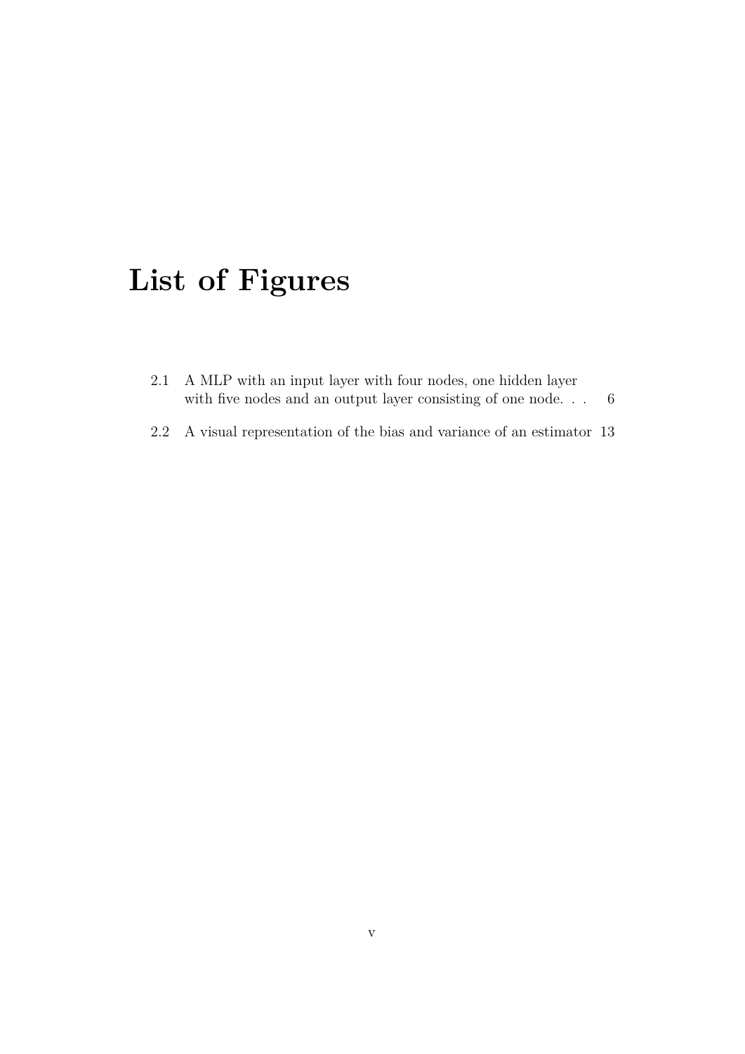# List of Figures

2.1 A MLP with an input layer with four nodes, one hidden layer with five nodes and an output layer consisting of one node. . . 6

2.2 A visual representation of the bias and variance of an estimator 13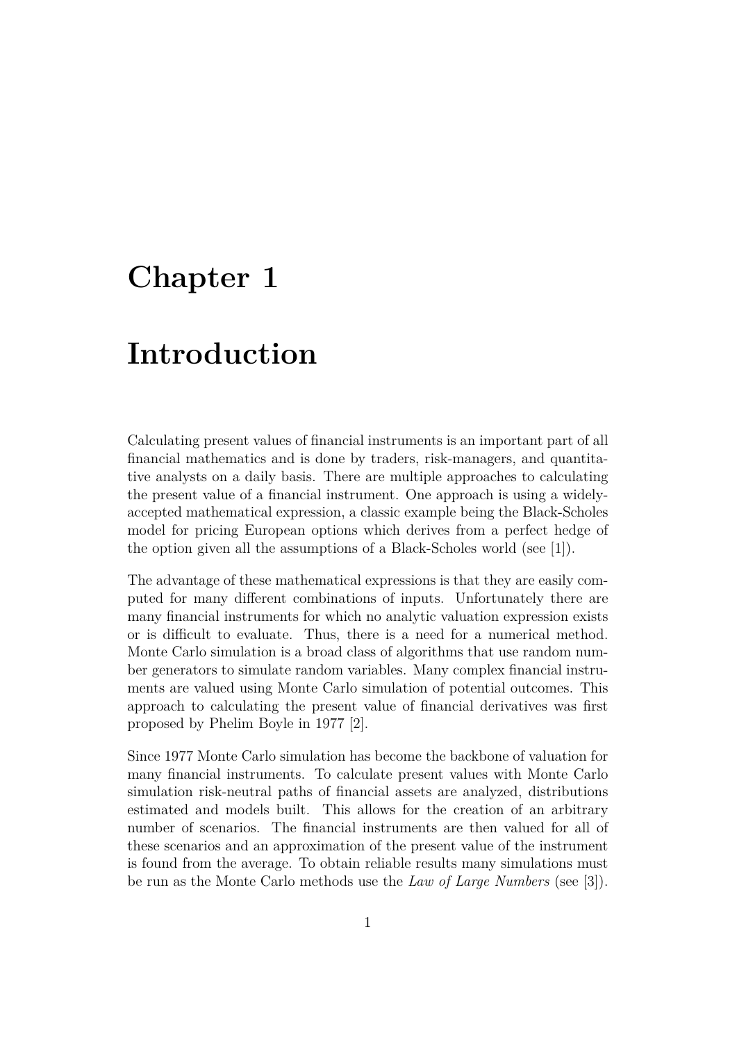# Chapter 1

# Introduction

Calculating present values of financial instruments is an important part of all financial mathematics and is done by traders, risk-managers, and quantitative analysts on a daily basis. There are multiple approaches to calculating the present value of a financial instrument. One approach is using a widely-accepted mathematical expression, a classic example being the Black-Scholes model for pricing European options which derives from a perfect hedge of the option given all the assumptions of a Black-Scholes world (see [1]).

The advantage of these mathematical expressions is that they are easily computed for many different combinations of inputs. Unfortunately there are many financial instruments for which no analytic valuation expression exists or is difficult to evaluate. Thus, there is a need for a numerical method. Monte Carlo simulation is a broad class of algorithms that use random number generators to simulate random variables. Many complex financial instruments are valued using Monte Carlo simulation of potential outcomes. This approach to calculating the present value of financial derivatives was first proposed by Phelim Boyle in 1977 [2].

Since 1977 Monte Carlo simulation has become the backbone of valuation for many financial instruments. To calculate present values with Monte Carlo simulation risk-neutral paths of financial assets are analyzed, distributions estimated and models built. This allows for the creation of an arbitrary number of scenarios. The financial instruments are then valued for all of these scenarios and an approximation of the present value of the instrument is found from the average. To obtain reliable results many simulations must be run as the Monte Carlo methods use the *Law of Large Numbers* (see [3]).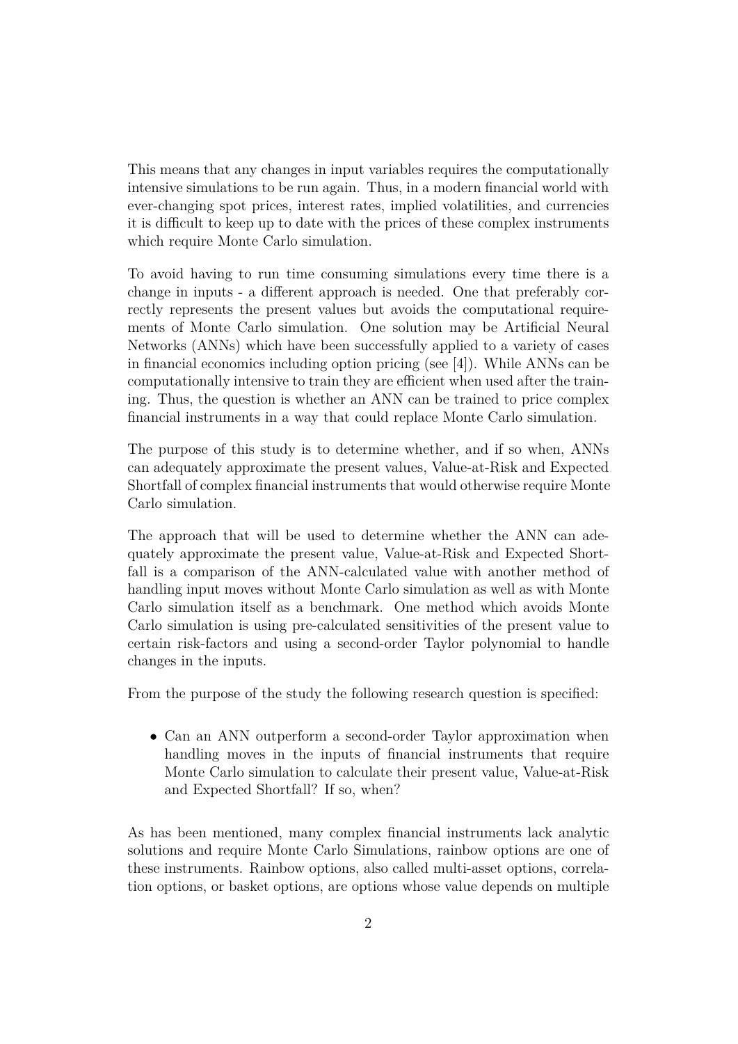This means that any changes in input variables requires the computationally intensive simulations to be run again. Thus, in a modern financial world with ever-changing spot prices, interest rates, implied volatilities, and currencies it is difficult to keep up to date with the prices of these complex instruments which require Monte Carlo simulation.

To avoid having to run time consuming simulations every time there is a change in inputs - a different approach is needed. One that preferably correctly represents the present values but avoids the computational requirements of Monte Carlo simulation. One solution may be Artificial Neural Networks (ANNs) which have been successfully applied to a variety of cases in financial economics including option pricing (see [4]). While ANNs can be computationally intensive to train they are efficient when used after the training. Thus, the question is whether an ANN can be trained to price complex financial instruments in a way that could replace Monte Carlo simulation.

The purpose of this study is to determine whether, and if so when, ANNs can adequately approximate the present values, Value-at-Risk and Expected Shortfall of complex financial instruments that would otherwise require Monte Carlo simulation.

The approach that will be used to determine whether the ANN can adequately approximate the present value, Value-at-Risk and Expected Shortfall is a comparison of the ANN-calculated value with another method of handling input moves without Monte Carlo simulation as well as with Monte Carlo simulation itself as a benchmark. One method which avoids Monte Carlo simulation is using pre-calculated sensitivities of the present value to certain risk-factors and using a second-order Taylor polynomial to handle changes in the inputs.

From the purpose of the study the following research question is specified:

- Can an ANN outperform a second-order Taylor approximation when handling moves in the inputs of financial instruments that require Monte Carlo simulation to calculate their present value, Value-at-Risk and Expected Shortfall? If so, when?

As has been mentioned, many complex financial instruments lack analytic solutions and require Monte Carlo Simulations, rainbow options are one of these instruments. Rainbow options, also called multi-asset options, correlation options, or basket options, are options whose value depends on multiple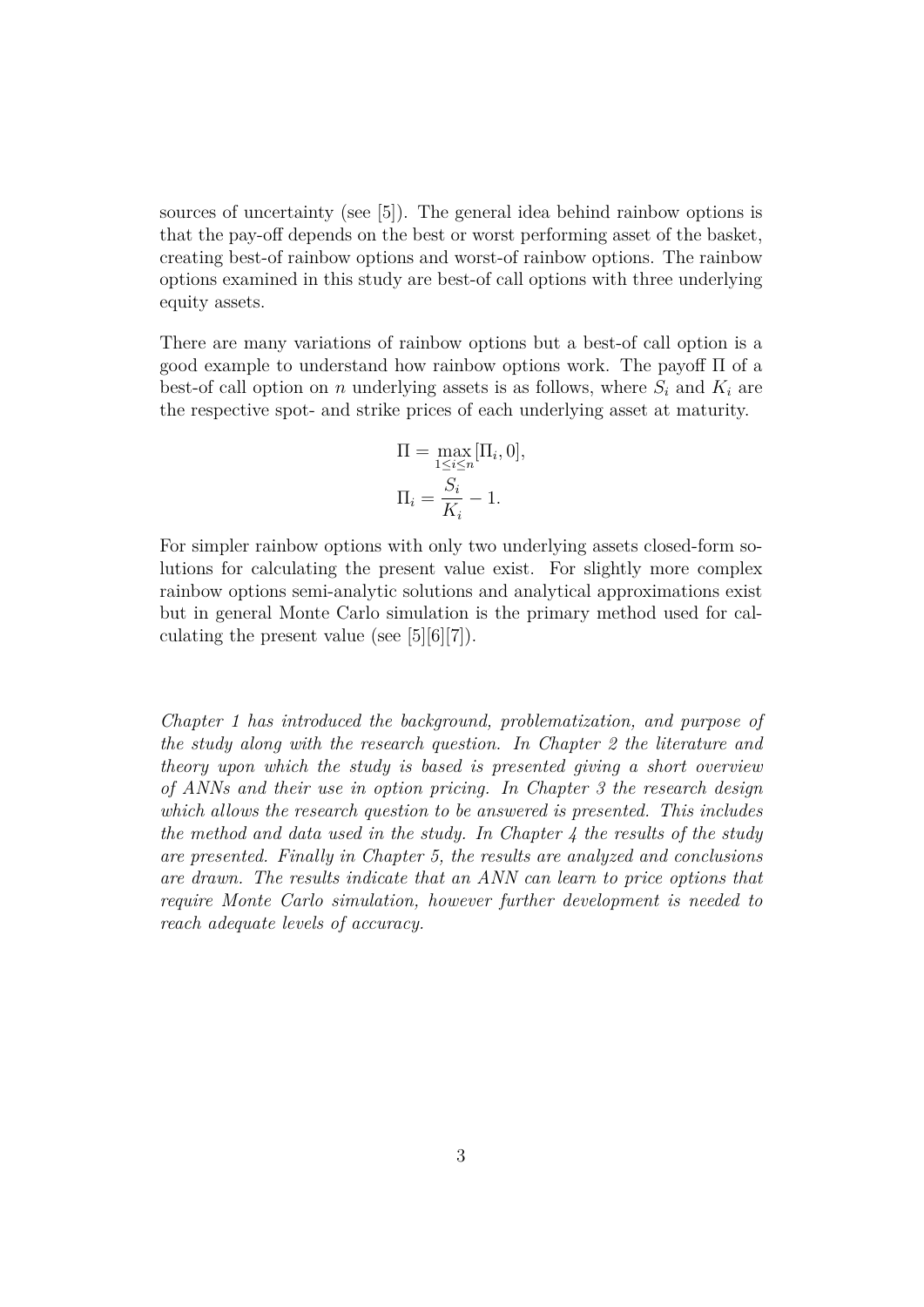sources of uncertainty (see [5]). The general idea behind rainbow options is that the pay-off depends on the best or worst performing asset of the basket, creating best-of rainbow options and worst-of rainbow options. The rainbow options examined in this study are best-of call options with three underlying equity assets.

There are many variations of rainbow options but a best-of call option is a good example to understand how rainbow options work. The payoff $\Pi$ of a best-of call option on $n$ underlying assets is as follows, where $S_i$ and $K_i$ are the respective spot- and strike prices of each underlying asset at maturity.

$$
\Pi = \max_{1 \leq i \leq n} [\Pi_i, 0],
$$
$$
\Pi_i = \frac{S_i}{K_i} - 1.
$$

For simpler rainbow options with only two underlying assets closed-form solutions for calculating the present value exist. For slightly more complex rainbow options semi-analytic solutions and analytical approximations exist but in general Monte Carlo simulation is the primary method used for calculating the present value (see [5][6][7]).

*Chapter 1 has introduced the background, problematization, and purpose of the study along with the research question. In Chapter 2 the literature and theory upon which the study is based is presented giving a short overview of ANNs and their use in option pricing. In Chapter 3 the research design which allows the research question to be answered is presented. This includes the method and data used in the study. In Chapter 4 the results of the study are presented. Finally in Chapter 5, the results are analyzed and conclusions are drawn. The results indicate that an ANN can learn to price options that require Monte Carlo simulation, however further development is needed to reach adequate levels of accuracy.*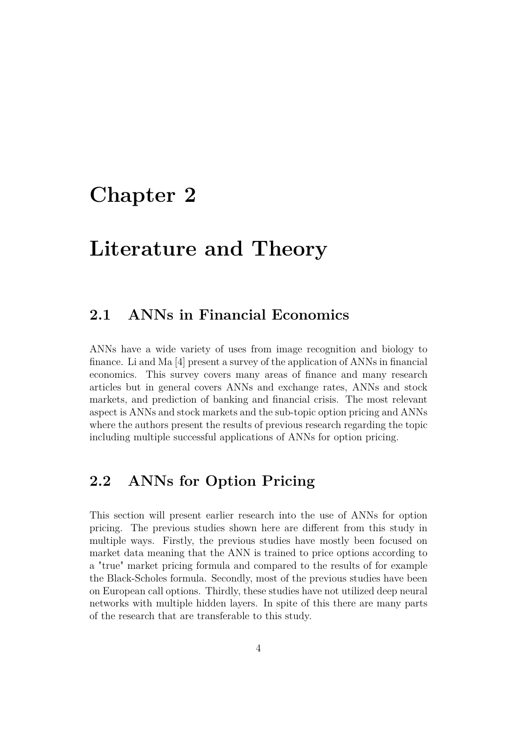# Chapter 2

# Literature and Theory

## 2.1 ANNs in Financial Economics

ANNs have a wide variety of uses from image recognition and biology to finance. Li and Ma [4] present a survey of the application of ANNs in financial economics. This survey covers many areas of finance and many research articles but in general covers ANNs and exchange rates, ANNs and stock markets, and prediction of banking and financial crisis. The most relevant aspect is ANNs and stock markets and the sub-topic option pricing and ANNs where the authors present the results of previous research regarding the topic including multiple successful applications of ANNs for option pricing.

## 2.2 ANNs for Option Pricing

This section will present earlier research into the use of ANNs for option pricing. The previous studies shown here are different from this study in multiple ways. Firstly, the previous studies have mostly been focused on market data meaning that the ANN is trained to price options according to a "true" market pricing formula and compared to the results of for example the Black-Scholes formula. Secondly, most of the previous studies have been on European call options. Thirdly, these studies have not utilized deep neural networks with multiple hidden layers. In spite of this there are many parts of the research that are transferable to this study.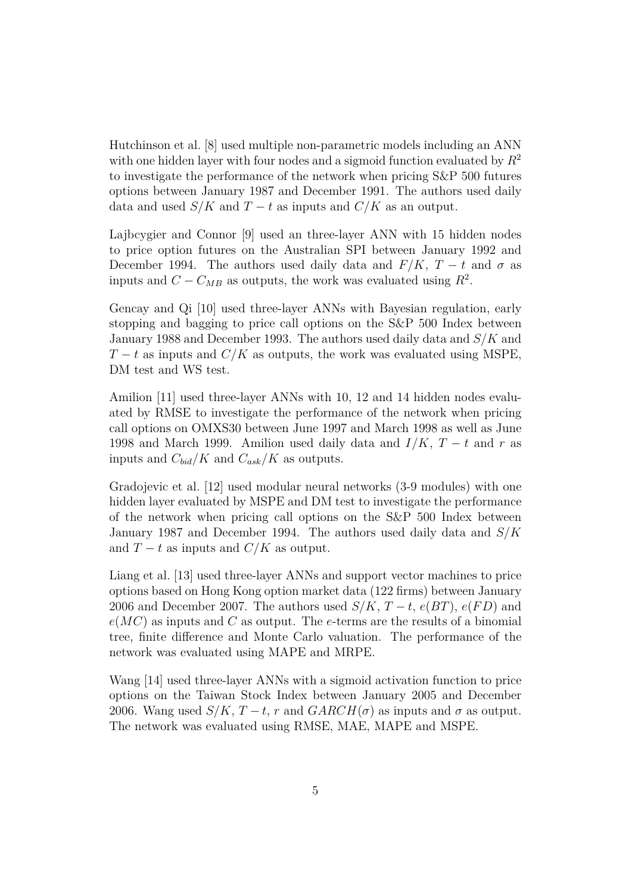Hutchinson et al. [8] used multiple non-parametric models including an ANN with one hidden layer with four nodes and a sigmoid function evaluated by $R^2$ to investigate the performance of the network when pricing S&P 500 futures options between January 1987 and December 1991. The authors used daily data and used $S/K$ and $T-t$ as inputs and $C/K$ as an output.

Lajbcygier and Connor [9] used an three-layer ANN with 15 hidden nodes to price option futures on the Australian SPI between January 1992 and December 1994. The authors used daily data and $F/K$, $T-t$ and $\sigma$ as inputs and $C - C_{MB}$ as outputs, the work was evaluated using $R^2$.

Gencay and Qi [10] used three-layer ANNs with Bayesian regulation, early stopping and bagging to price call options on the S&P 500 Index between January 1988 and December 1993. The authors used daily data and $S/K$ and $T-t$ as inputs and $C/K$ as outputs, the work was evaluated using MSPE, DM test and WS test.

Amilion [11] used three-layer ANNs with 10, 12 and 14 hidden nodes evaluated by RMSE to investigate the performance of the network when pricing call options on OMXS30 between June 1997 and March 1998 as well as June 1998 and March 1999. Amilion used daily data and $I/K$, $T-t$ and $r$ as inputs and $C_{bid}/K$ and $C_{ask}/K$ as outputs.

Gradojevic et al. [12] used modular neural networks (3-9 modules) with one hidden layer evaluated by MSPE and DM test to investigate the performance of the network when pricing call options on the S&P 500 Index between January 1987 and December 1994. The authors used daily data and $S/K$ and $T-t$ as inputs and $C/K$ as output.

Liang et al. [13] used three-layer ANNs and support vector machines to price options based on Hong Kong option market data (122 firms) between January 2006 and December 2007. The authors used $S/K$, $T-t$, $e(BT)$, $e(FD)$ and $e(MC)$ as inputs and $C$ as output. The $e$-terms are the results of a binomial tree, finite difference and Monte Carlo valuation. The performance of the network was evaluated using MAPE and MRPE.

Wang [14] used three-layer ANNs with a sigmoid activation function to price options on the Taiwan Stock Index between January 2005 and December 2006. Wang used $S/K$, $T-t$, $r$ and $GARCH(\sigma)$ as inputs and $\sigma$ as output. The network was evaluated using RMSE, MAE, MAPE and MSPE.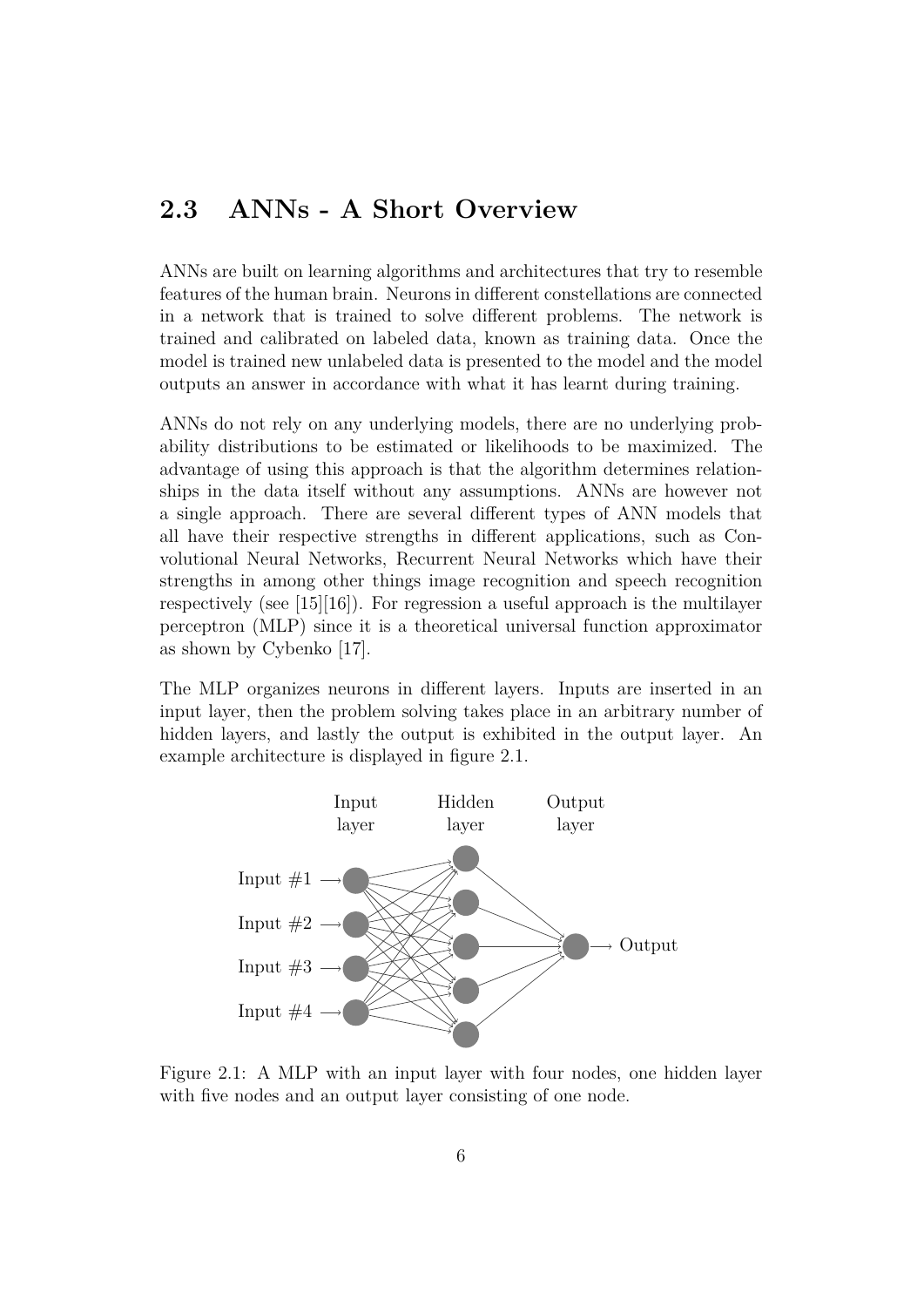## 2.3 ANNs - A Short Overview

ANNs are built on learning algorithms and architectures that try to resemble features of the human brain. Neurons in different constellations are connected in a network that is trained to solve different problems. The network is trained and calibrated on labeled data, known as training data. Once the model is trained new unlabeled data is presented to the model and the model outputs an answer in accordance with what it has learnt during training.

ANNs do not rely on any underlying models, there are no underlying probability distributions to be estimated or likelihoods to be maximized. The advantage of using this approach is that the algorithm determines relationships in the data itself without any assumptions. ANNs are however not a single approach. There are several different types of ANN models that all have their respective strengths in different applications, such as Convolutional Neural Networks, Recurrent Neural Networks which have their strengths in among other things image recognition and speech recognition respectively (see [15][16]). For regression a useful approach is the multilayer perceptron (MLP) since it is a theoretical universal function approximator as shown by Cybenko [17].

The MLP organizes neurons in different layers. Inputs are inserted in an input layer, then the problem solving takes place in an arbitrary number of hidden layers, and lastly the output is exhibited in the output layer. An example architecture is displayed in figure 2.1.

Figure 2.1: A MLP with an input layer with four nodes, one hidden layer with five nodes and an output layer consisting of one node.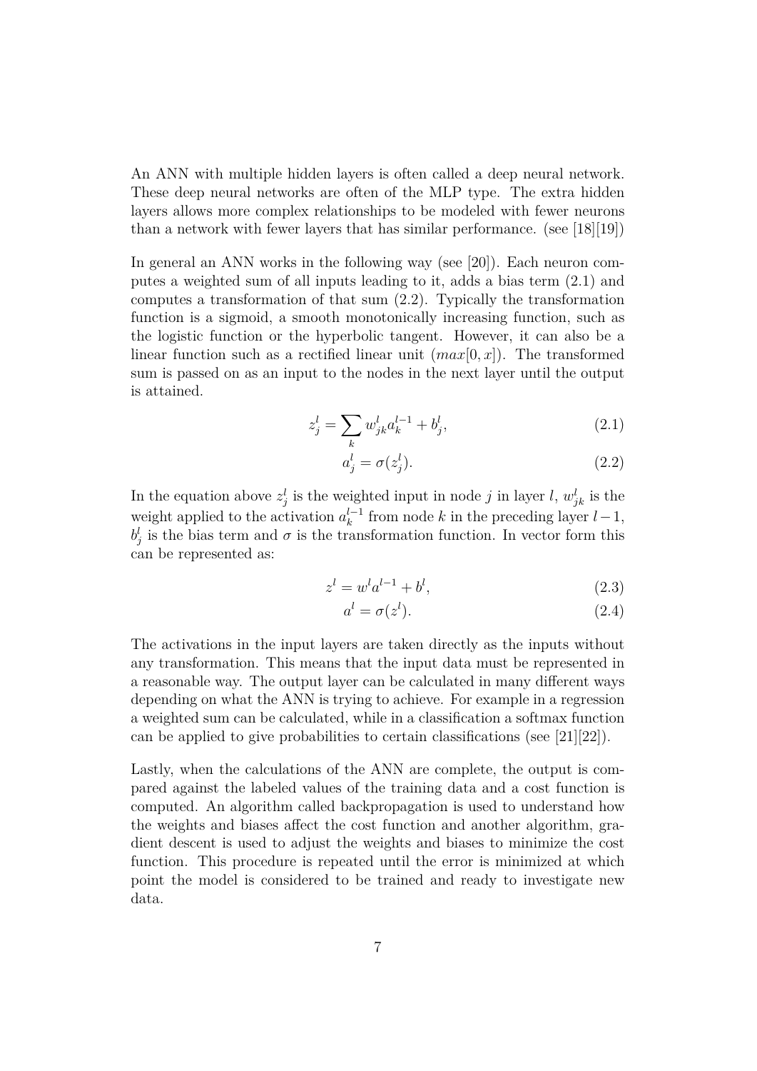An ANN with multiple hidden layers is often called a deep neural network. These deep neural networks are often of the MLP type. The extra hidden layers allows more complex relationships to be modeled with fewer neurons than a network with fewer layers that has similar performance. (see [18][19])

In general an ANN works in the following way (see [20]). Each neuron computes a weighted sum of all inputs leading to it, adds a bias term (2.1) and computes a transformation of that sum (2.2). Typically the transformation function is a sigmoid, a smooth monotonically increasing function, such as the logistic function or the hyperbolic tangent. However, it can also be a linear function such as a rectified linear unit ($max[0, x]$). The transformed sum is passed on as an input to the nodes in the next layer until the output is attained.

$$z_j^l = \sum_k w_{jk}^l a_k^{l-1} + b_j^l, \tag{2.1}$$

$$a_j^l = \sigma(z_j^l). \tag{2.2}$$

In the equation above $z_j^l$ is the weighted input in node $j$ in layer $l$, $w_{jk}^l$ is the weight applied to the activation $a_k^{l-1}$ from node $k$ in the preceding layer $l-1$, $b_j^l$ is the bias term and $\sigma$ is the transformation function. In vector form this can be represented as:

$$z^l = w^l a^{l-1} + b^l, \tag{2.3}$$

$$a^l = \sigma(z^l). \tag{2.4}$$

The activations in the input layers are taken directly as the inputs without any transformation. This means that the input data must be represented in a reasonable way. The output layer can be calculated in many different ways depending on what the ANN is trying to achieve. For example in a regression a weighted sum can be calculated, while in a classification a softmax function can be applied to give probabilities to certain classifications (see [21][22]).

Lastly, when the calculations of the ANN are complete, the output is compared against the labeled values of the training data and a cost function is computed. An algorithm called backpropagation is used to understand how the weights and biases affect the cost function and another algorithm, gradient descent is used to adjust the weights and biases to minimize the cost function. This procedure is repeated until the error is minimized at which point the model is considered to be trained and ready to investigate new data.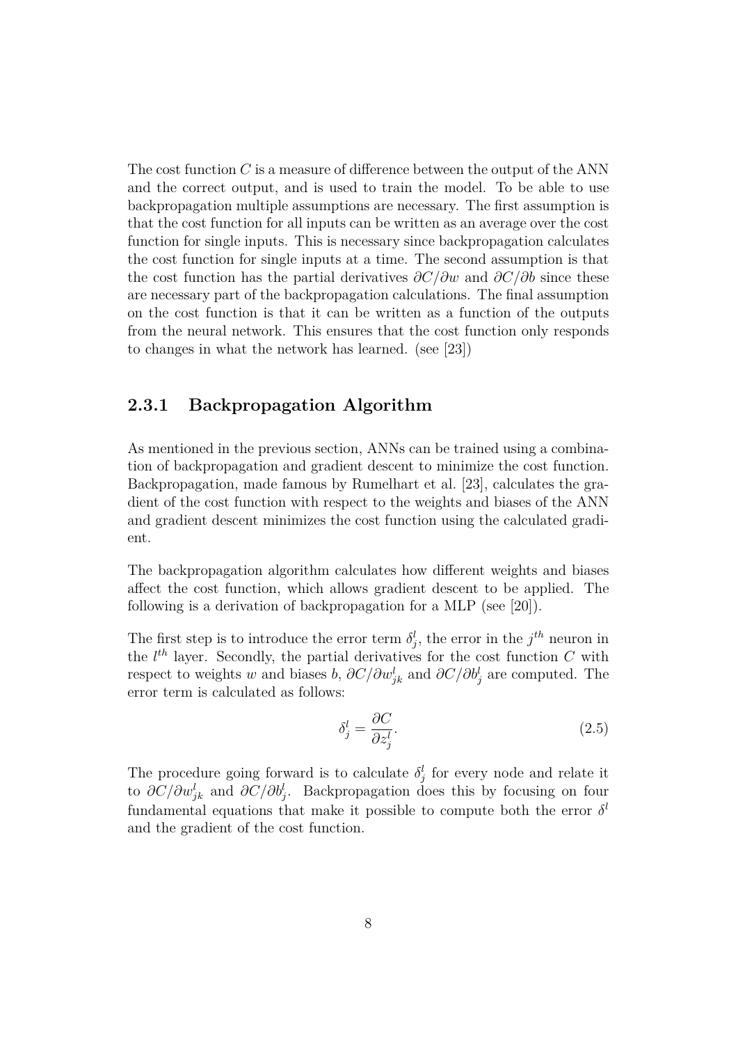The cost function $C$ is a measure of difference between the output of the ANN and the correct output, and is used to train the model. To be able to use backpropagation multiple assumptions are necessary. The first assumption is that the cost function for all inputs can be written as an average over the cost function for single inputs. This is necessary since backpropagation calculates the cost function for single inputs at a time. The second assumption is that the cost function has the partial derivatives $\partial C/\partial w$ and $\partial C/\partial b$ since these are necessary part of the backpropagation calculations. The final assumption on the cost function is that it can be written as a function of the outputs from the neural network. This ensures that the cost function only responds to changes in what the network has learned. (see [23])

### 2.3.1 Backpropagation Algorithm

As mentioned in the previous section, ANNs can be trained using a combination of backpropagation and gradient descent to minimize the cost function. Backpropagation, made famous by Rumelhart et al. [23], calculates the gradient of the cost function with respect to the weights and biases of the ANN and gradient descent minimizes the cost function using the calculated gradient.

The backpropagation algorithm calculates how different weights and biases affect the cost function, which allows gradient descent to be applied. The following is a derivation of backpropagation for a MLP (see [20]).

The first step is to introduce the error term $\delta_j^l$, the error in the $j^{th}$ neuron in the $l^{th}$ layer. Secondly, the partial derivatives for the cost function $C$ with respect to weights $w$ and biases $b$, $\partial C/\partial w_{jk}^l$ and $\partial C/\partial b_j^l$ are computed. The error term is calculated as follows:

$$\delta_j^l = \frac{\partial C}{\partial z_j^l}. \tag{2.5}$$

The procedure going forward is to calculate $\delta_j^l$ for every node and relate it to $\partial C/\partial w_{jk}^l$ and $\partial C/\partial b_j^l$. Backpropagation does this by focusing on four fundamental equations that make it possible to compute both the error $\delta^l$ and the gradient of the cost function.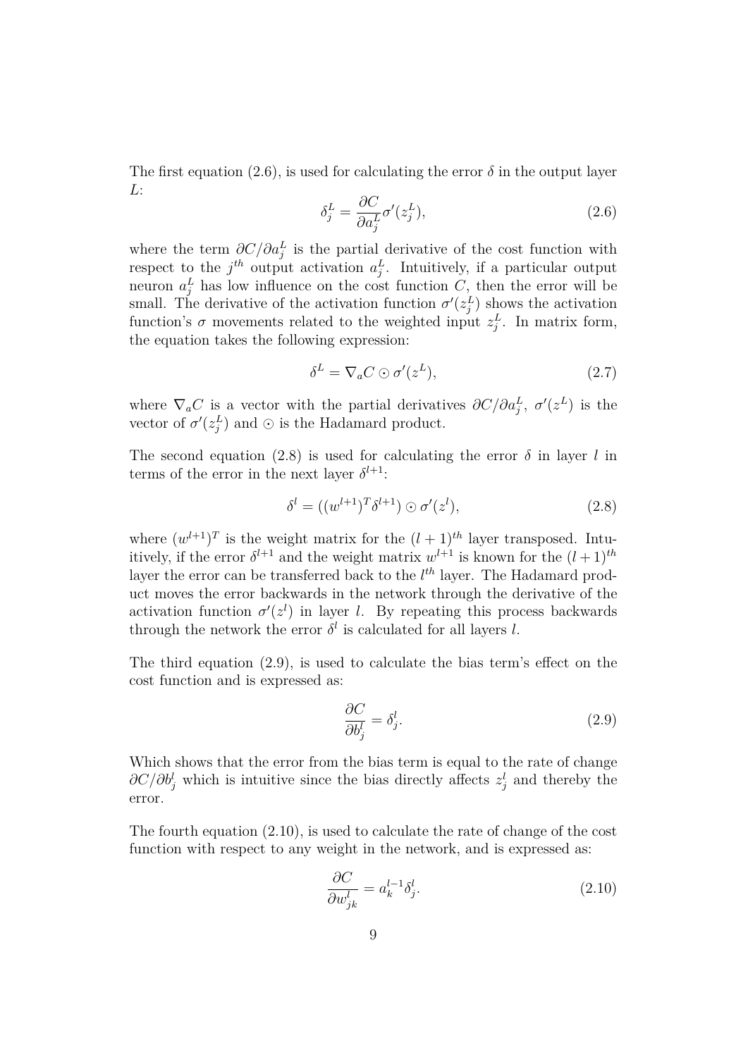The first equation (2.6), is used for calculating the error $\delta$ in the output layer $L$:

$$\delta_j^L = \frac{\partial C}{\partial a_j^L} \sigma'(z_j^L), \tag{2.6}$$

where the term $\partial C / \partial a_j^L$ is the partial derivative of the cost function with respect to the $j^{th}$ output activation $a_j^L$. Intuitively, if a particular output neuron $a_j^L$ has low influence on the cost function $C$, then the error will be small. The derivative of the activation function $\sigma'(z_j^L)$ shows the activation function's $\sigma$ movements related to the weighted input $z_j^L$. In matrix form, the equation takes the following expression:

$$\delta^L = \nabla_a C \odot \sigma'(z^L), \tag{2.7}$$

where $\nabla_a C$ is a vector with the partial derivatives $\partial C / \partial a_j^L$, $\sigma'(z^L)$ is the vector of $\sigma'(z_j^L)$ and $\odot$ is the Hadamard product.

The second equation (2.8) is used for calculating the error $\delta$ in layer $l$ in terms of the error in the next layer $\delta^{l+1}$:

$$\delta^l = ((w^{l+1})^T \delta^{l+1}) \odot \sigma'(z^l), \tag{2.8}$$

where $(w^{l+1})^T$ is the weight matrix for the $(l+1)^{th}$ layer transposed. Intuitively, if the error $\delta^{l+1}$ and the weight matrix $w^{l+1}$ is known for the $(l+1)^{th}$ layer the error can be transferred back to the $l^{th}$ layer. The Hadamard product moves the error backwards in the network through the derivative of the activation function $\sigma'(z^l)$ in layer $l$. By repeating this process backwards through the network the error $\delta^l$ is calculated for all layers $l$.

The third equation (2.9), is used to calculate the bias term's effect on the cost function and is expressed as:

$$\frac{\partial C}{\partial b_j^l} = \delta_j^l. \tag{2.9}$$

Which shows that the error from the bias term is equal to the rate of change $\partial C / \partial b_j^l$ which is intuitive since the bias directly affects $z_j^l$ and thereby the error.

The fourth equation (2.10), is used to calculate the rate of change of the cost function with respect to any weight in the network, and is expressed as:

$$\frac{\partial C}{\partial w_{jk}^l} = a_k^{l-1} \delta_j^l. \tag{2.10}$$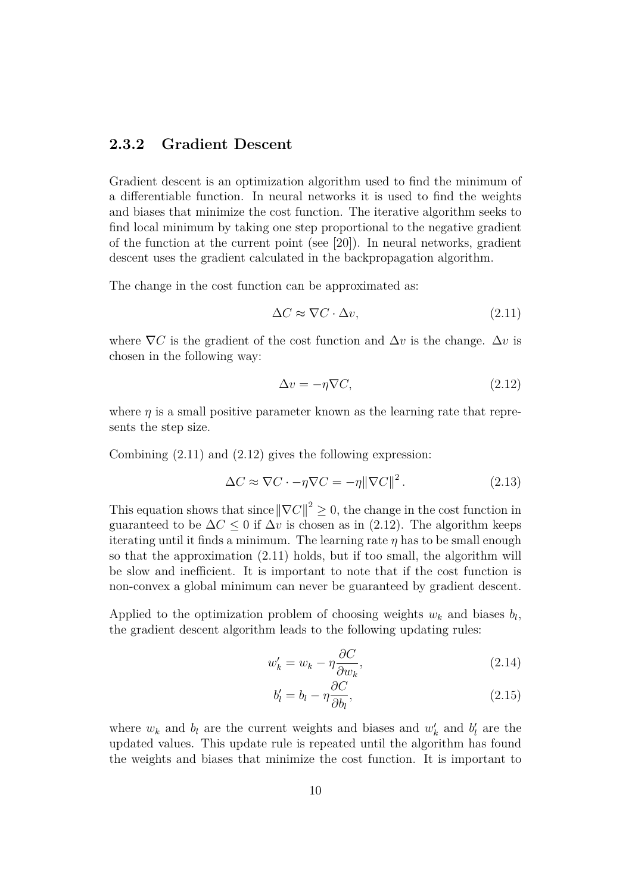### 2.3.2 Gradient Descent

Gradient descent is an optimization algorithm used to find the minimum of a differentiable function. In neural networks it is used to find the weights and biases that minimize the cost function. The iterative algorithm seeks to find local minimum by taking one step proportional to the negative gradient of the function at the current point (see [20]). In neural networks, gradient descent uses the gradient calculated in the backpropagation algorithm.

The change in the cost function can be approximated as:

$$\Delta C \approx \nabla C \cdot \Delta v, \tag{2.11}$$

where $\nabla C$ is the gradient of the cost function and $\Delta v$ is the change. $\Delta v$ is chosen in the following way:

$$\Delta v = -\eta \nabla C, \tag{2.12}$$

where $\eta$ is a small positive parameter known as the learning rate that represents the step size.

Combining (2.11) and (2.12) gives the following expression:

$$\Delta C \approx \nabla C \cdot -\eta \nabla C = -\eta \|\nabla C\|^2 . \tag{2.13}$$

This equation shows that since $\|\nabla C\|^2 \geq 0$, the change in the cost function in guaranteed to be $\Delta C \leq 0$ if $\Delta v$ is chosen as in (2.12). The algorithm keeps iterating until it finds a minimum. The learning rate $\eta$ has to be small enough so that the approximation (2.11) holds, but if too small, the algorithm will be slow and inefficient. It is important to note that if the cost function is non-convex a global minimum can never be guaranteed by gradient descent.

Applied to the optimization problem of choosing weights $w_k$ and biases $b_l$, the gradient descent algorithm leads to the following updating rules:

$$w_k' = w_k - \eta \frac{\partial C}{\partial w_k}, \tag{2.14}$$

$$b_l' = b_l - \eta \frac{\partial C}{\partial b_l}, \tag{2.15}$$

where $w_k$ and $b_l$ are the current weights and biases and $w_k'$ and $b_l'$ are the updated values. This update rule is repeated until the algorithm has found the weights and biases that minimize the cost function. It is important to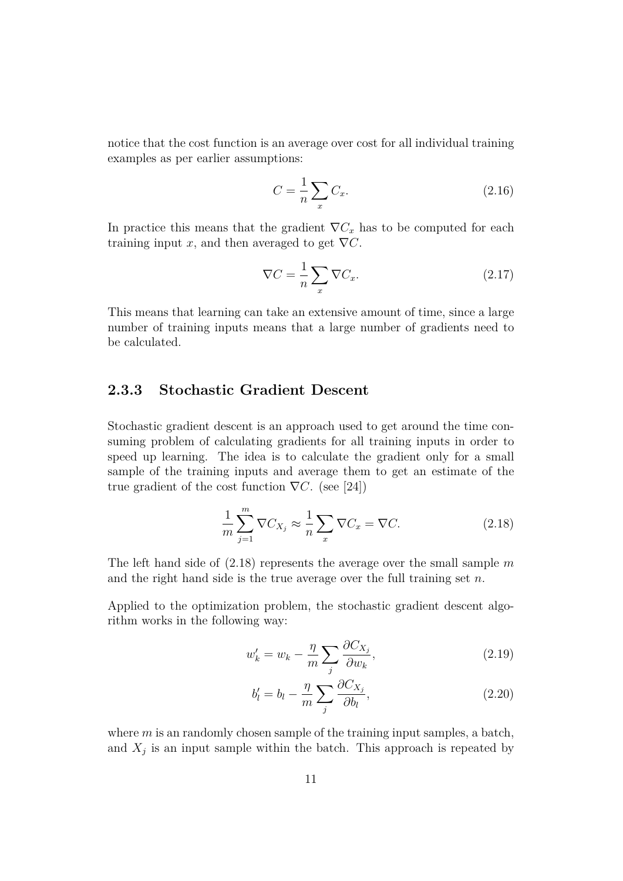notice that the cost function is an average over cost for all individual training examples as per earlier assumptions:

$$C = \frac{1}{n} \sum_{x} C_x. \tag{2.16}$$

In practice this means that the gradient $\nabla C_x$ has to be computed for each training input $x$, and then averaged to get $\nabla C$.

$$\nabla C = \frac{1}{n} \sum_{x} \nabla C_x. \tag{2.17}$$

This means that learning can take an extensive amount of time, since a large number of training inputs means that a large number of gradients need to be calculated.

### 2.3.3 Stochastic Gradient Descent

Stochastic gradient descent is an approach used to get around the time consuming problem of calculating gradients for all training inputs in order to speed up learning. The idea is to calculate the gradient only for a small sample of the training inputs and average them to get an estimate of the true gradient of the cost function $\nabla C$. (see [24])

$$\frac{1}{m} \sum_{j=1}^{m} \nabla C_{X_j} \approx \frac{1}{n} \sum_{x} \nabla C_x = \nabla C. \tag{2.18}$$

The left hand side of (2.18) represents the average over the small sample $m$ and the right hand side is the true average over the full training set $n$.

Applied to the optimization problem, the stochastic gradient descent algorithm works in the following way:

$$w'_k = w_k - \frac{\eta}{m} \sum_{j} \frac{\partial C_{X_j}}{\partial w_k}, \tag{2.19}$$

$$b'_l = b_l - \frac{\eta}{m} \sum_{j} \frac{\partial C_{X_j}}{\partial b_l}, \tag{2.20}$$

where $m$ is an randomly chosen sample of the training input samples, a batch, and $X_j$ is an input sample within the batch. This approach is repeated by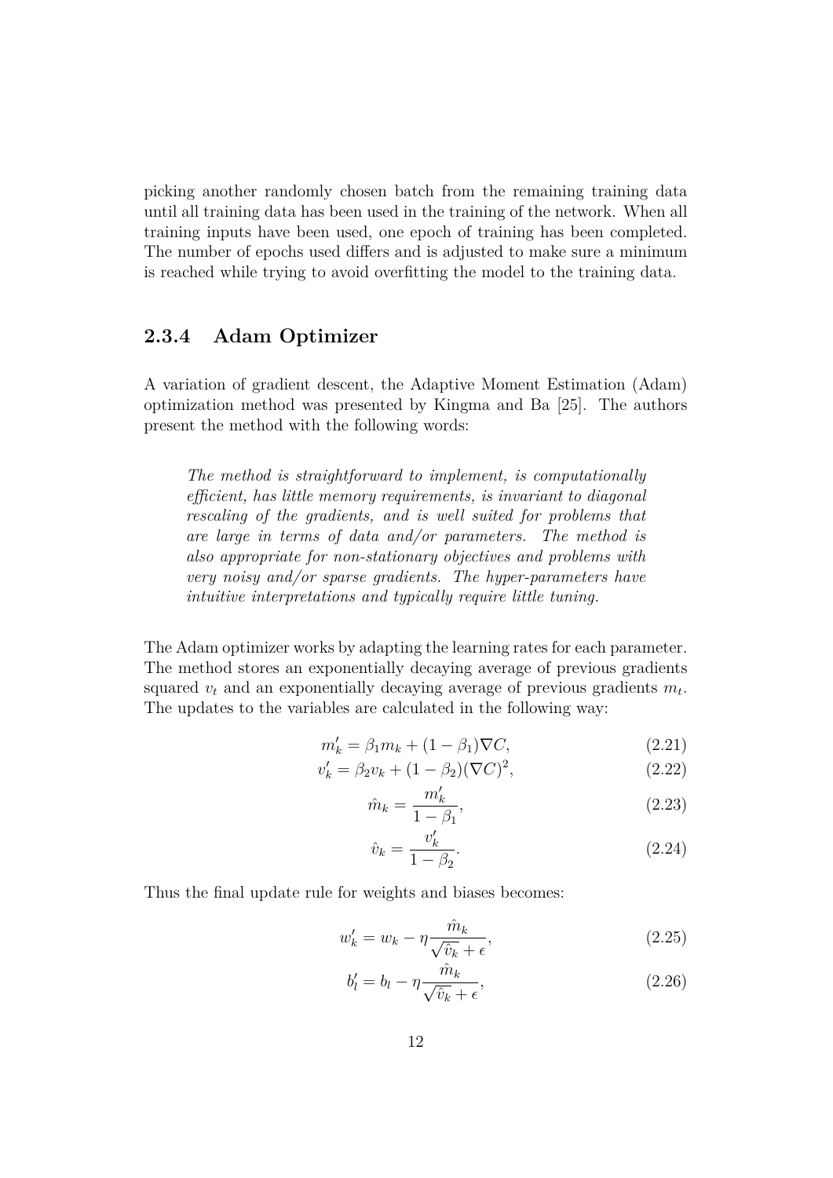picking another randomly chosen batch from the remaining training data until all training data has been used in the training of the network. When all training inputs have been used, one epoch of training has been completed. The number of epochs used differs and is adjusted to make sure a minimum is reached while trying to avoid overfitting the model to the training data.

### 2.3.4 Adam Optimizer

A variation of gradient descent, the Adaptive Moment Estimation (Adam) optimization method was presented by Kingma and Ba [25]. The authors present the method with the following words:

> *The method is straightforward to implement, is computationally efficient, has little memory requirements, is invariant to diagonal rescaling of the gradients, and is well suited for problems that are large in terms of data and/or parameters. The method is also appropriate for non-stationary objectives and problems with very noisy and/or sparse gradients. The hyper-parameters have intuitive interpretations and typically require little tuning.*

The Adam optimizer works by adapting the learning rates for each parameter. The method stores an exponentially decaying average of previous gradients squared $v_t$ and an exponentially decaying average of previous gradients $m_t$. The updates to the variables are calculated in the following way:

$$m_k' = \beta_1 m_k + (1 - \beta_1)\nabla C, \tag{2.21}$$

$$v_k' = \beta_2 v_k + (1 - \beta_2)(\nabla C)^2, \tag{2.22}$$

$$\hat{m}_k = \frac{m_k'}{1 - \beta_1}, \tag{2.23}$$

$$\hat{v}_k = \frac{v_k'}{1 - \beta_2}. \tag{2.24}$$

Thus the final update rule for weights and biases becomes:

$$w_k' = w_k - \eta \frac{\hat{m}_k}{\sqrt{\hat{v}_k} + \epsilon}, \tag{2.25}$$

$$b_l' = b_l - \eta \frac{\hat{m}_k}{\sqrt{\hat{v}_k} + \epsilon}, \tag{2.26}$$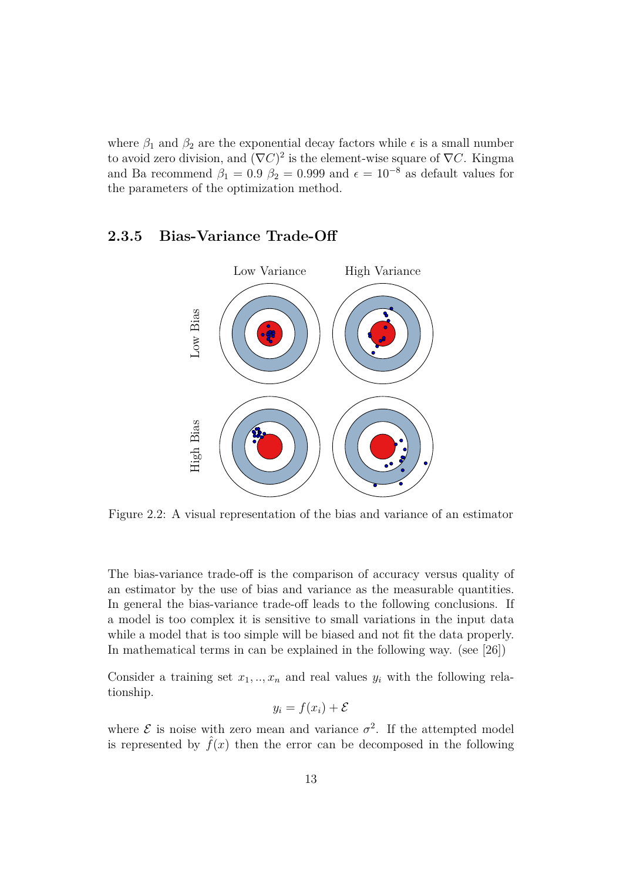where $\beta_1$ and $\beta_2$ are the exponential decay factors while $\epsilon$ is a small number to avoid zero division, and $(\nabla C)^2$ is the element-wise square of $\nabla C$. Kingma and Ba recommend $\beta_1 = 0.9$ $\beta_2 = 0.999$ and $\epsilon = 10^{-8}$ as default values for the parameters of the optimization method.

### 2.3.5 Bias-Variance Trade-Off

Figure 2.2: A visual representation of the bias and variance of an estimator

The bias-variance trade-off is the comparison of accuracy versus quality of an estimator by the use of bias and variance as the measurable quantities. In general the bias-variance trade-off leads to the following conclusions. If a model is too complex it is sensitive to small variations in the input data while a model that is too simple will be biased and not fit the data properly. In mathematical terms in can be explained in the following way. (see [26])

Consider a training set $x_1, .., x_n$ and real values $y_i$ with the following relationship.

$$y_i = f(x_i) + \mathcal{E}$$

where $\mathcal{E}$ is noise with zero mean and variance $\sigma^2$. If the attempted model is represented by $\hat{f}(x)$ then the error can be decomposed in the following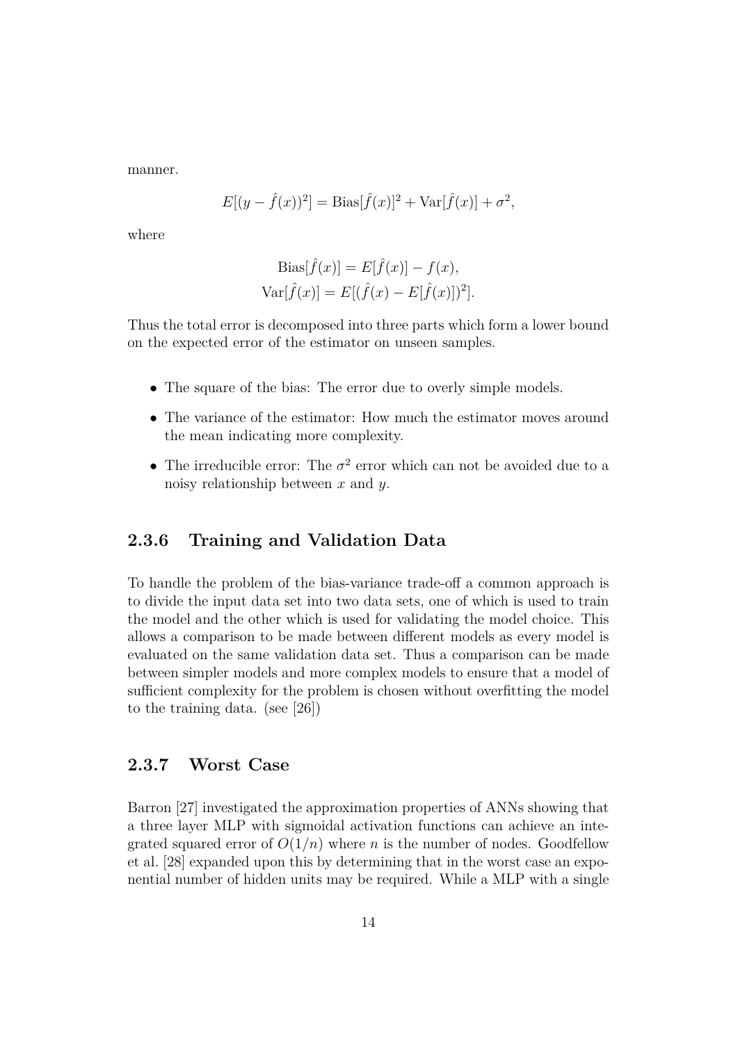manner.

$$E[(y - \hat{f}(x))^2] = \text{Bias}[\hat{f}(x)]^2 + \text{Var}[\hat{f}(x)] + \sigma^2,$$

where

$$\text{Bias}[\hat{f}(x)] = E[\hat{f}(x)] - f(x),$$
$$\text{Var}[\hat{f}(x)] = E[(\hat{f}(x) - E[\hat{f}(x)])^2].$$

Thus the total error is decomposed into three parts which form a lower bound on the expected error of the estimator on unseen samples.

- The square of the bias: The error due to overly simple models.
- The variance of the estimator: How much the estimator moves around the mean indicating more complexity.
- The irreducible error: The $\sigma^2$ error which can not be avoided due to a noisy relationship between $x$ and $y$.

### 2.3.6 Training and Validation Data

To handle the problem of the bias-variance trade-off a common approach is to divide the input data set into two data sets, one of which is used to train the model and the other which is used for validating the model choice. This allows a comparison to be made between different models as every model is evaluated on the same validation data set. Thus a comparison can be made between simpler models and more complex models to ensure that a model of sufficient complexity for the problem is chosen without overfitting the model to the training data. (see [26])

### 2.3.7 Worst Case

Barron [27] investigated the approximation properties of ANNs showing that a three layer MLP with sigmoidal activation functions can achieve an integrated squared error of $O(1/n)$ where $n$ is the number of nodes. Goodfellow et al. [28] expanded upon this by determining that in the worst case an exponential number of hidden units may be required. While a MLP with a single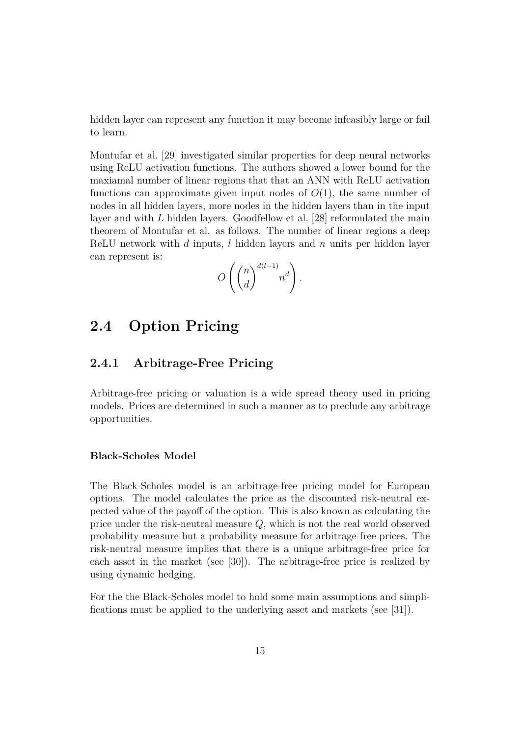hidden layer can represent any function it may become infeasibly large or fail to learn.

Montufar et al. [29] investigated similar properties for deep neural networks using ReLU activation functions. The authors showed a lower bound for the maxiamal number of linear regions that that an ANN with ReLU activation functions can approximate given input nodes of $O(1)$, the same number of nodes in all hidden layers, more nodes in the hidden layers than in the input layer and with $L$ hidden layers. Goodfellow et al. [28] reformulated the main theorem of Montufar et al. as follows. The number of linear regions a deep ReLU network with $d$ inputs, $l$ hidden layers and $n$ units per hidden layer can represent is:

$$O\left(\binom{n}{d}^{d(l-1)} n^d\right).$$

## 2.4 Option Pricing

### 2.4.1 Arbitrage-Free Pricing

Arbitrage-free pricing or valuation is a wide spread theory used in pricing models. Prices are determined in such a manner as to preclude any arbitrage opportunities.

#### Black-Scholes Model

The Black-Scholes model is an arbitrage-free pricing model for European options. The model calculates the price as the discounted risk-neutral expected value of the payoff of the option. This is also known as calculating the price under the risk-neutral measure $Q$, which is not the real world observed probability measure but a probability measure for arbitrage-free prices. The risk-neutral measure implies that there is a unique arbitrage-free price for each asset in the market (see [30]). The arbitrage-free price is realized by using dynamic hedging.

For the the Black-Scholes model to hold some main assumptions and simplifications must be applied to the underlying asset and markets (see [31]).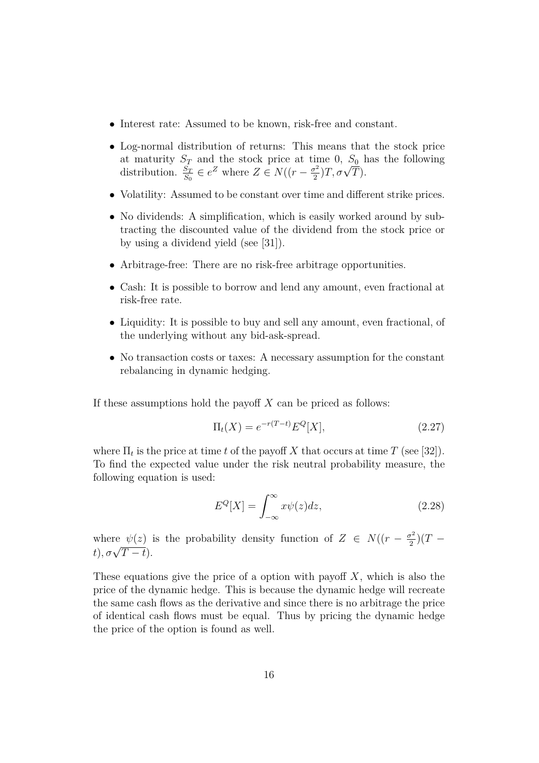- Interest rate: Assumed to be known, risk-free and constant.
- Log-normal distribution of returns: This means that the stock price at maturity $S_T$ and the stock price at time 0, $S_0$ has the following distribution. $\frac{S_T}{S_0} \in e^Z$ where $Z \in N((r - \frac{\sigma^2}{2})T, \sigma\sqrt{T})$.
- Volatility: Assumed to be constant over time and different strike prices.
- No dividends: A simplification, which is easily worked around by subtracting the discounted value of the dividend from the stock price or by using a dividend yield (see [31]).
- Arbitrage-free: There are no risk-free arbitrage opportunities.
- Cash: It is possible to borrow and lend any amount, even fractional at risk-free rate.
- Liquidity: It is possible to buy and sell any amount, even fractional, of the underlying without any bid-ask-spread.
- No transaction costs or taxes: A necessary assumption for the constant rebalancing in dynamic hedging.

If these assumptions hold the payoff $X$ can be priced as follows:

$$\Pi_t(X) = e^{-r(T-t)} E^Q[X], \tag{2.27}$$

where $\Pi_t$ is the price at time $t$ of the payoff $X$ that occurs at time $T$ (see [32]). To find the expected value under the risk neutral probability measure, the following equation is used:

$$E^Q[X] = \int_{-\infty}^{\infty} x\psi(z)dz, \tag{2.28}$$

where $\psi(z)$ is the probability density function of $Z \in N((r - \frac{\sigma^2}{2})(T - t), \sigma\sqrt{T-t})$.

These equations give the price of a option with payoff $X$, which is also the price of the dynamic hedge. This is because the dynamic hedge will recreate the same cash flows as the derivative and since there is no arbitrage the price of identical cash flows must be equal. Thus by pricing the dynamic hedge the price of the option is found as well.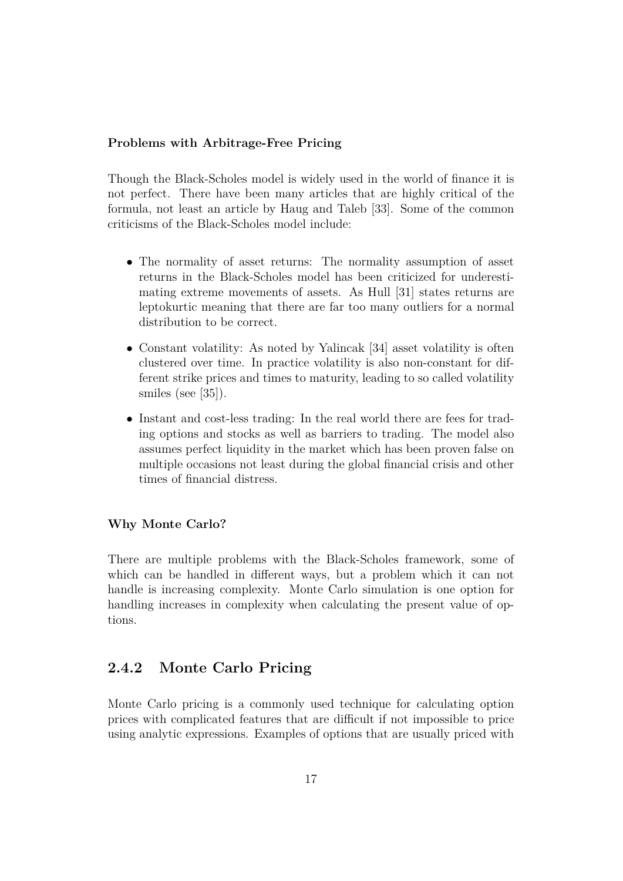**Problems with Arbitrage-Free Pricing**

Though the Black-Scholes model is widely used in the world of finance it is not perfect. There have been many articles that are highly critical of the formula, not least an article by Haug and Taleb [33]. Some of the common criticisms of the Black-Scholes model include:

- The normality of asset returns: The normality assumption of asset returns in the Black-Scholes model has been criticized for underestimating extreme movements of assets. As Hull [31] states returns are leptokurtic meaning that there are far too many outliers for a normal distribution to be correct.
- Constant volatility: As noted by Yalincak [34] asset volatility is often clustered over time. In practice volatility is also non-constant for different strike prices and times to maturity, leading to so called volatility smiles (see [35]).
- Instant and cost-less trading: In the real world there are fees for trading options and stocks as well as barriers to trading. The model also assumes perfect liquidity in the market which has been proven false on multiple occasions not least during the global financial crisis and other times of financial distress.

**Why Monte Carlo?**

There are multiple problems with the Black-Scholes framework, some of which can be handled in different ways, but a problem which it can not handle is increasing complexity. Monte Carlo simulation is one option for handling increases in complexity when calculating the present value of options.

### 2.4.2 Monte Carlo Pricing

Monte Carlo pricing is a commonly used technique for calculating option prices with complicated features that are difficult if not impossible to price using analytic expressions. Examples of options that are usually priced with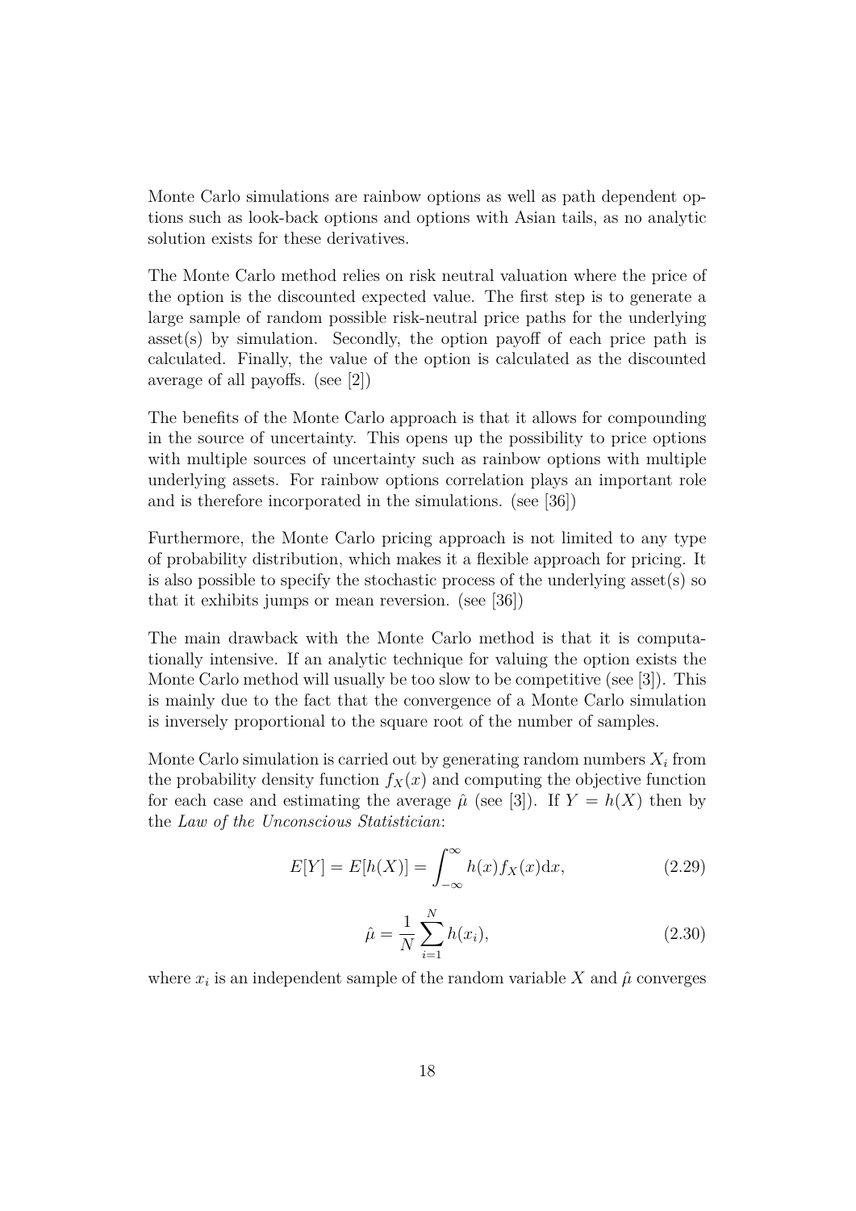Monte Carlo simulations are rainbow options as well as path dependent options such as look-back options and options with Asian tails, as no analytic solution exists for these derivatives.

The Monte Carlo method relies on risk neutral valuation where the price of the option is the discounted expected value. The first step is to generate a large sample of random possible risk-neutral price paths for the underlying asset(s) by simulation. Secondly, the option payoff of each price path is calculated. Finally, the value of the option is calculated as the discounted average of all payoffs. (see [2])

The benefits of the Monte Carlo approach is that it allows for compounding in the source of uncertainty. This opens up the possibility to price options with multiple sources of uncertainty such as rainbow options with multiple underlying assets. For rainbow options correlation plays an important role and is therefore incorporated in the simulations. (see [36])

Furthermore, the Monte Carlo pricing approach is not limited to any type of probability distribution, which makes it a flexible approach for pricing. It is also possible to specify the stochastic process of the underlying asset(s) so that it exhibits jumps or mean reversion. (see [36])

The main drawback with the Monte Carlo method is that it is computationally intensive. If an analytic technique for valuing the option exists the Monte Carlo method will usually be too slow to be competitive (see [3]). This is mainly due to the fact that the convergence of a Monte Carlo simulation is inversely proportional to the square root of the number of samples.

Monte Carlo simulation is carried out by generating random numbers $X_i$ from the probability density function $f_X(x)$ and computing the objective function for each case and estimating the average $\hat{\mu}$ (see [3]). If $Y = h(X)$ then by the *Law of the Unconscious Statistician*:

$$E[Y] = E[h(X)] = \int_{-\infty}^{\infty} h(x) f_X(x) \mathrm{d}x, \tag{2.29}$$

$$\hat{\mu} = \frac{1}{N} \sum_{i=1}^{N} h(x_i), \tag{2.30}$$

where $x_i$ is an independent sample of the random variable $X$ and $\hat{\mu}$ converges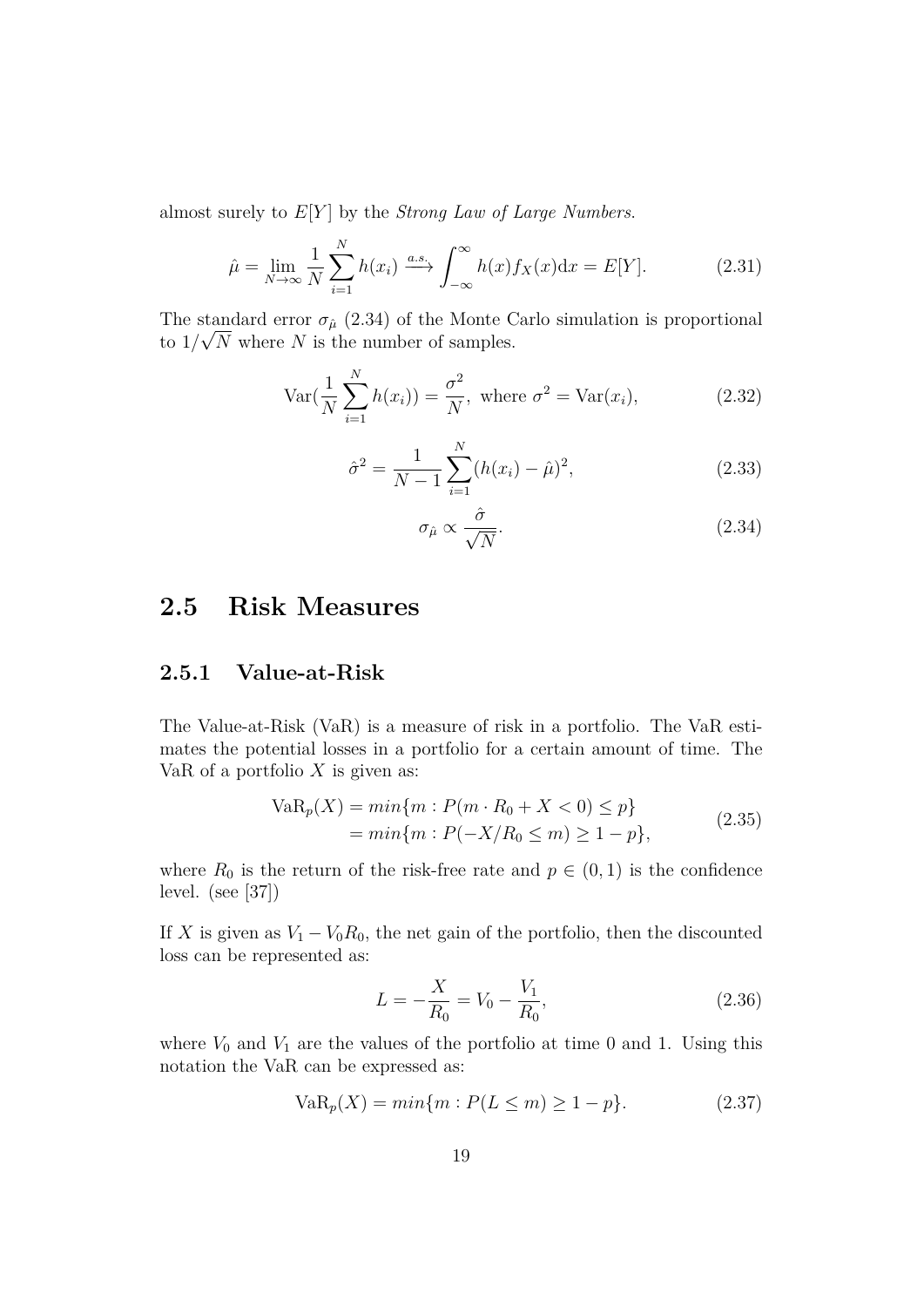almost surely to $E[Y]$ by the *Strong Law of Large Numbers.*

$$\hat{\mu} = \lim_{N \to \infty} \frac{1}{N} \sum_{i=1}^{N} h(x_i) \xrightarrow{a.s.} \int_{-\infty}^{\infty} h(x) f_X(x) \mathrm{d}x = E[Y]. \tag{2.31}$$

The standard error $\sigma_{\hat{\mu}}$ (2.34) of the Monte Carlo simulation is proportional to $1/\sqrt{N}$ where $N$ is the number of samples.

$$\mathrm{Var}(\frac{1}{N} \sum_{i=1}^{N} h(x_i)) = \frac{\sigma^2}{N}, \text{ where } \sigma^2 = \mathrm{Var}(x_i), \tag{2.32}$$

$$\hat{\sigma}^2 = \frac{1}{N-1} \sum_{i=1}^{N} (h(x_i) - \hat{\mu})^2, \tag{2.33}$$

$$\sigma_{\hat{\mu}} \propto \frac{\hat{\sigma}}{\sqrt{N}}. \tag{2.34}$$

## 2.5 Risk Measures

### 2.5.1 Value-at-Risk

The Value-at-Risk (VaR) is a measure of risk in a portfolio. The VaR estimates the potential losses in a portfolio for a certain amount of time. The VaR of a portfolio $X$ is given as:

$$\begin{aligned} \mathrm{VaR}_p(X) &= min\{m : P(m \cdot R_0 + X < 0) \leq p\} \\ &= min\{m : P(-X/R_0 \leq m) \geq 1 - p\}, \end{aligned} \tag{2.35}$$

where $R_0$ is the return of the risk-free rate and $p \in (0, 1)$ is the confidence level. (see [37])

If $X$ is given as $V_1 - V_0 R_0$, the net gain of the portfolio, then the discounted loss can be represented as:

$$L = -\frac{X}{R_0} = V_0 - \frac{V_1}{R_0}, \tag{2.36}$$

where $V_0$ and $V_1$ are the values of the portfolio at time 0 and 1. Using this notation the VaR can be expressed as:

$$\mathrm{VaR}_p(X) = min\{m : P(L \leq m) \geq 1 - p\}. \tag{2.37}$$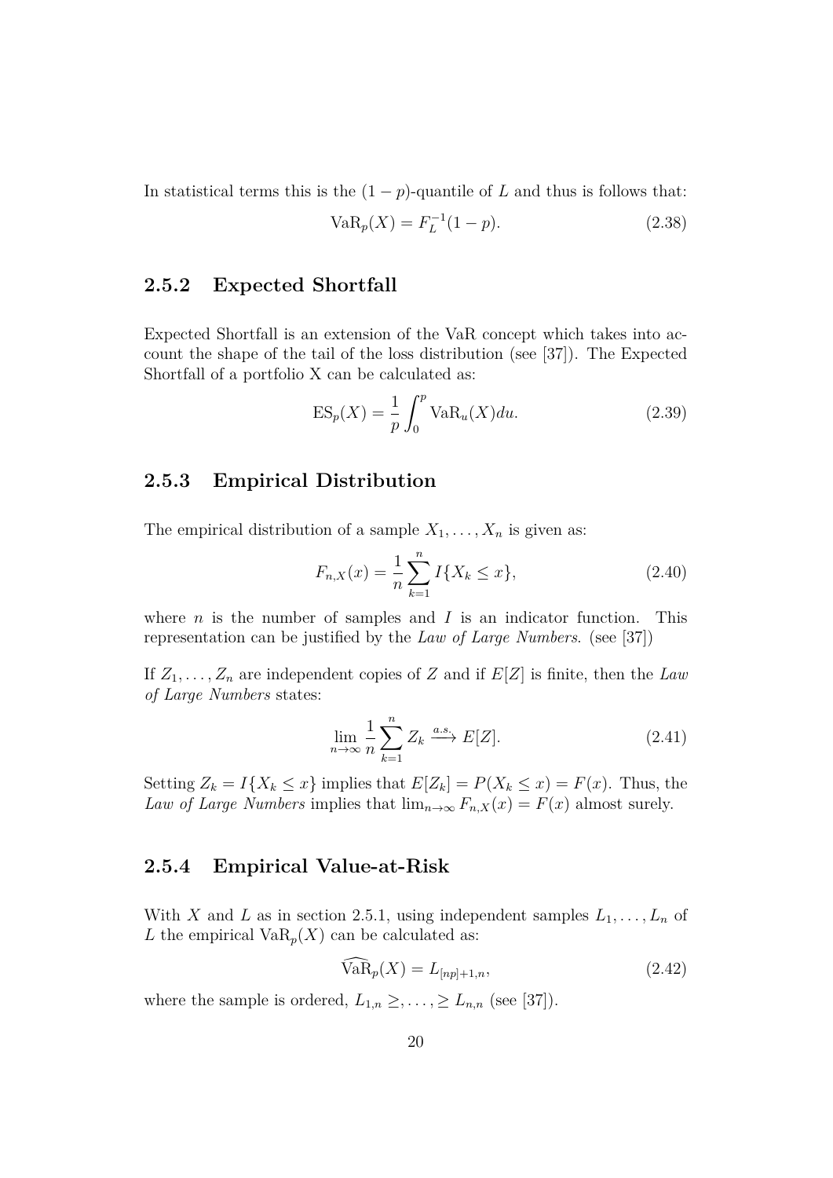In statistical terms this is the $(1-p)$-quantile of $L$ and thus is follows that:

$$\mathrm{VaR}_p(X) = F_L^{-1}(1-p). \tag{2.38}$$

### 2.5.2 Expected Shortfall

Expected Shortfall is an extension of the VaR concept which takes into account the shape of the tail of the loss distribution (see [37]). The Expected Shortfall of a portfolio X can be calculated as:

$$\mathrm{ES}_p(X) = \frac{1}{p}\int_0^p \mathrm{VaR}_u(X)du. \tag{2.39}$$

### 2.5.3 Empirical Distribution

The empirical distribution of a sample $X_1, \ldots, X_n$ is given as:

$$F_{n,X}(x) = \frac{1}{n}\sum_{k=1}^{n} I\{X_k \leq x\}, \tag{2.40}$$

where $n$ is the number of samples and $I$ is an indicator function. This representation can be justified by the *Law of Large Numbers*. (see [37])

If $Z_1, \ldots, Z_n$ are independent copies of $Z$ and if $E[Z]$ is finite, then the *Law of Large Numbers* states:

$$\lim_{n\to\infty} \frac{1}{n}\sum_{k=1}^{n} Z_k \xrightarrow{a.s.} E[Z]. \tag{2.41}$$

Setting $Z_k = I\{X_k \leq x\}$ implies that $E[Z_k] = P(X_k \leq x) = F(x)$. Thus, the *Law of Large Numbers* implies that $\lim_{n\to\infty} F_{n,X}(x) = F(x)$ almost surely.

### 2.5.4 Empirical Value-at-Risk

With $X$ and $L$ as in section 2.5.1, using independent samples $L_1, \ldots, L_n$ of $L$ the empirical $\mathrm{VaR}_p(X)$ can be calculated as:

$$\widehat{\mathrm{VaR}}_p(X) = L_{[np]+1,n}, \tag{2.42}$$

where the sample is ordered, $L_{1,n} \geq, \ldots, \geq L_{n,n}$ (see [37]).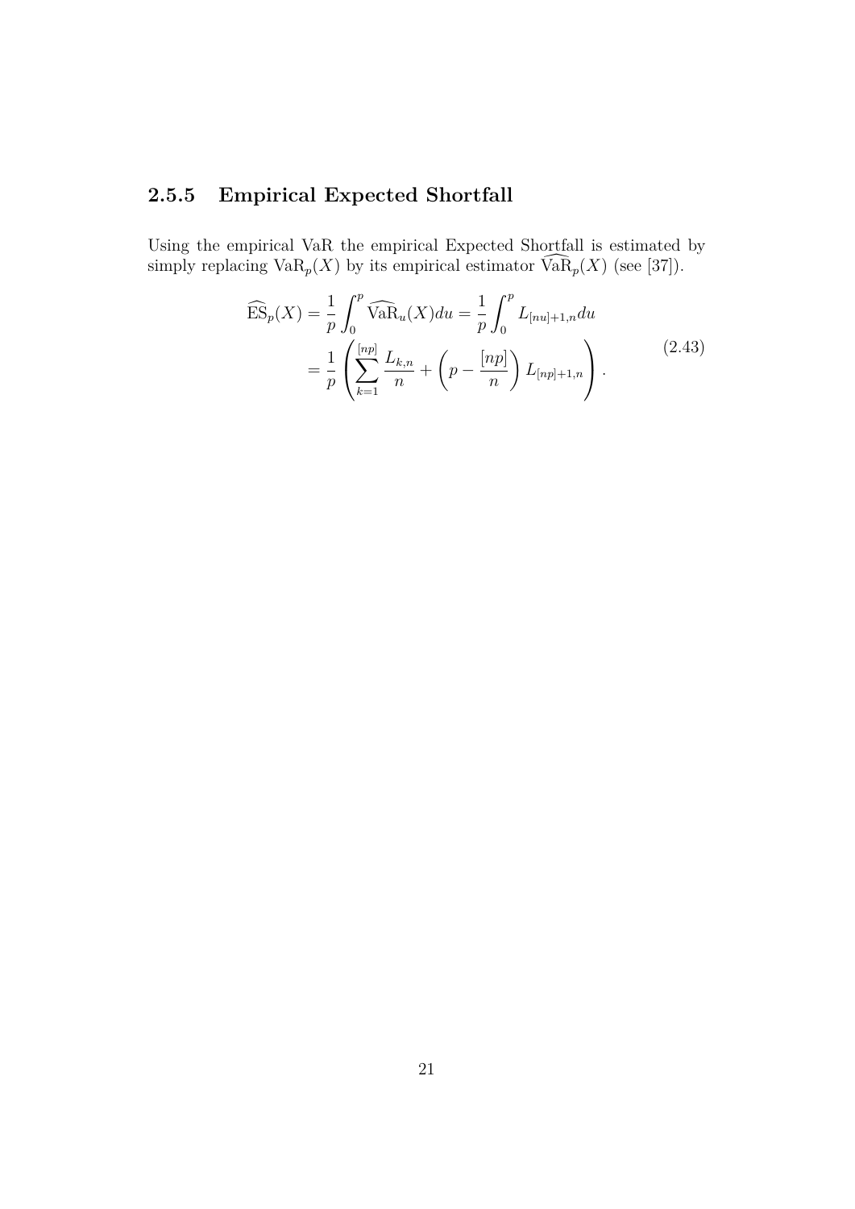### 2.5.5 Empirical Expected Shortfall

Using the empirical VaR the empirical Expected Shortfall is estimated by simply replacing $\mathrm{VaR}_p(X)$ by its empirical estimator $\widehat{\mathrm{VaR}}_p(X)$ (see [37]).

$$
\begin{aligned}
\widehat{\mathrm{ES}}_p(X) &= \frac{1}{p}\int_0^p \widehat{\mathrm{VaR}}_u(X)du = \frac{1}{p}\int_0^p L_{[nu]+1,n}du \\
&= \frac{1}{p}\left(\sum_{k=1}^{[np]} \frac{L_{k,n}}{n} + \left(p - \frac{[np]}{n}\right) L_{[np]+1,n}\right).
\end{aligned}
\tag{2.43}
$$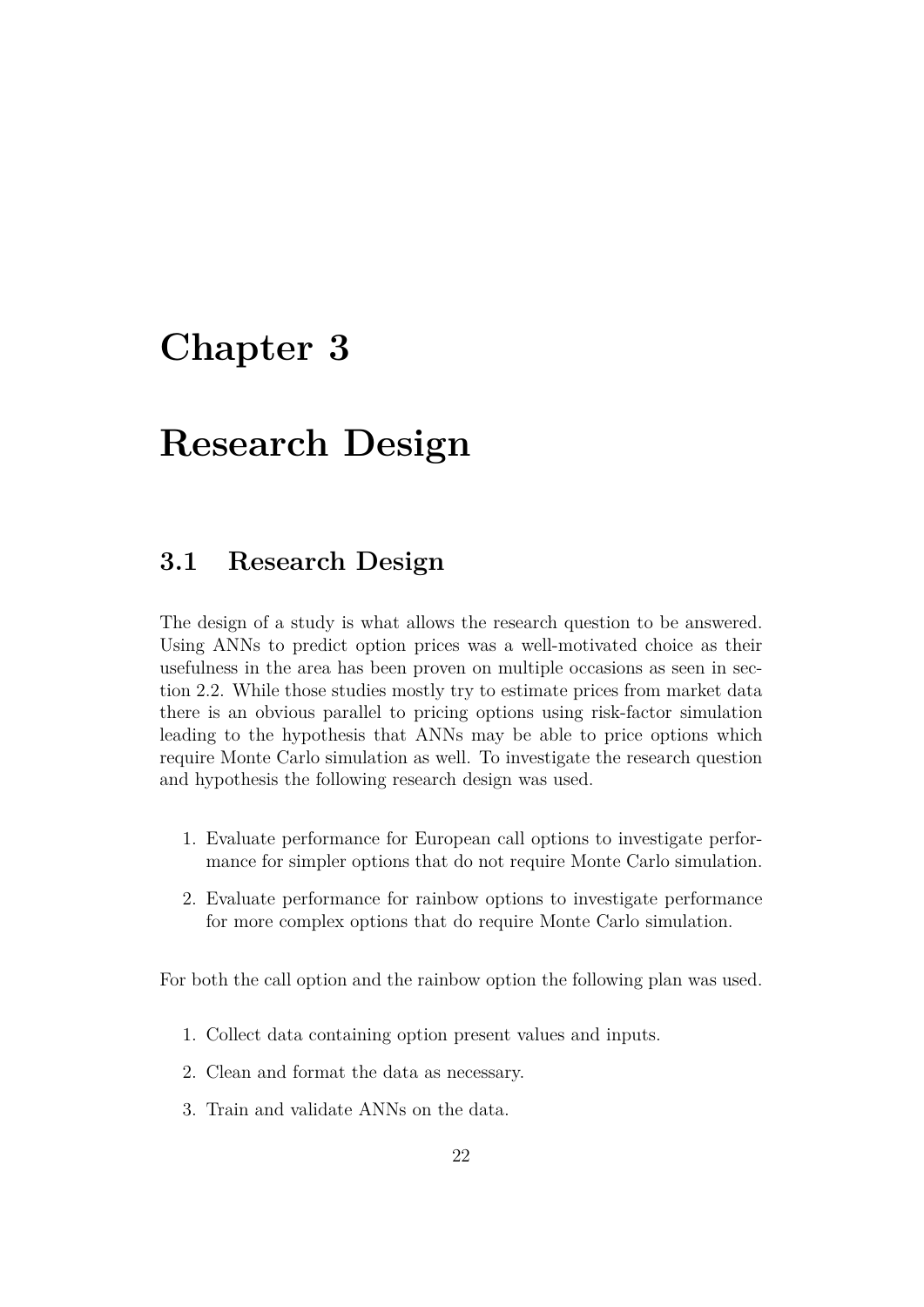# Chapter 3

# Research Design

## 3.1 Research Design

The design of a study is what allows the research question to be answered. Using ANNs to predict option prices was a well-motivated choice as their usefulness in the area has been proven on multiple occasions as seen in section 2.2. While those studies mostly try to estimate prices from market data there is an obvious parallel to pricing options using risk-factor simulation leading to the hypothesis that ANNs may be able to price options which require Monte Carlo simulation as well. To investigate the research question and hypothesis the following research design was used.

1. Evaluate performance for European call options to investigate performance for simpler options that do not require Monte Carlo simulation.
2. Evaluate performance for rainbow options to investigate performance for more complex options that do require Monte Carlo simulation.

For both the call option and the rainbow option the following plan was used.

1. Collect data containing option present values and inputs.
2. Clean and format the data as necessary.
3. Train and validate ANNs on the data.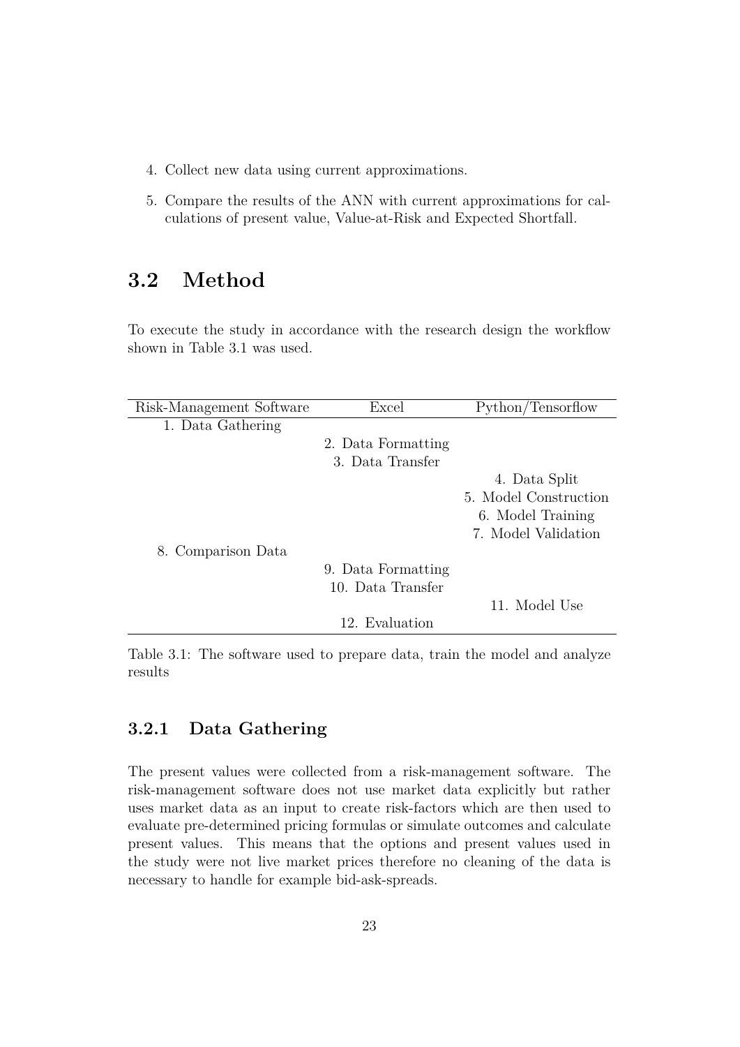4. Collect new data using current approximations.
5. Compare the results of the ANN with current approximations for calculations of present value, Value-at-Risk and Expected Shortfall.

## 3.2 Method

To execute the study in accordance with the research design the workflow shown in Table 3.1 was used.

| Risk-Management Software | Excel | Python/Tensorflow |
|---|---|---|
| 1. Data Gathering | | |
| | 2. Data Formatting | |
| | 3. Data Transfer | |
| | | 4. Data Split |
| | | 5. Model Construction |
| | | 6. Model Training |
| | | 7. Model Validation |
| 8. Comparison Data | | |
| | 9. Data Formatting | |
| | 10. Data Transfer | |
| | | 11. Model Use |
| | 12. Evaluation | |

Table 3.1: The software used to prepare data, train the model and analyze results

### 3.2.1 Data Gathering

The present values were collected from a risk-management software. The risk-management software does not use market data explicitly but rather uses market data as an input to create risk-factors which are then used to evaluate pre-determined pricing formulas or simulate outcomes and calculate present values. This means that the options and present values used in the study were not live market prices therefore no cleaning of the data is necessary to handle for example bid-ask-spreads.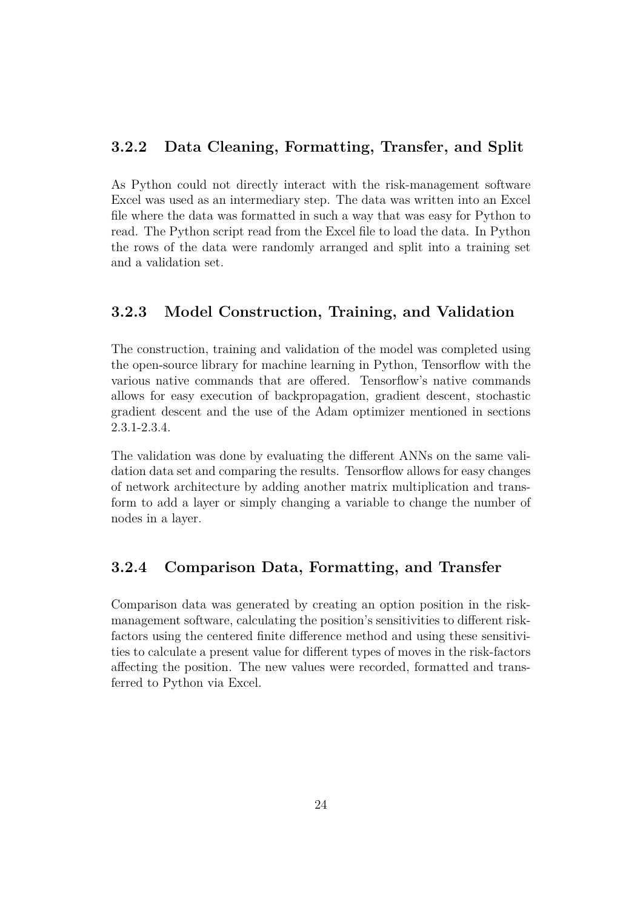### 3.2.2 Data Cleaning, Formatting, Transfer, and Split

As Python could not directly interact with the risk-management software Excel was used as an intermediary step. The data was written into an Excel file where the data was formatted in such a way that was easy for Python to read. The Python script read from the Excel file to load the data. In Python the rows of the data were randomly arranged and split into a training set and a validation set.

### 3.2.3 Model Construction, Training, and Validation

The construction, training and validation of the model was completed using the open-source library for machine learning in Python, Tensorflow with the various native commands that are offered. Tensorflow's native commands allows for easy execution of backpropagation, gradient descent, stochastic gradient descent and the use of the Adam optimizer mentioned in sections 2.3.1-2.3.4.

The validation was done by evaluating the different ANNs on the same validation data set and comparing the results. Tensorflow allows for easy changes of network architecture by adding another matrix multiplication and transform to add a layer or simply changing a variable to change the number of nodes in a layer.

### 3.2.4 Comparison Data, Formatting, and Transfer

Comparison data was generated by creating an option position in the risk-management software, calculating the position's sensitivities to different risk-factors using the centered finite difference method and using these sensitivities to calculate a present value for different types of moves in the risk-factors affecting the position. The new values were recorded, formatted and transferred to Python via Excel.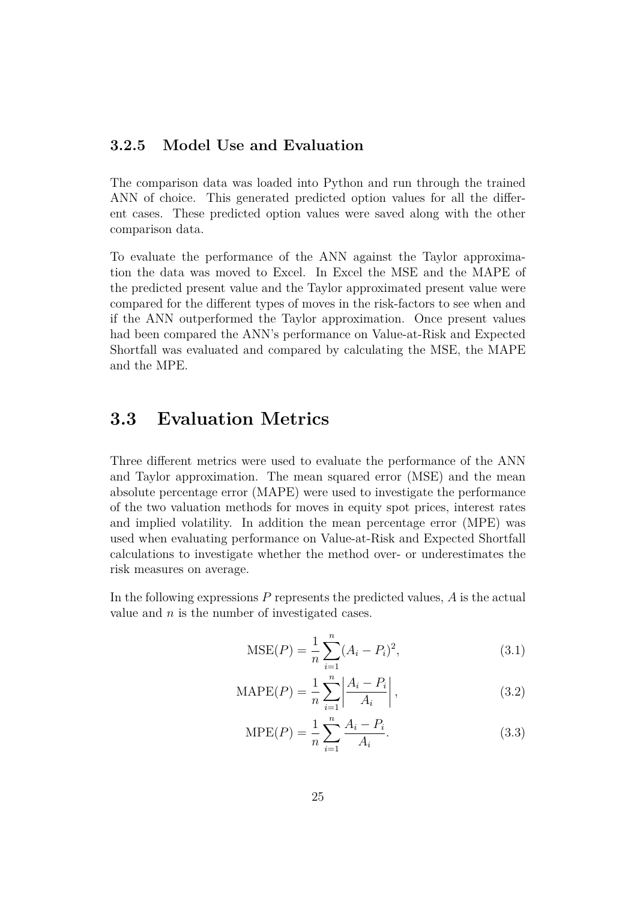### 3.2.5 Model Use and Evaluation

The comparison data was loaded into Python and run through the trained ANN of choice. This generated predicted option values for all the different cases. These predicted option values were saved along with the other comparison data.

To evaluate the performance of the ANN against the Taylor approximation the data was moved to Excel. In Excel the MSE and the MAPE of the predicted present value and the Taylor approximated present value were compared for the different types of moves in the risk-factors to see when and if the ANN outperformed the Taylor approximation. Once present values had been compared the ANN's performance on Value-at-Risk and Expected Shortfall was evaluated and compared by calculating the MSE, the MAPE and the MPE.

## 3.3 Evaluation Metrics

Three different metrics were used to evaluate the performance of the ANN and Taylor approximation. The mean squared error (MSE) and the mean absolute percentage error (MAPE) were used to investigate the performance of the two valuation methods for moves in equity spot prices, interest rates and implied volatility. In addition the mean percentage error (MPE) was used when evaluating performance on Value-at-Risk and Expected Shortfall calculations to investigate whether the method over- or underestimates the risk measures on average.

In the following expressions $P$ represents the predicted values, $A$ is the actual value and $n$ is the number of investigated cases.

$$\text{MSE}(P) = \frac{1}{n}\sum_{i=1}^{n}(A_i - P_i)^2, \tag{3.1}$$

$$\text{MAPE}(P) = \frac{1}{n}\sum_{i=1}^{n}\left|\frac{A_i - P_i}{A_i}\right|, \tag{3.2}$$

$$\text{MPE}(P) = \frac{1}{n}\sum_{i=1}^{n}\frac{A_i - P_i}{A_i}. \tag{3.3}$$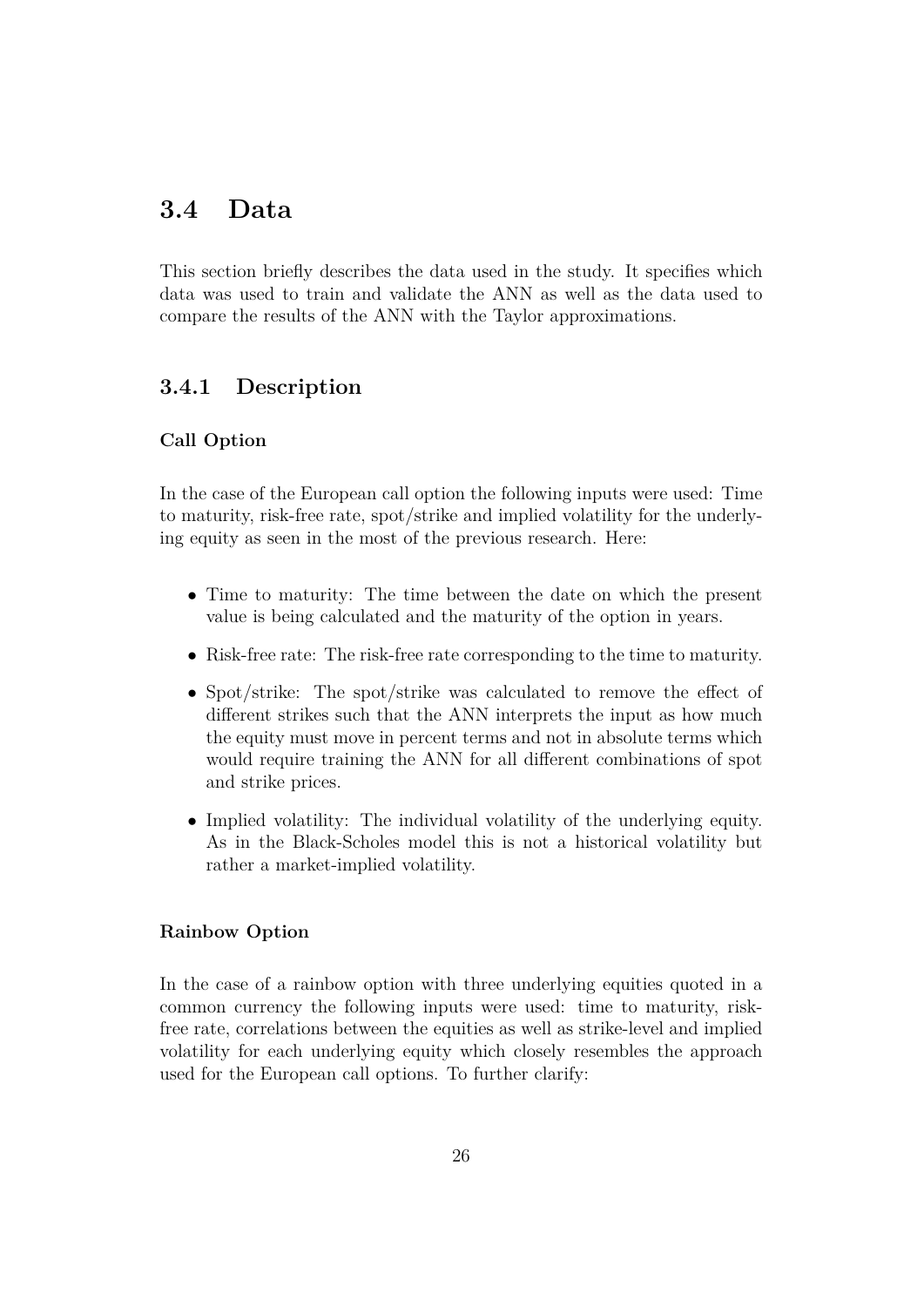## 3.4 Data

This section briefly describes the data used in the study. It specifies which data was used to train and validate the ANN as well as the data used to compare the results of the ANN with the Taylor approximations.

### 3.4.1 Description

**Call Option**

In the case of the European call option the following inputs were used: Time to maturity, risk-free rate, spot/strike and implied volatility for the underlying equity as seen in the most of the previous research. Here:

- Time to maturity: The time between the date on which the present value is being calculated and the maturity of the option in years.
- Risk-free rate: The risk-free rate corresponding to the time to maturity.
- Spot/strike: The spot/strike was calculated to remove the effect of different strikes such that the ANN interprets the input as how much the equity must move in percent terms and not in absolute terms which would require training the ANN for all different combinations of spot and strike prices.
- Implied volatility: The individual volatility of the underlying equity. As in the Black-Scholes model this is not a historical volatility but rather a market-implied volatility.

**Rainbow Option**

In the case of a rainbow option with three underlying equities quoted in a common currency the following inputs were used: time to maturity, risk-free rate, correlations between the equities as well as strike-level and implied volatility for each underlying equity which closely resembles the approach used for the European call options. To further clarify: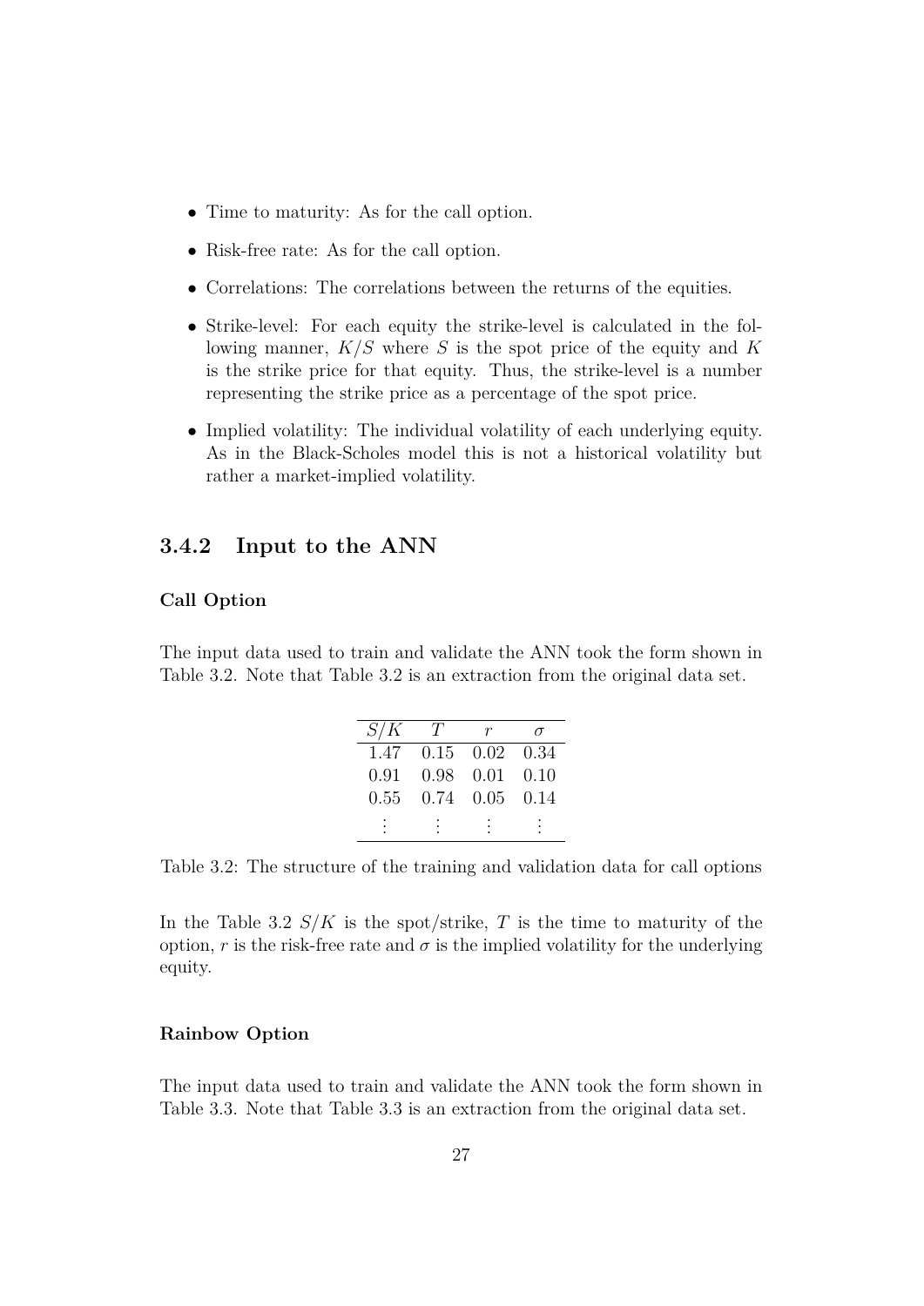- Time to maturity: As for the call option.
- Risk-free rate: As for the call option.
- Correlations: The correlations between the returns of the equities.
- Strike-level: For each equity the strike-level is calculated in the following manner, $K/S$ where $S$ is the spot price of the equity and $K$ is the strike price for that equity. Thus, the strike-level is a number representing the strike price as a percentage of the spot price.
- Implied volatility: The individual volatility of each underlying equity. As in the Black-Scholes model this is not a historical volatility but rather a market-implied volatility.

### 3.4.2 Input to the ANN

#### Call Option

The input data used to train and validate the ANN took the form shown in Table 3.2. Note that Table 3.2 is an extraction from the original data set.

| $S/K$ | $T$ | $r$ | $\sigma$ |
|---|---|---|---|
| 1.47 | 0.15 | 0.02 | 0.34 |
| 0.91 | 0.98 | 0.01 | 0.10 |
| 0.55 | 0.74 | 0.05 | 0.14 |
| ⋮ | ⋮ | ⋮ | ⋮ |

Table 3.2: The structure of the training and validation data for call options

In the Table 3.2 $S/K$ is the spot/strike, $T$ is the time to maturity of the option, $r$ is the risk-free rate and $\sigma$ is the implied volatility for the underlying equity.

#### Rainbow Option

The input data used to train and validate the ANN took the form shown in Table 3.3. Note that Table 3.3 is an extraction from the original data set.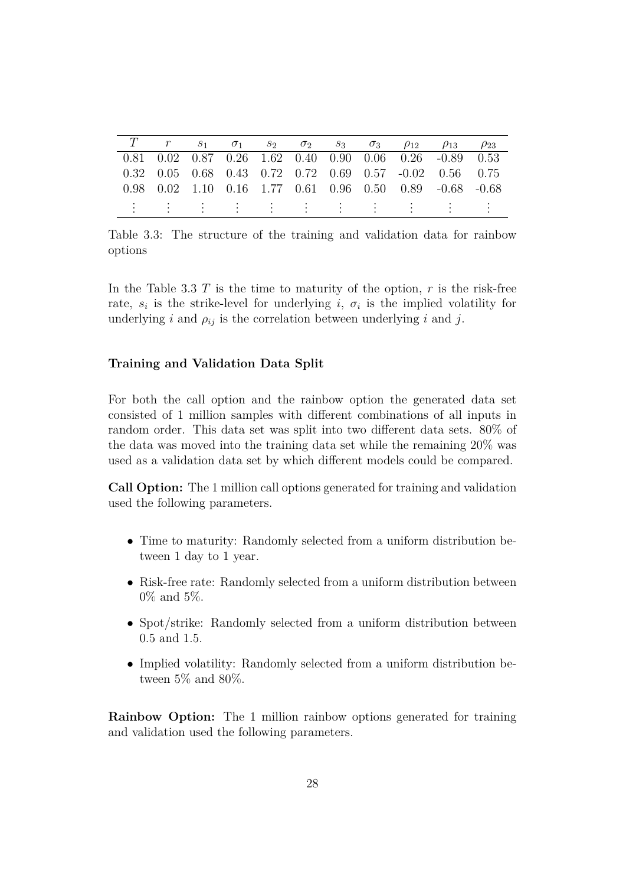| $T$ | $r$ | $s_1$ | $\sigma_1$ | $s_2$ | $\sigma_2$ | $s_3$ | $\sigma_3$ | $\rho_{12}$ | $\rho_{13}$ | $\rho_{23}$ |
|---|---|---|---|---|---|---|---|---|---|---|
| 0.81 | 0.02 | 0.87 | 0.26 | 1.62 | 0.40 | 0.90 | 0.06 | 0.26 | -0.89 | 0.53 |
| 0.32 | 0.05 | 0.68 | 0.43 | 0.72 | 0.72 | 0.69 | 0.57 | -0.02 | 0.56 | 0.75 |
| 0.98 | 0.02 | 1.10 | 0.16 | 1.77 | 0.61 | 0.96 | 0.50 | 0.89 | -0.68 | -0.68 |
| ⋮ | ⋮ | ⋮ | ⋮ | ⋮ | ⋮ | ⋮ | ⋮ | ⋮ | ⋮ | ⋮ |

Table 3.3: The structure of the training and validation data for rainbow options

In the Table 3.3 $T$ is the time to maturity of the option, $r$ is the risk-free rate, $s_i$ is the strike-level for underlying $i$, $\sigma_i$ is the implied volatility for underlying $i$ and $\rho_{ij}$ is the correlation between underlying $i$ and $j$.

#### Training and Validation Data Split

For both the call option and the rainbow option the generated data set consisted of 1 million samples with different combinations of all inputs in random order. This data set was split into two different data sets. 80% of the data was moved into the training data set while the remaining 20% was used as a validation data set by which different models could be compared.

**Call Option:** The 1 million call options generated for training and validation used the following parameters.

- Time to maturity: Randomly selected from a uniform distribution between 1 day to 1 year.
- Risk-free rate: Randomly selected from a uniform distribution between 0% and 5%.
- Spot/strike: Randomly selected from a uniform distribution between 0.5 and 1.5.
- Implied volatility: Randomly selected from a uniform distribution between 5% and 80%.

**Rainbow Option:** The 1 million rainbow options generated for training and validation used the following parameters.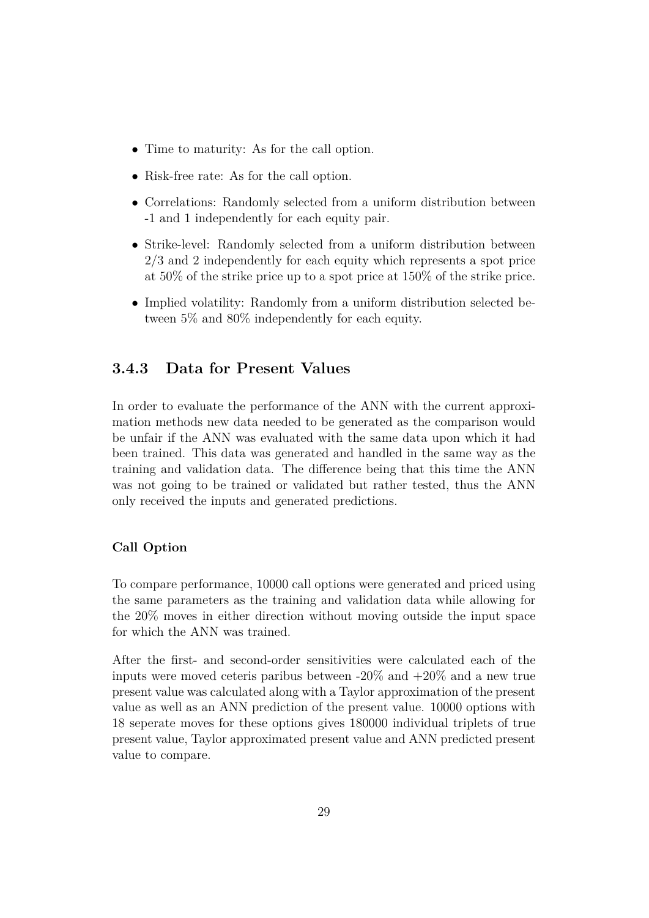- Time to maturity: As for the call option.
- Risk-free rate: As for the call option.
- Correlations: Randomly selected from a uniform distribution between -1 and 1 independently for each equity pair.
- Strike-level: Randomly selected from a uniform distribution between 2/3 and 2 independently for each equity which represents a spot price at 50% of the strike price up to a spot price at 150% of the strike price.
- Implied volatility: Randomly from a uniform distribution selected between 5% and 80% independently for each equity.

### 3.4.3 Data for Present Values

In order to evaluate the performance of the ANN with the current approximation methods new data needed to be generated as the comparison would be unfair if the ANN was evaluated with the same data upon which it had been trained. This data was generated and handled in the same way as the training and validation data. The difference being that this time the ANN was not going to be trained or validated but rather tested, thus the ANN only received the inputs and generated predictions.

#### Call Option

To compare performance, 10000 call options were generated and priced using the same parameters as the training and validation data while allowing for the 20% moves in either direction without moving outside the input space for which the ANN was trained.

After the first- and second-order sensitivities were calculated each of the inputs were moved ceteris paribus between -20% and +20% and a new true present value was calculated along with a Taylor approximation of the present value as well as an ANN prediction of the present value. 10000 options with 18 seperate moves for these options gives 180000 individual triplets of true present value, Taylor approximated present value and ANN predicted present value to compare.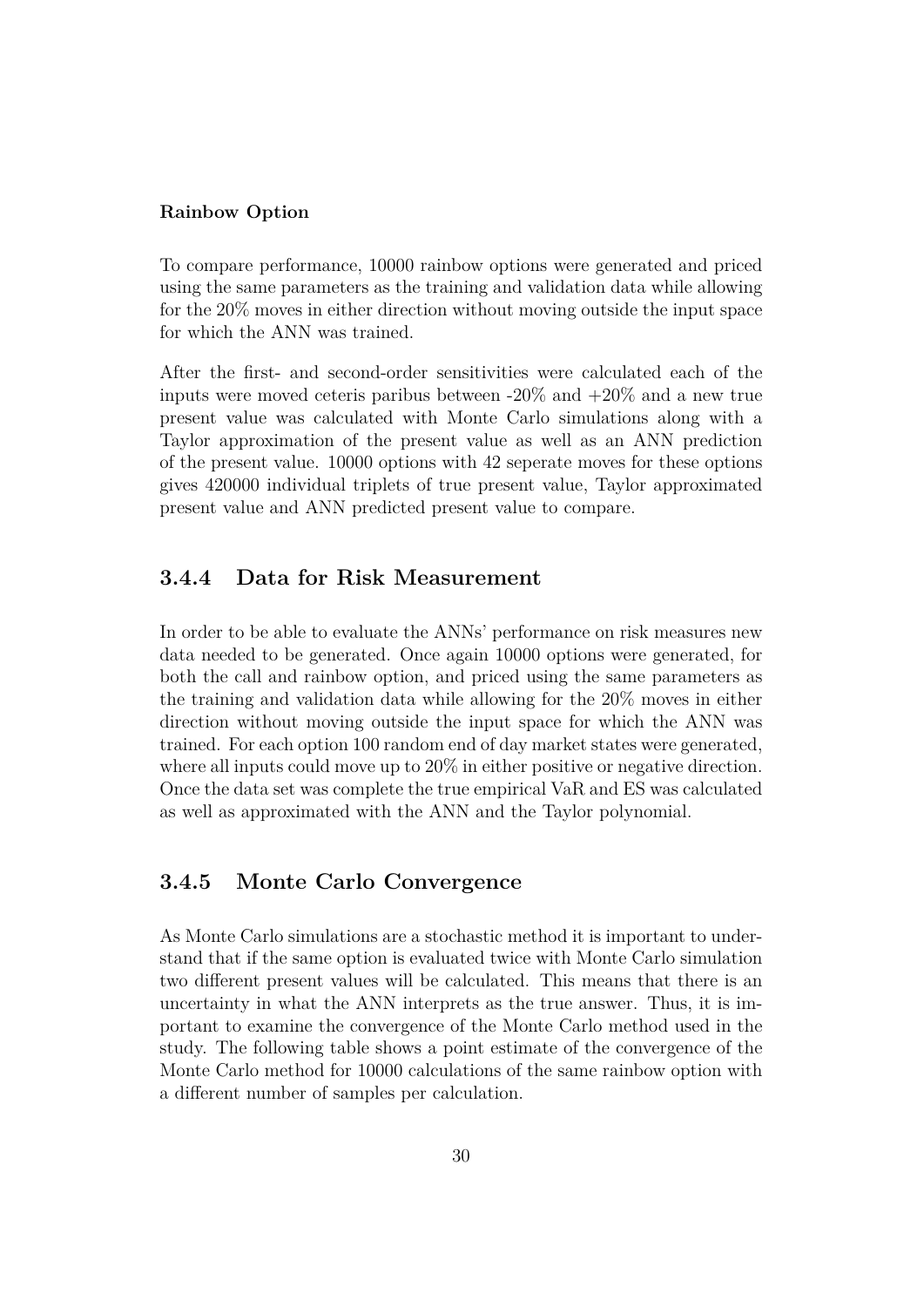#### Rainbow Option

To compare performance, 10000 rainbow options were generated and priced using the same parameters as the training and validation data while allowing for the 20% moves in either direction without moving outside the input space for which the ANN was trained.

After the first- and second-order sensitivities were calculated each of the inputs were moved ceteris paribus between -20% and +20% and a new true present value was calculated with Monte Carlo simulations along with a Taylor approximation of the present value as well as an ANN prediction of the present value. 10000 options with 42 seperate moves for these options gives 420000 individual triplets of true present value, Taylor approximated present value and ANN predicted present value to compare.

### 3.4.4 Data for Risk Measurement

In order to be able to evaluate the ANNs' performance on risk measures new data needed to be generated. Once again 10000 options were generated, for both the call and rainbow option, and priced using the same parameters as the training and validation data while allowing for the 20% moves in either direction without moving outside the input space for which the ANN was trained. For each option 100 random end of day market states were generated, where all inputs could move up to 20% in either positive or negative direction. Once the data set was complete the true empirical VaR and ES was calculated as well as approximated with the ANN and the Taylor polynomial.

### 3.4.5 Monte Carlo Convergence

As Monte Carlo simulations are a stochastic method it is important to understand that if the same option is evaluated twice with Monte Carlo simulation two different present values will be calculated. This means that there is an uncertainty in what the ANN interprets as the true answer. Thus, it is important to examine the convergence of the Monte Carlo method used in the study. The following table shows a point estimate of the convergence of the Monte Carlo method for 10000 calculations of the same rainbow option with a different number of samples per calculation.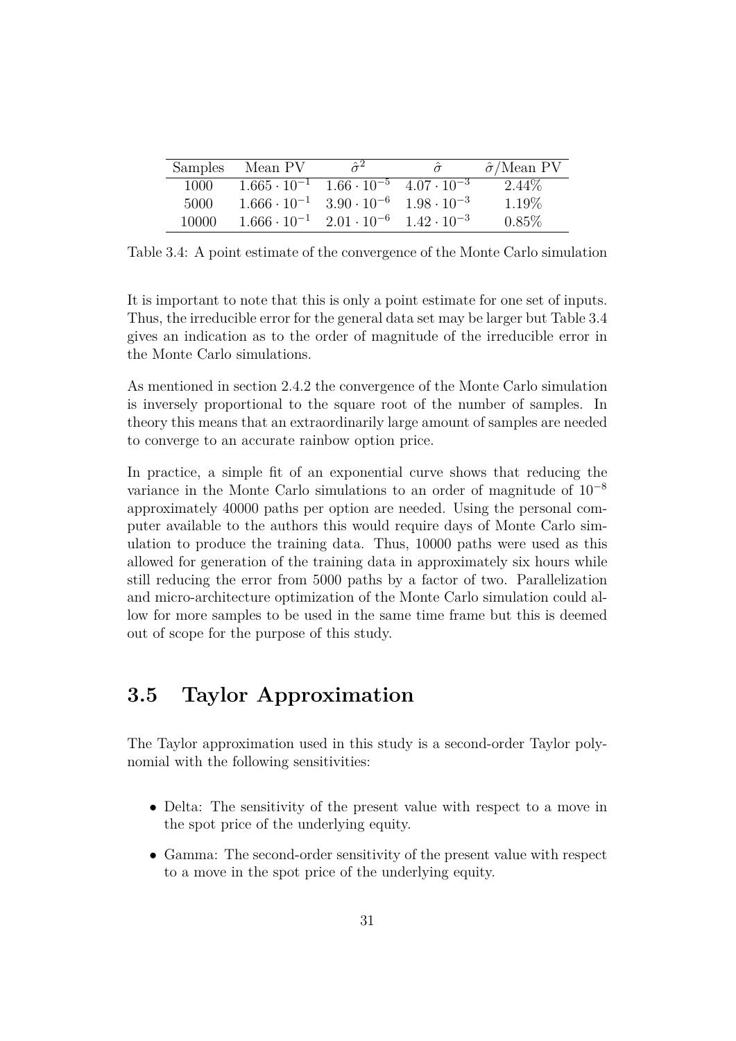| Samples | Mean PV | $\hat{\sigma}^2$ | $\hat{\sigma}$ | $\hat{\sigma}$/Mean PV |
|---|---|---|---|---|
| 1000 | $1.665 \cdot 10^{-1}$ | $1.66 \cdot 10^{-5}$ | $4.07 \cdot 10^{-3}$ | 2.44% |
| 5000 | $1.666 \cdot 10^{-1}$ | $3.90 \cdot 10^{-6}$ | $1.98 \cdot 10^{-3}$ | 1.19% |
| 10000 | $1.666 \cdot 10^{-1}$ | $2.01 \cdot 10^{-6}$ | $1.42 \cdot 10^{-3}$ | 0.85% |

Table 3.4: A point estimate of the convergence of the Monte Carlo simulation

It is important to note that this is only a point estimate for one set of inputs. Thus, the irreducible error for the general data set may be larger but Table 3.4 gives an indication as to the order of magnitude of the irreducible error in the Monte Carlo simulations.

As mentioned in section 2.4.2 the convergence of the Monte Carlo simulation is inversely proportional to the square root of the number of samples. In theory this means that an extraordinarily large amount of samples are needed to converge to an accurate rainbow option price.

In practice, a simple fit of an exponential curve shows that reducing the variance in the Monte Carlo simulations to an order of magnitude of $10^{-8}$ approximately 40000 paths per option are needed. Using the personal computer available to the authors this would require days of Monte Carlo simulation to produce the training data. Thus, 10000 paths were used as this allowed for generation of the training data in approximately six hours while still reducing the error from 5000 paths by a factor of two. Parallelization and micro-architecture optimization of the Monte Carlo simulation could allow for more samples to be used in the same time frame but this is deemed out of scope for the purpose of this study.

## 3.5 Taylor Approximation

The Taylor approximation used in this study is a second-order Taylor polynomial with the following sensitivities:

- Delta: The sensitivity of the present value with respect to a move in the spot price of the underlying equity.
- Gamma: The second-order sensitivity of the present value with respect to a move in the spot price of the underlying equity.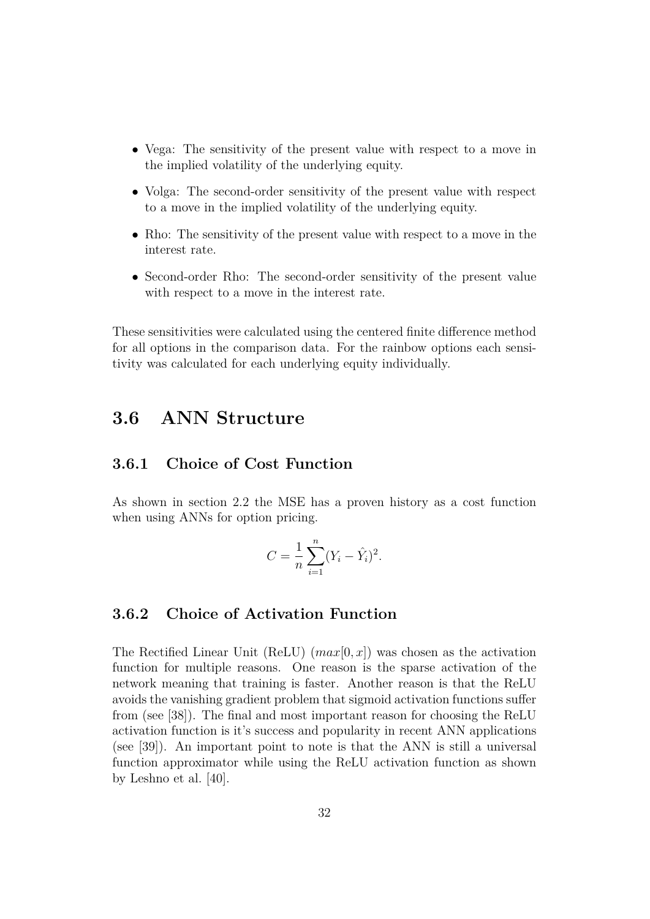- Vega: The sensitivity of the present value with respect to a move in the implied volatility of the underlying equity.
- Volga: The second-order sensitivity of the present value with respect to a move in the implied volatility of the underlying equity.
- Rho: The sensitivity of the present value with respect to a move in the interest rate.
- Second-order Rho: The second-order sensitivity of the present value with respect to a move in the interest rate.

These sensitivities were calculated using the centered finite difference method for all options in the comparison data. For the rainbow options each sensitivity was calculated for each underlying equity individually.

## 3.6 ANN Structure

### 3.6.1 Choice of Cost Function

As shown in section 2.2 the MSE has a proven history as a cost function when using ANNs for option pricing.

$$C = \frac{1}{n}\sum_{i=1}^{n}(Y_i - \hat{Y}_i)^2.$$

### 3.6.2 Choice of Activation Function

The Rectified Linear Unit (ReLU) ($max[0, x]$) was chosen as the activation function for multiple reasons. One reason is the sparse activation of the network meaning that training is faster. Another reason is that the ReLU avoids the vanishing gradient problem that sigmoid activation functions suffer from (see [38]). The final and most important reason for choosing the ReLU activation function is it's success and popularity in recent ANN applications (see [39]). An important point to note is that the ANN is still a universal function approximator while using the ReLU activation function as shown by Leshno et al. [40].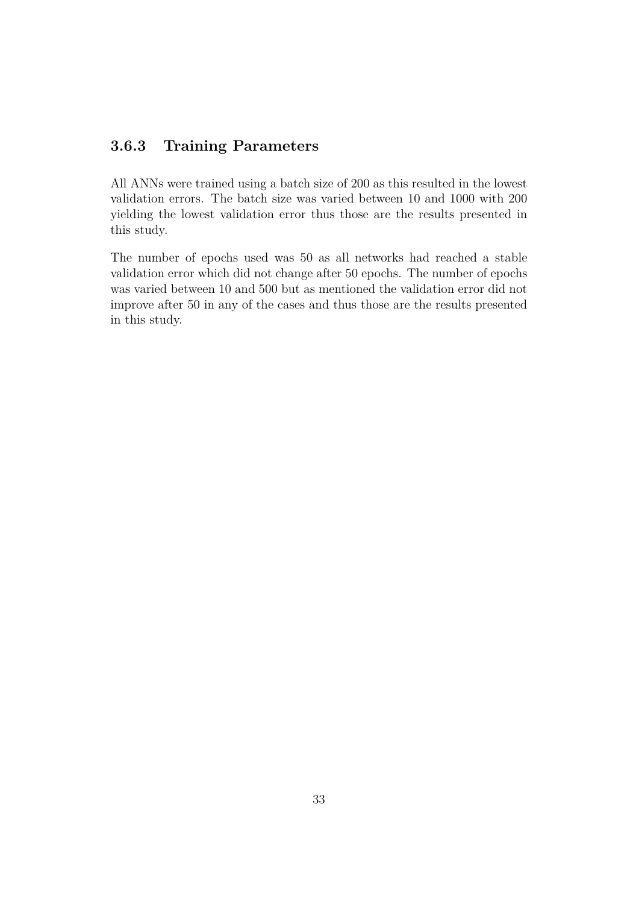### 3.6.3 Training Parameters

All ANNs were trained using a batch size of 200 as this resulted in the lowest validation errors. The batch size was varied between 10 and 1000 with 200 yielding the lowest validation error thus those are the results presented in this study.

The number of epochs used was 50 as all networks had reached a stable validation error which did not change after 50 epochs. The number of epochs was varied between 10 and 500 but as mentioned the validation error did not improve after 50 in any of the cases and thus those are the results presented in this study.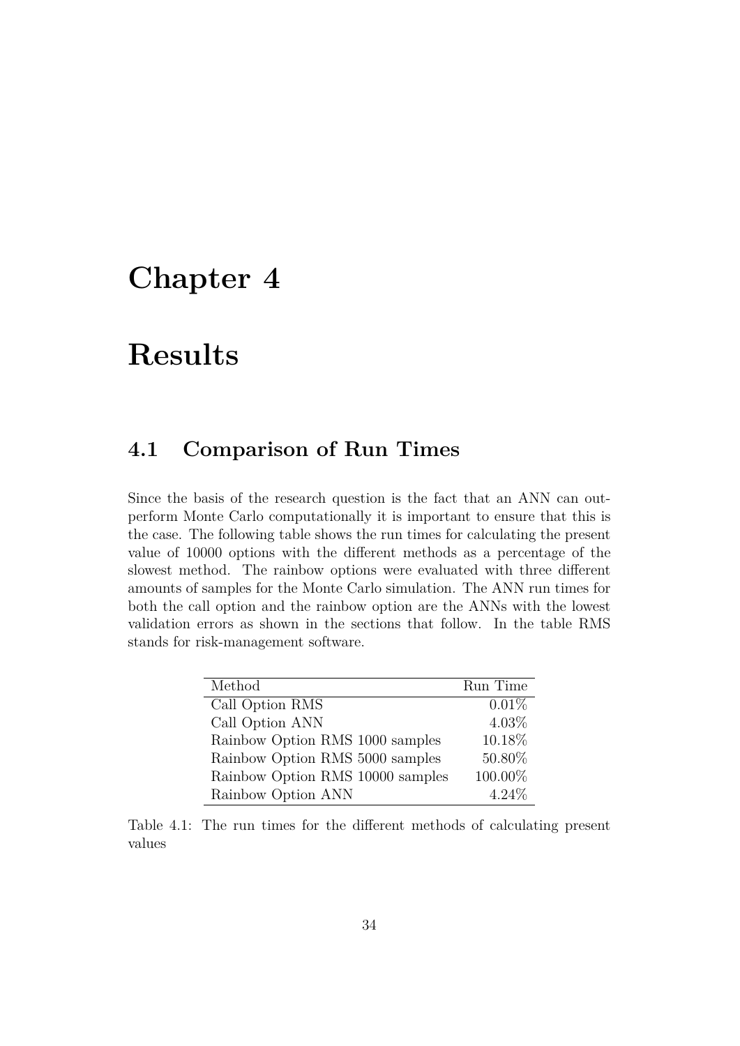# Chapter 4

# Results

## 4.1 Comparison of Run Times

Since the basis of the research question is the fact that an ANN can outperform Monte Carlo computationally it is important to ensure that this is the case. The following table shows the run times for calculating the present value of 10000 options with the different methods as a percentage of the slowest method. The rainbow options were evaluated with three different amounts of samples for the Monte Carlo simulation. The ANN run times for both the call option and the rainbow option are the ANNs with the lowest validation errors as shown in the sections that follow. In the table RMS stands for risk-management software.

| Method | Run Time |
|---|---:|
| Call Option RMS | 0.01% |
| Call Option ANN | 4.03% |
| Rainbow Option RMS 1000 samples | 10.18% |
| Rainbow Option RMS 5000 samples | 50.80% |
| Rainbow Option RMS 10000 samples | 100.00% |
| Rainbow Option ANN | 4.24% |

Table 4.1: The run times for the different methods of calculating present values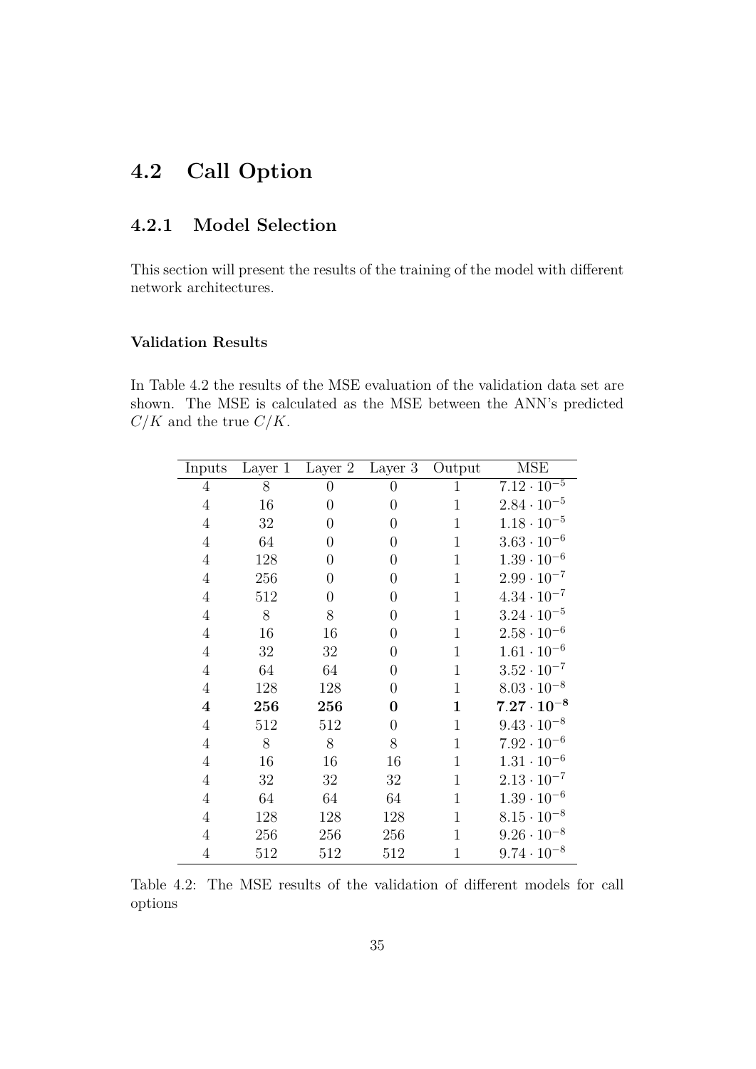## 4.2 Call Option

### 4.2.1 Model Selection

This section will present the results of the training of the model with different network architectures.

#### Validation Results

In Table 4.2 the results of the MSE evaluation of the validation data set are shown. The MSE is calculated as the MSE between the ANN's predicted $C/K$ and the true $C/K$.

| Inputs | Layer 1 | Layer 2 | Layer 3 | Output | MSE |
|---|---|---|---|---|---|
| 4 | 8 | 0 | 0 | 1 | $7.12 \cdot 10^{-5}$ |
| 4 | 16 | 0 | 0 | 1 | $2.84 \cdot 10^{-5}$ |
| 4 | 32 | 0 | 0 | 1 | $1.18 \cdot 10^{-5}$ |
| 4 | 64 | 0 | 0 | 1 | $3.63 \cdot 10^{-6}$ |
| 4 | 128 | 0 | 0 | 1 | $1.39 \cdot 10^{-6}$ |
| 4 | 256 | 0 | 0 | 1 | $2.99 \cdot 10^{-7}$ |
| 4 | 512 | 0 | 0 | 1 | $4.34 \cdot 10^{-7}$ |
| 4 | 8 | 8 | 0 | 1 | $3.24 \cdot 10^{-5}$ |
| 4 | 16 | 16 | 0 | 1 | $2.58 \cdot 10^{-6}$ |
| 4 | 32 | 32 | 0 | 1 | $1.61 \cdot 10^{-6}$ |
| 4 | 64 | 64 | 0 | 1 | $3.52 \cdot 10^{-7}$ |
| 4 | 128 | 128 | 0 | 1 | $8.03 \cdot 10^{-8}$ |
| **4** | **256** | **256** | **0** | **1** | $\mathbf{7.27 \cdot 10^{-8}}$ |
| 4 | 512 | 512 | 0 | 1 | $9.43 \cdot 10^{-8}$ |
| 4 | 8 | 8 | 8 | 1 | $7.92 \cdot 10^{-6}$ |
| 4 | 16 | 16 | 16 | 1 | $1.31 \cdot 10^{-6}$ |
| 4 | 32 | 32 | 32 | 1 | $2.13 \cdot 10^{-7}$ |
| 4 | 64 | 64 | 64 | 1 | $1.39 \cdot 10^{-6}$ |
| 4 | 128 | 128 | 128 | 1 | $8.15 \cdot 10^{-8}$ |
| 4 | 256 | 256 | 256 | 1 | $9.26 \cdot 10^{-8}$ |
| 4 | 512 | 512 | 512 | 1 | $9.74 \cdot 10^{-8}$ |

Table 4.2: The MSE results of the validation of different models for call options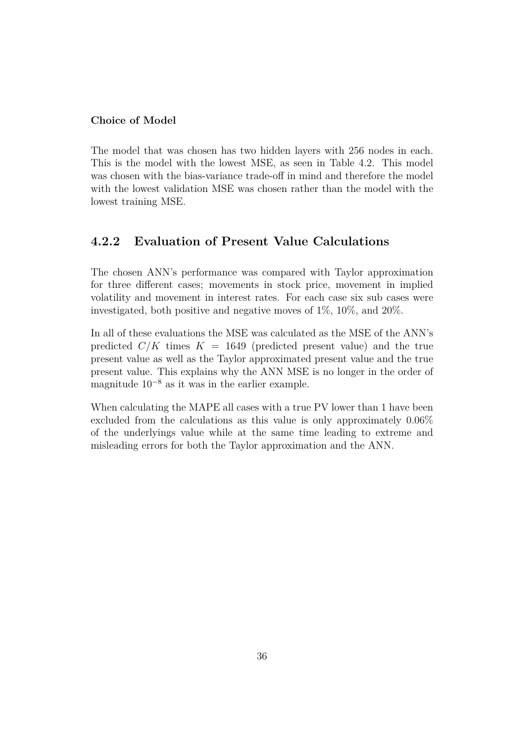#### Choice of Model

The model that was chosen has two hidden layers with 256 nodes in each. This is the model with the lowest MSE, as seen in Table 4.2. This model was chosen with the bias-variance trade-off in mind and therefore the model with the lowest validation MSE was chosen rather than the model with the lowest training MSE.

### 4.2.2 Evaluation of Present Value Calculations

The chosen ANN's performance was compared with Taylor approximation for three different cases; movements in stock price, movement in implied volatility and movement in interest rates. For each case six sub cases were investigated, both positive and negative moves of 1%, 10%, and 20%.

In all of these evaluations the MSE was calculated as the MSE of the ANN's predicted $C/K$ times $K = 1649$ (predicted present value) and the true present value as well as the Taylor approximated present value and the true present value. This explains why the ANN MSE is no longer in the order of magnitude $10^{-8}$ as it was in the earlier example.

When calculating the MAPE all cases with a true PV lower than 1 have been excluded from the calculations as this value is only approximately 0.06% of the underlyings value while at the same time leading to extreme and misleading errors for both the Taylor approximation and the ANN.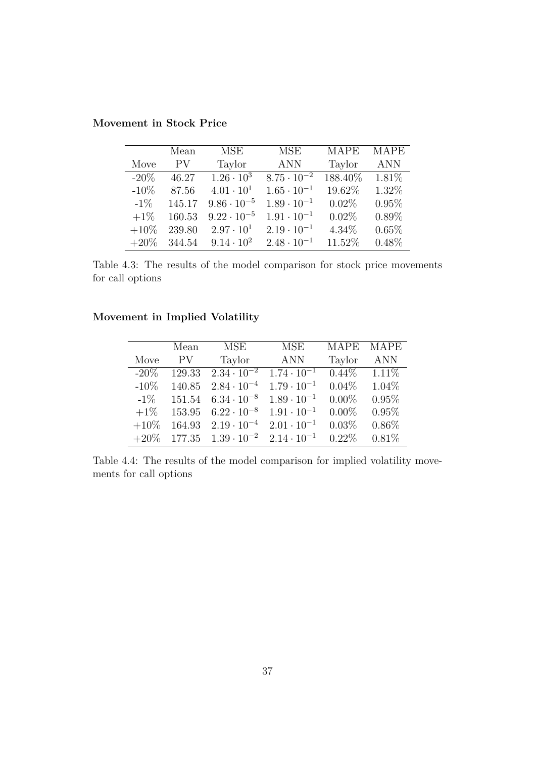**Movement in Stock Price**

| Move | Mean PV | MSE Taylor | MSE ANN | MAPE Taylor | MAPE ANN |
|---|---|---|---|---|---|
| -20% | 46.27 | $1.26 \cdot 10^{3}$ | $8.75 \cdot 10^{-2}$ | 188.40% | 1.81% |
| -10% | 87.56 | $4.01 \cdot 10^{1}$ | $1.65 \cdot 10^{-1}$ | 19.62% | 1.32% |
| -1% | 145.17 | $9.86 \cdot 10^{-5}$ | $1.89 \cdot 10^{-1}$ | 0.02% | 0.95% |
| +1% | 160.53 | $9.22 \cdot 10^{-5}$ | $1.91 \cdot 10^{-1}$ | 0.02% | 0.89% |
| +10% | 239.80 | $2.97 \cdot 10^{1}$ | $2.19 \cdot 10^{-1}$ | 4.34% | 0.65% |
| +20% | 344.54 | $9.14 \cdot 10^{2}$ | $2.48 \cdot 10^{-1}$ | 11.52% | 0.48% |

Table 4.3: The results of the model comparison for stock price movements for call options

**Movement in Implied Volatility**

| Move | Mean PV | MSE Taylor | MSE ANN | MAPE Taylor | MAPE ANN |
|---|---|---|---|---|---|
| -20% | 129.33 | $2.34 \cdot 10^{-2}$ | $1.74 \cdot 10^{-1}$ | 0.44% | 1.11% |
| -10% | 140.85 | $2.84 \cdot 10^{-4}$ | $1.79 \cdot 10^{-1}$ | 0.04% | 1.04% |
| -1% | 151.54 | $6.34 \cdot 10^{-8}$ | $1.89 \cdot 10^{-1}$ | 0.00% | 0.95% |
| +1% | 153.95 | $6.22 \cdot 10^{-8}$ | $1.91 \cdot 10^{-1}$ | 0.00% | 0.95% |
| +10% | 164.93 | $2.19 \cdot 10^{-4}$ | $2.01 \cdot 10^{-1}$ | 0.03% | 0.86% |
| +20% | 177.35 | $1.39 \cdot 10^{-2}$ | $2.14 \cdot 10^{-1}$ | 0.22% | 0.81% |

Table 4.4: The results of the model comparison for implied volatility movements for call options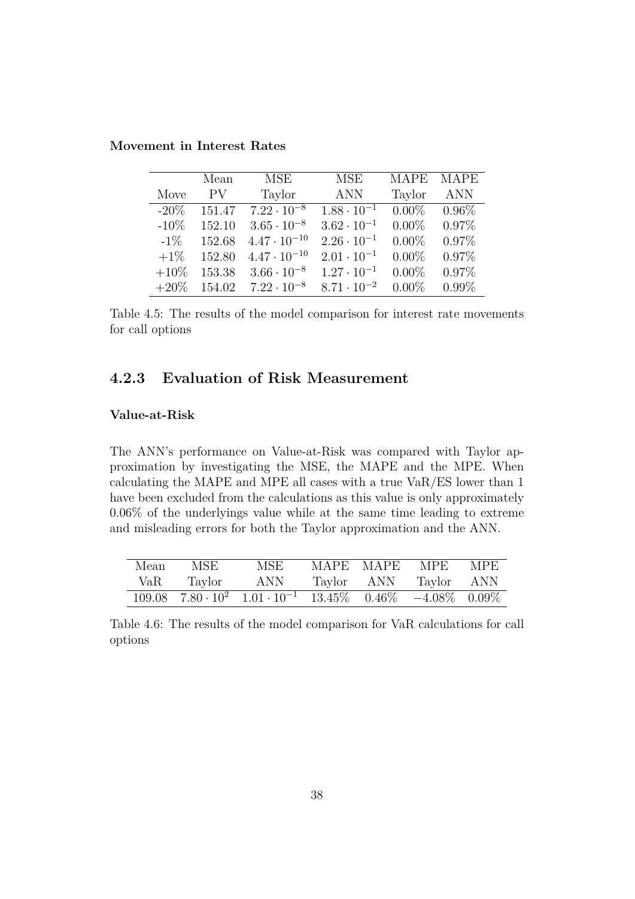**Movement in Interest Rates**

| Move | Mean PV | MSE Taylor | MSE ANN | MAPE Taylor | MAPE ANN |
|---|---|---|---|---|---|
| -20% | 151.47 | $7.22 \cdot 10^{-8}$ | $1.88 \cdot 10^{-1}$ | 0.00% | 0.96% |
| -10% | 152.10 | $3.65 \cdot 10^{-8}$ | $3.62 \cdot 10^{-1}$ | 0.00% | 0.97% |
| -1% | 152.68 | $4.47 \cdot 10^{-10}$ | $2.26 \cdot 10^{-1}$ | 0.00% | 0.97% |
| +1% | 152.80 | $4.47 \cdot 10^{-10}$ | $2.01 \cdot 10^{-1}$ | 0.00% | 0.97% |
| +10% | 153.38 | $3.66 \cdot 10^{-8}$ | $1.27 \cdot 10^{-1}$ | 0.00% | 0.97% |
| +20% | 154.02 | $7.22 \cdot 10^{-8}$ | $8.71 \cdot 10^{-2}$ | 0.00% | 0.99% |

Table 4.5: The results of the model comparison for interest rate movements for call options

### 4.2.3 Evaluation of Risk Measurement

**Value-at-Risk**

The ANN's performance on Value-at-Risk was compared with Taylor approximation by investigating the MSE, the MAPE and the MPE. When calculating the MAPE and MPE all cases with a true VaR/ES lower than 1 have been excluded from the calculations as this value is only approximately 0.06% of the underlyings value while at the same time leading to extreme and misleading errors for both the Taylor approximation and the ANN.

| Mean VaR | MSE Taylor | MSE ANN | MAPE Taylor | MAPE ANN | MPE Taylor | MPE ANN |
|---|---|---|---|---|---|---|
| 109.08 | $7.80 \cdot 10^{2}$ | $1.01 \cdot 10^{-1}$ | 13.45% | 0.46% | $-4.08\%$ | 0.09% |

Table 4.6: The results of the model comparison for VaR calculations for call options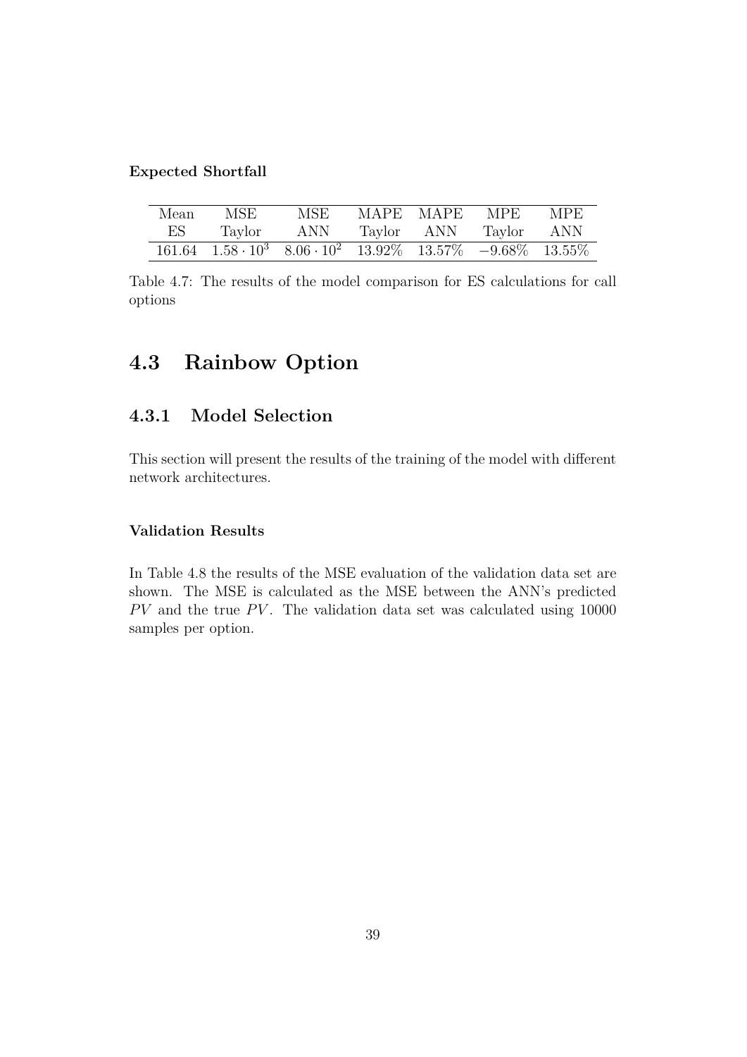**Expected Shortfall**

| Mean ES | MSE Taylor | MSE ANN | MAPE Taylor | MAPE ANN | MPE Taylor | MPE ANN |
|---|---|---|---|---|---|---|
| 161.64 | $1.58 \cdot 10^3$ | $8.06 \cdot 10^2$ | 13.92% | 13.57% | −9.68% | 13.55% |

Table 4.7: The results of the model comparison for ES calculations for call options

## 4.3 Rainbow Option

### 4.3.1 Model Selection

This section will present the results of the training of the model with different network architectures.

**Validation Results**

In Table 4.8 the results of the MSE evaluation of the validation data set are shown. The MSE is calculated as the MSE between the ANN's predicted $PV$ and the true $PV$. The validation data set was calculated using 10000 samples per option.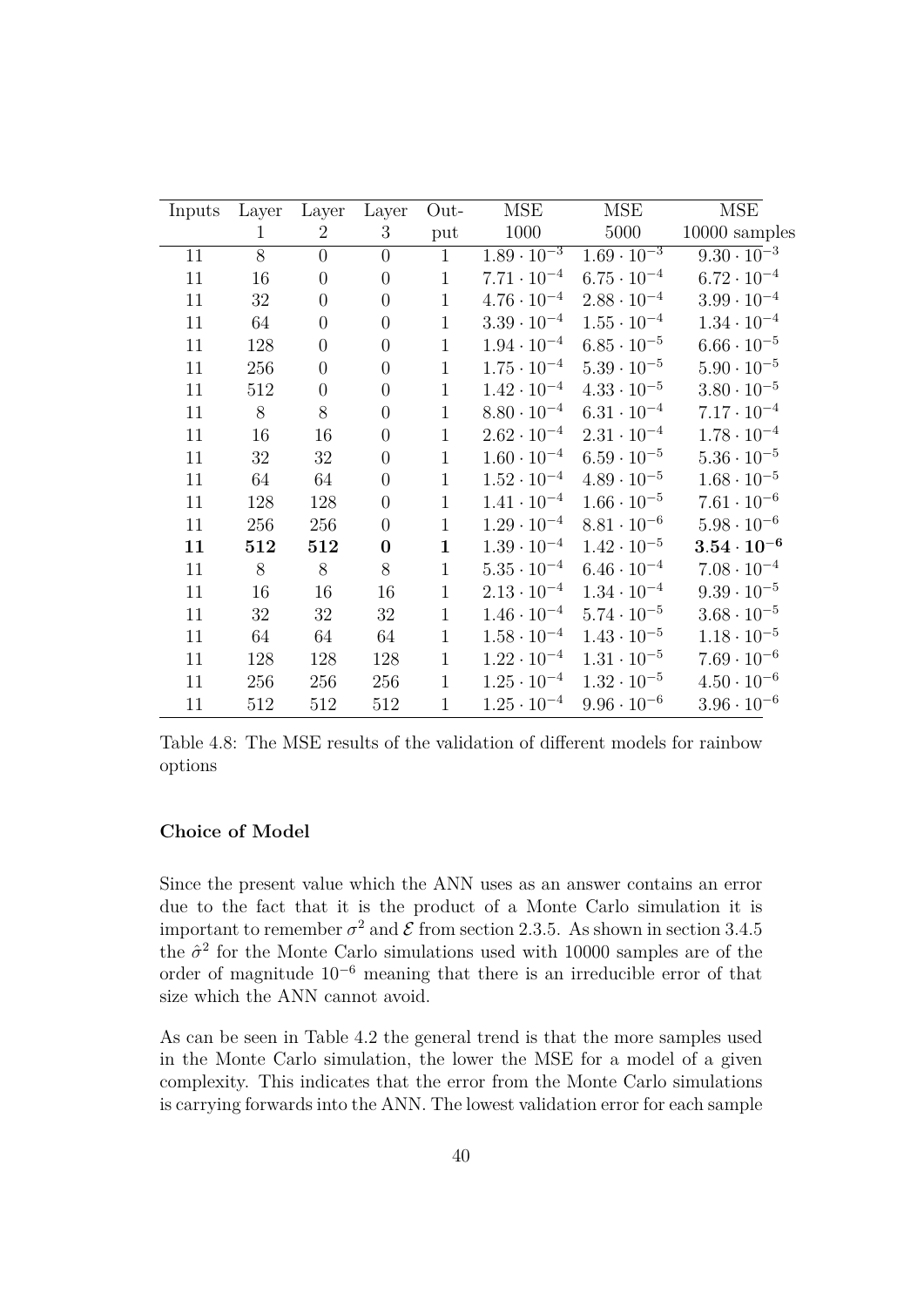| Inputs | Layer 1 | Layer 2 | Layer 3 | Output | MSE 1000 | MSE 5000 | MSE 10000 samples |
|---|---|---|---|---|---|---|---|
| 11 | 8 | 0 | 0 | 1 | $1.89 \cdot 10^{-3}$ | $1.69 \cdot 10^{-3}$ | $9.30 \cdot 10^{-3}$ |
| 11 | 16 | 0 | 0 | 1 | $7.71 \cdot 10^{-4}$ | $6.75 \cdot 10^{-4}$ | $6.72 \cdot 10^{-4}$ |
| 11 | 32 | 0 | 0 | 1 | $4.76 \cdot 10^{-4}$ | $2.88 \cdot 10^{-4}$ | $3.99 \cdot 10^{-4}$ |
| 11 | 64 | 0 | 0 | 1 | $3.39 \cdot 10^{-4}$ | $1.55 \cdot 10^{-4}$ | $1.34 \cdot 10^{-4}$ |
| 11 | 128 | 0 | 0 | 1 | $1.94 \cdot 10^{-4}$ | $6.85 \cdot 10^{-5}$ | $6.66 \cdot 10^{-5}$ |
| 11 | 256 | 0 | 0 | 1 | $1.75 \cdot 10^{-4}$ | $5.39 \cdot 10^{-5}$ | $5.90 \cdot 10^{-5}$ |
| 11 | 512 | 0 | 0 | 1 | $1.42 \cdot 10^{-4}$ | $4.33 \cdot 10^{-5}$ | $3.80 \cdot 10^{-5}$ |
| 11 | 8 | 8 | 0 | 1 | $8.80 \cdot 10^{-4}$ | $6.31 \cdot 10^{-4}$ | $7.17 \cdot 10^{-4}$ |
| 11 | 16 | 16 | 0 | 1 | $2.62 \cdot 10^{-4}$ | $2.31 \cdot 10^{-4}$ | $1.78 \cdot 10^{-4}$ |
| 11 | 32 | 32 | 0 | 1 | $1.60 \cdot 10^{-4}$ | $6.59 \cdot 10^{-5}$ | $5.36 \cdot 10^{-5}$ |
| 11 | 64 | 64 | 0 | 1 | $1.52 \cdot 10^{-4}$ | $4.89 \cdot 10^{-5}$ | $1.68 \cdot 10^{-5}$ |
| 11 | 128 | 128 | 0 | 1 | $1.41 \cdot 10^{-4}$ | $1.66 \cdot 10^{-5}$ | $7.61 \cdot 10^{-6}$ |
| 11 | 256 | 256 | 0 | 1 | $1.29 \cdot 10^{-4}$ | $8.81 \cdot 10^{-6}$ | $5.98 \cdot 10^{-6}$ |
| **11** | **512** | **512** | **0** | **1** | $1.39 \cdot 10^{-4}$ | $1.42 \cdot 10^{-5}$ | $\mathbf{3.54 \cdot 10^{-6}}$ |
| 11 | 8 | 8 | 8 | 1 | $5.35 \cdot 10^{-4}$ | $6.46 \cdot 10^{-4}$ | $7.08 \cdot 10^{-4}$ |
| 11 | 16 | 16 | 16 | 1 | $2.13 \cdot 10^{-4}$ | $1.34 \cdot 10^{-4}$ | $9.39 \cdot 10^{-5}$ |
| 11 | 32 | 32 | 32 | 1 | $1.46 \cdot 10^{-4}$ | $5.74 \cdot 10^{-5}$ | $3.68 \cdot 10^{-5}$ |
| 11 | 64 | 64 | 64 | 1 | $1.58 \cdot 10^{-4}$ | $1.43 \cdot 10^{-5}$ | $1.18 \cdot 10^{-5}$ |
| 11 | 128 | 128 | 128 | 1 | $1.22 \cdot 10^{-4}$ | $1.31 \cdot 10^{-5}$ | $7.69 \cdot 10^{-6}$ |
| 11 | 256 | 256 | 256 | 1 | $1.25 \cdot 10^{-4}$ | $1.32 \cdot 10^{-5}$ | $4.50 \cdot 10^{-6}$ |
| 11 | 512 | 512 | 512 | 1 | $1.25 \cdot 10^{-4}$ | $9.96 \cdot 10^{-6}$ | $3.96 \cdot 10^{-6}$ |

Table 4.8: The MSE results of the validation of different models for rainbow options

#### Choice of Model

Since the present value which the ANN uses as an answer contains an error due to the fact that it is the product of a Monte Carlo simulation it is important to remember $\sigma^2$ and $\mathcal{E}$ from section 2.3.5. As shown in section 3.4.5 the $\hat{\sigma}^2$ for the Monte Carlo simulations used with 10000 samples are of the order of magnitude $10^{-6}$ meaning that there is an irreducible error of that size which the ANN cannot avoid.

As can be seen in Table 4.2 the general trend is that the more samples used in the Monte Carlo simulation, the lower the MSE for a model of a given complexity. This indicates that the error from the Monte Carlo simulations is carrying forwards into the ANN. The lowest validation error for each sample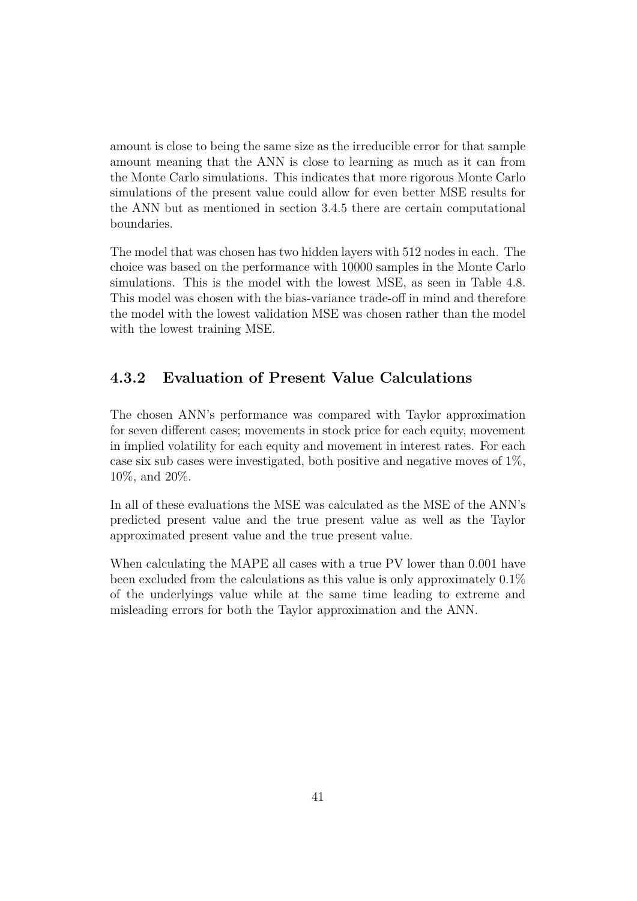amount is close to being the same size as the irreducible error for that sample amount meaning that the ANN is close to learning as much as it can from the Monte Carlo simulations. This indicates that more rigorous Monte Carlo simulations of the present value could allow for even better MSE results for the ANN but as mentioned in section 3.4.5 there are certain computational boundaries.

The model that was chosen has two hidden layers with 512 nodes in each. The choice was based on the performance with 10000 samples in the Monte Carlo simulations. This is the model with the lowest MSE, as seen in Table 4.8. This model was chosen with the bias-variance trade-off in mind and therefore the model with the lowest validation MSE was chosen rather than the model with the lowest training MSE.

### 4.3.2 Evaluation of Present Value Calculations

The chosen ANN's performance was compared with Taylor approximation for seven different cases; movements in stock price for each equity, movement in implied volatility for each equity and movement in interest rates. For each case six sub cases were investigated, both positive and negative moves of 1%, 10%, and 20%.

In all of these evaluations the MSE was calculated as the MSE of the ANN's predicted present value and the true present value as well as the Taylor approximated present value and the true present value.

When calculating the MAPE all cases with a true PV lower than 0.001 have been excluded from the calculations as this value is only approximately 0.1% of the underlyings value while at the same time leading to extreme and misleading errors for both the Taylor approximation and the ANN.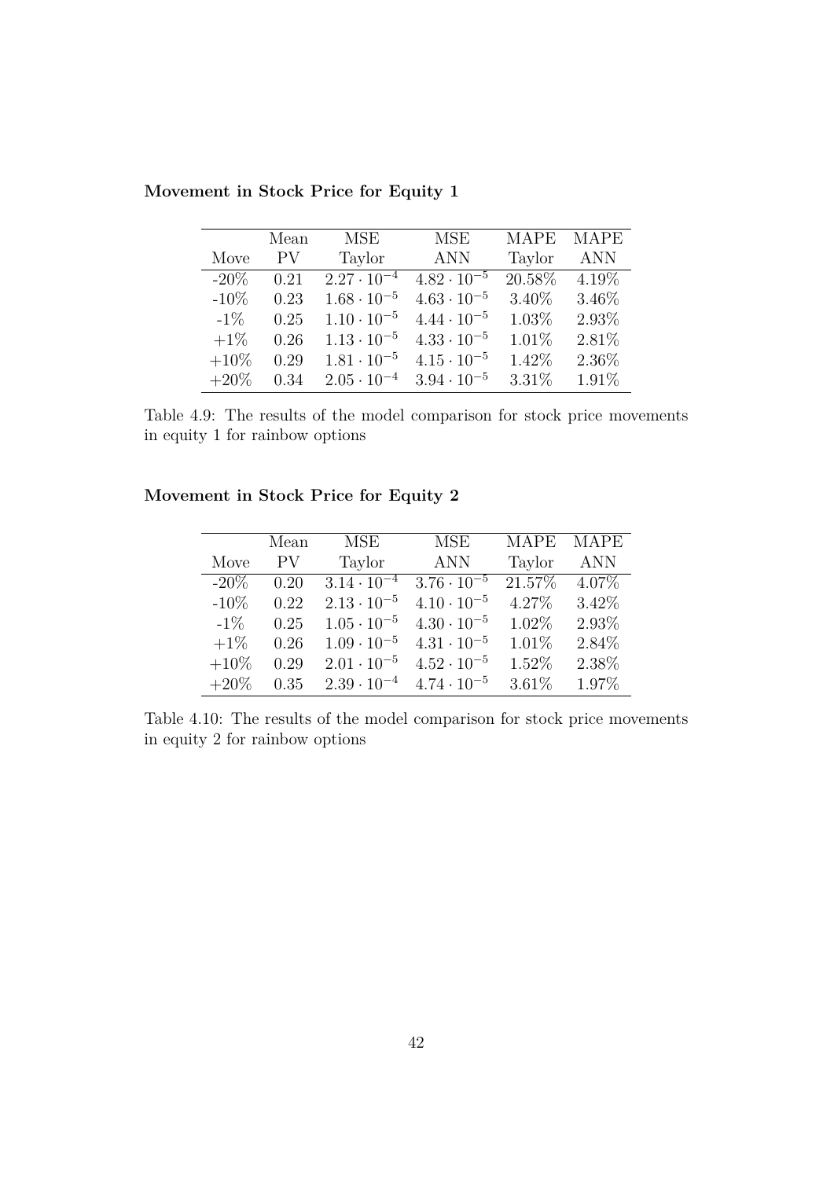**Movement in Stock Price for Equity 1**

| Move | Mean PV | MSE Taylor | MSE ANN | MAPE Taylor | MAPE ANN |
|---|---|---|---|---|---|
| -20% | 0.21 | $2.27 \cdot 10^{-4}$ | $4.82 \cdot 10^{-5}$ | 20.58% | 4.19% |
| -10% | 0.23 | $1.68 \cdot 10^{-5}$ | $4.63 \cdot 10^{-5}$ | 3.40% | 3.46% |
| -1% | 0.25 | $1.10 \cdot 10^{-5}$ | $4.44 \cdot 10^{-5}$ | 1.03% | 2.93% |
| +1% | 0.26 | $1.13 \cdot 10^{-5}$ | $4.33 \cdot 10^{-5}$ | 1.01% | 2.81% |
| +10% | 0.29 | $1.81 \cdot 10^{-5}$ | $4.15 \cdot 10^{-5}$ | 1.42% | 2.36% |
| +20% | 0.34 | $2.05 \cdot 10^{-4}$ | $3.94 \cdot 10^{-5}$ | 3.31% | 1.91% |

Table 4.9: The results of the model comparison for stock price movements in equity 1 for rainbow options

**Movement in Stock Price for Equity 2**

| Move | Mean PV | MSE Taylor | MSE ANN | MAPE Taylor | MAPE ANN |
|---|---|---|---|---|---|
| -20% | 0.20 | $3.14 \cdot 10^{-4}$ | $3.76 \cdot 10^{-5}$ | 21.57% | 4.07% |
| -10% | 0.22 | $2.13 \cdot 10^{-5}$ | $4.10 \cdot 10^{-5}$ | 4.27% | 3.42% |
| -1% | 0.25 | $1.05 \cdot 10^{-5}$ | $4.30 \cdot 10^{-5}$ | 1.02% | 2.93% |
| +1% | 0.26 | $1.09 \cdot 10^{-5}$ | $4.31 \cdot 10^{-5}$ | 1.01% | 2.84% |
| +10% | 0.29 | $2.01 \cdot 10^{-5}$ | $4.52 \cdot 10^{-5}$ | 1.52% | 2.38% |
| +20% | 0.35 | $2.39 \cdot 10^{-4}$ | $4.74 \cdot 10^{-5}$ | 3.61% | 1.97% |

Table 4.10: The results of the model comparison for stock price movements in equity 2 for rainbow options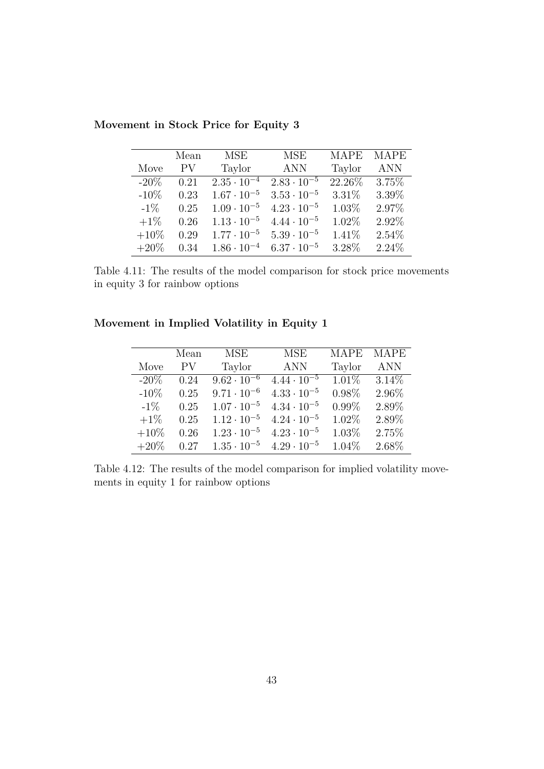**Movement in Stock Price for Equity 3**

| Move | Mean PV | MSE Taylor | MSE ANN | MAPE Taylor | MAPE ANN |
|---|---|---|---|---|---|
| -20% | 0.21 | $2.35 \cdot 10^{-4}$ | $2.83 \cdot 10^{-5}$ | 22.26% | 3.75% |
| -10% | 0.23 | $1.67 \cdot 10^{-5}$ | $3.53 \cdot 10^{-5}$ | 3.31% | 3.39% |
| -1% | 0.25 | $1.09 \cdot 10^{-5}$ | $4.23 \cdot 10^{-5}$ | 1.03% | 2.97% |
| +1% | 0.26 | $1.13 \cdot 10^{-5}$ | $4.44 \cdot 10^{-5}$ | 1.02% | 2.92% |
| +10% | 0.29 | $1.77 \cdot 10^{-5}$ | $5.39 \cdot 10^{-5}$ | 1.41% | 2.54% |
| +20% | 0.34 | $1.86 \cdot 10^{-4}$ | $6.37 \cdot 10^{-5}$ | 3.28% | 2.24% |

Table 4.11: The results of the model comparison for stock price movements in equity 3 for rainbow options

**Movement in Implied Volatility in Equity 1**

| Move | Mean PV | MSE Taylor | MSE ANN | MAPE Taylor | MAPE ANN |
|---|---|---|---|---|---|
| -20% | 0.24 | $9.62 \cdot 10^{-6}$ | $4.44 \cdot 10^{-5}$ | 1.01% | 3.14% |
| -10% | 0.25 | $9.71 \cdot 10^{-6}$ | $4.33 \cdot 10^{-5}$ | 0.98% | 2.96% |
| -1% | 0.25 | $1.07 \cdot 10^{-5}$ | $4.34 \cdot 10^{-5}$ | 0.99% | 2.89% |
| +1% | 0.25 | $1.12 \cdot 10^{-5}$ | $4.24 \cdot 10^{-5}$ | 1.02% | 2.89% |
| +10% | 0.26 | $1.23 \cdot 10^{-5}$ | $4.23 \cdot 10^{-5}$ | 1.03% | 2.75% |
| +20% | 0.27 | $1.35 \cdot 10^{-5}$ | $4.29 \cdot 10^{-5}$ | 1.04% | 2.68% |

Table 4.12: The results of the model comparison for implied volatility movements in equity 1 for rainbow options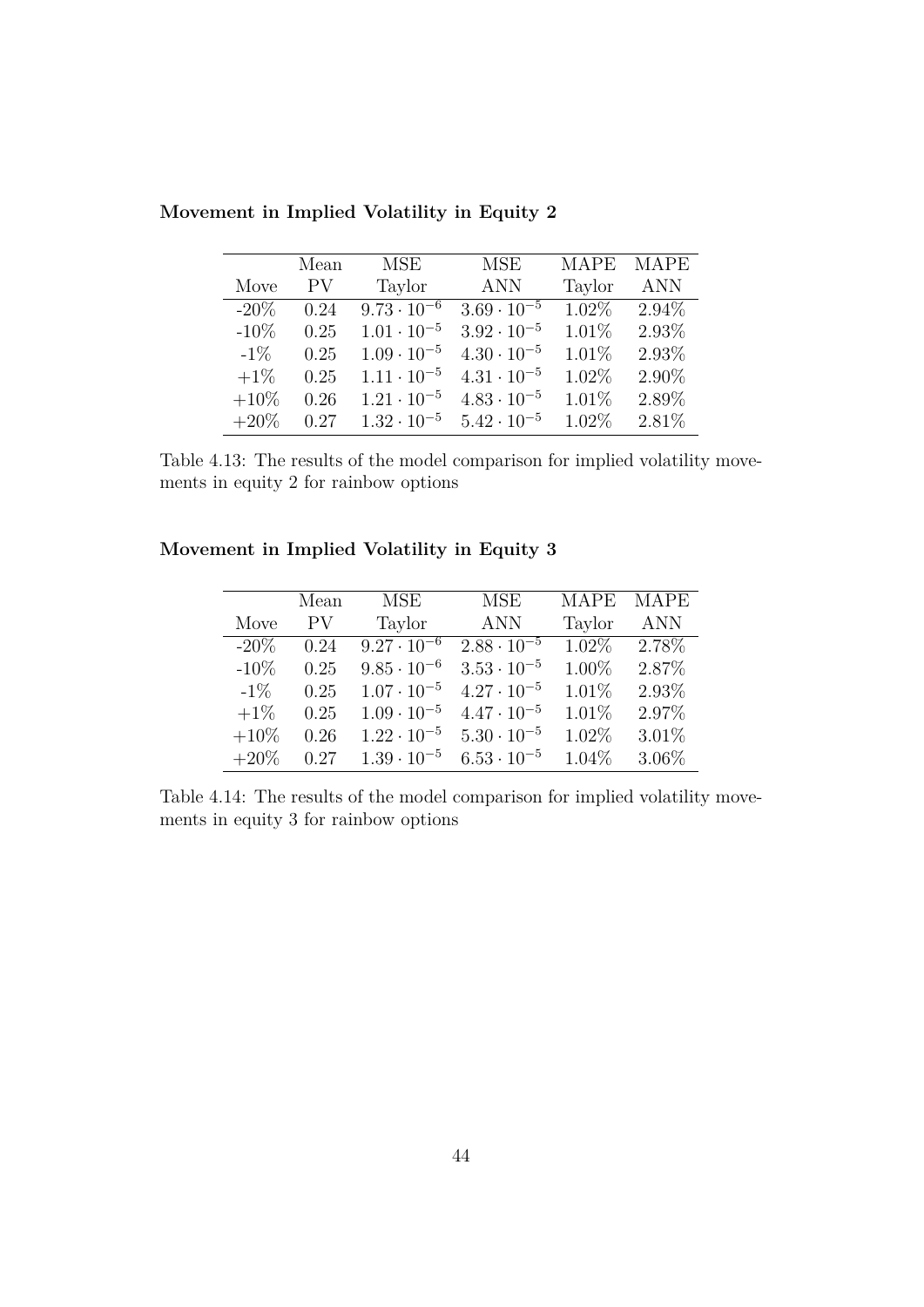**Movement in Implied Volatility in Equity 2**

| Move | Mean PV | MSE Taylor | MSE ANN | MAPE Taylor | MAPE ANN |
|---|---|---|---|---|---|
| -20% | 0.24 | $9.73 \cdot 10^{-6}$ | $3.69 \cdot 10^{-5}$ | 1.02% | 2.94% |
| -10% | 0.25 | $1.01 \cdot 10^{-5}$ | $3.92 \cdot 10^{-5}$ | 1.01% | 2.93% |
| -1% | 0.25 | $1.09 \cdot 10^{-5}$ | $4.30 \cdot 10^{-5}$ | 1.01% | 2.93% |
| +1% | 0.25 | $1.11 \cdot 10^{-5}$ | $4.31 \cdot 10^{-5}$ | 1.02% | 2.90% |
| +10% | 0.26 | $1.21 \cdot 10^{-5}$ | $4.83 \cdot 10^{-5}$ | 1.01% | 2.89% |
| +20% | 0.27 | $1.32 \cdot 10^{-5}$ | $5.42 \cdot 10^{-5}$ | 1.02% | 2.81% |

Table 4.13: The results of the model comparison for implied volatility movements in equity 2 for rainbow options

**Movement in Implied Volatility in Equity 3**

| Move | Mean PV | MSE Taylor | MSE ANN | MAPE Taylor | MAPE ANN |
|---|---|---|---|---|---|
| -20% | 0.24 | $9.27 \cdot 10^{-6}$ | $2.88 \cdot 10^{-5}$ | 1.02% | 2.78% |
| -10% | 0.25 | $9.85 \cdot 10^{-6}$ | $3.53 \cdot 10^{-5}$ | 1.00% | 2.87% |
| -1% | 0.25 | $1.07 \cdot 10^{-5}$ | $4.27 \cdot 10^{-5}$ | 1.01% | 2.93% |
| +1% | 0.25 | $1.09 \cdot 10^{-5}$ | $4.47 \cdot 10^{-5}$ | 1.01% | 2.97% |
| +10% | 0.26 | $1.22 \cdot 10^{-5}$ | $5.30 \cdot 10^{-5}$ | 1.02% | 3.01% |
| +20% | 0.27 | $1.39 \cdot 10^{-5}$ | $6.53 \cdot 10^{-5}$ | 1.04% | 3.06% |

Table 4.14: The results of the model comparison for implied volatility movements in equity 3 for rainbow options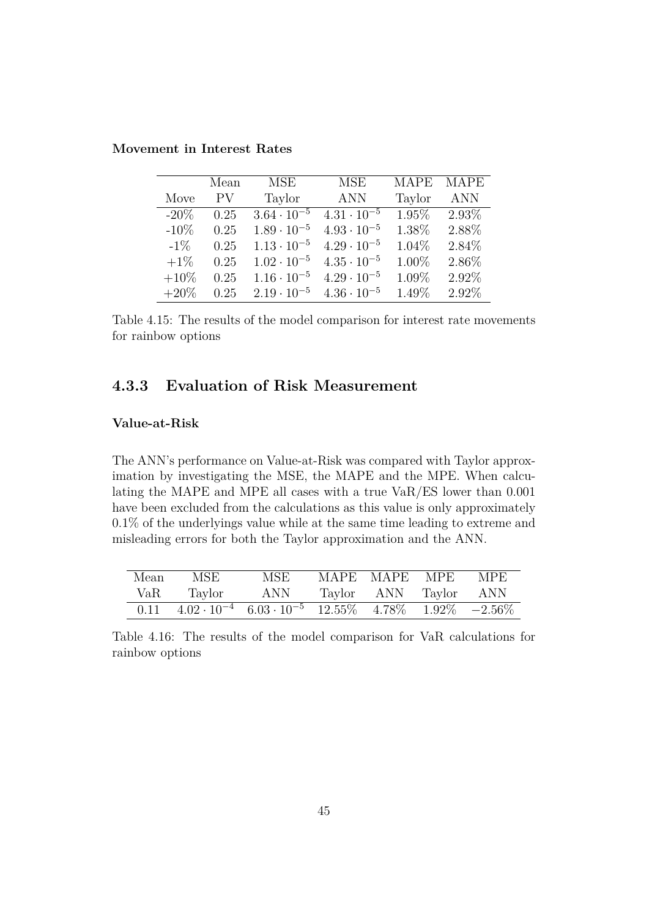**Movement in Interest Rates**

| Move | Mean PV | MSE Taylor | MSE ANN | MAPE Taylor | MAPE ANN |
|---|---|---|---|---|---|
| -20% | 0.25 | $3.64 \cdot 10^{-5}$ | $4.31 \cdot 10^{-5}$ | 1.95% | 2.93% |
| -10% | 0.25 | $1.89 \cdot 10^{-5}$ | $4.93 \cdot 10^{-5}$ | 1.38% | 2.88% |
| -1% | 0.25 | $1.13 \cdot 10^{-5}$ | $4.29 \cdot 10^{-5}$ | 1.04% | 2.84% |
| +1% | 0.25 | $1.02 \cdot 10^{-5}$ | $4.35 \cdot 10^{-5}$ | 1.00% | 2.86% |
| +10% | 0.25 | $1.16 \cdot 10^{-5}$ | $4.29 \cdot 10^{-5}$ | 1.09% | 2.92% |
| +20% | 0.25 | $2.19 \cdot 10^{-5}$ | $4.36 \cdot 10^{-5}$ | 1.49% | 2.92% |

Table 4.15: The results of the model comparison for interest rate movements for rainbow options

### 4.3.3 Evaluation of Risk Measurement

**Value-at-Risk**

The ANN's performance on Value-at-Risk was compared with Taylor approximation by investigating the MSE, the MAPE and the MPE. When calculating the MAPE and MPE all cases with a true VaR/ES lower than 0.001 have been excluded from the calculations as this value is only approximately 0.1% of the underlyings value while at the same time leading to extreme and misleading errors for both the Taylor approximation and the ANN.

| Mean VaR | MSE Taylor | MSE ANN | MAPE Taylor | MAPE ANN | MPE Taylor | MPE ANN |
|---|---|---|---|---|---|---|
| 0.11 | $4.02 \cdot 10^{-4}$ | $6.03 \cdot 10^{-5}$ | 12.55% | 4.78% | 1.92% | $-2.56\%$ |

Table 4.16: The results of the model comparison for VaR calculations for rainbow options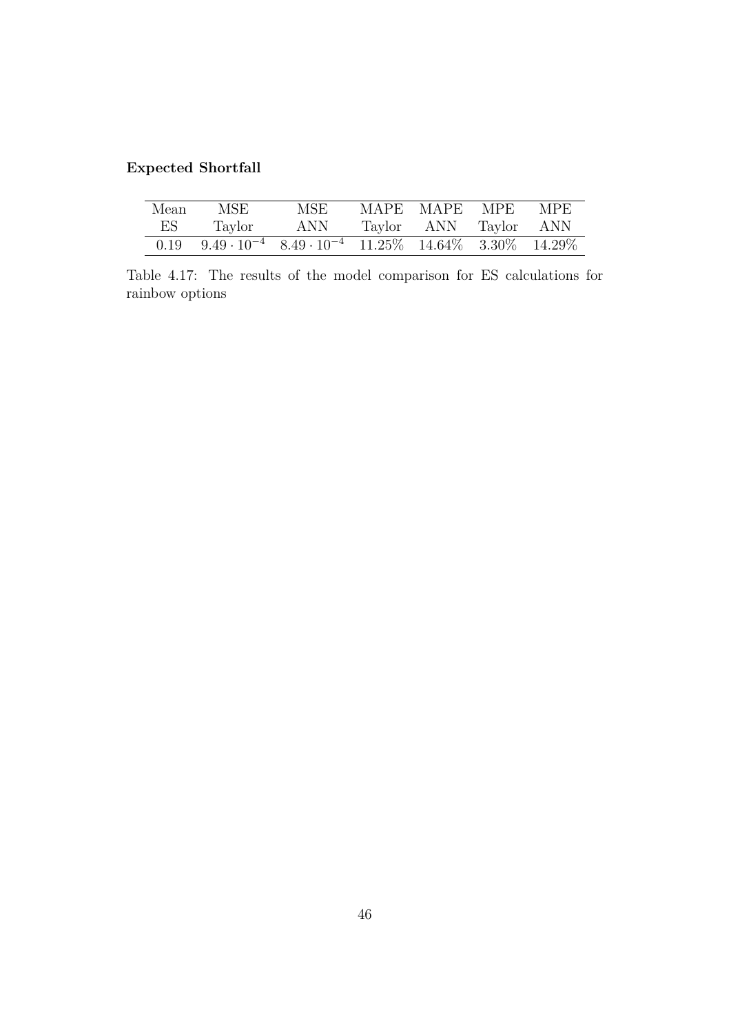**Expected Shortfall**

| Mean ES | MSE Taylor | MSE ANN | MAPE Taylor | MAPE ANN | MPE Taylor | MPE ANN |
|---|---|---|---|---|---|---|
| 0.19 | $9.49 \cdot 10^{-4}$ | $8.49 \cdot 10^{-4}$ | 11.25% | 14.64% | 3.30% | 14.29% |

Table 4.17: The results of the model comparison for ES calculations for rainbow options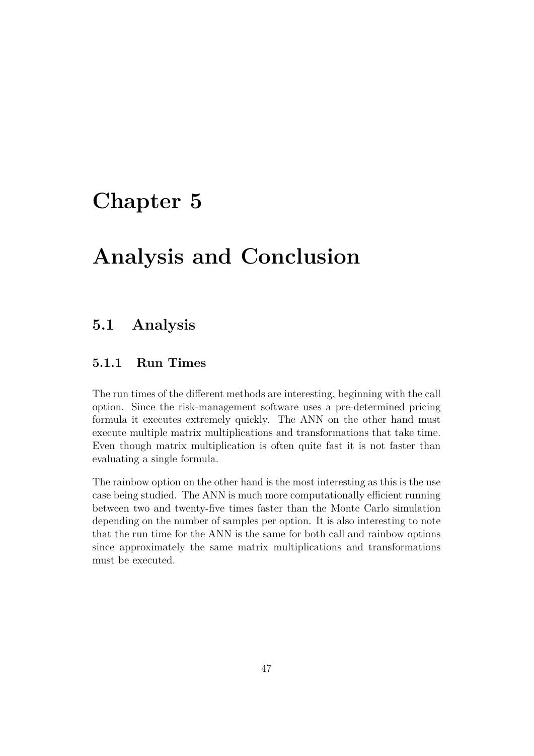# Chapter 5

# Analysis and Conclusion

## 5.1 Analysis

### 5.1.1 Run Times

The run times of the different methods are interesting, beginning with the call option. Since the risk-management software uses a pre-determined pricing formula it executes extremely quickly. The ANN on the other hand must execute multiple matrix multiplications and transformations that take time. Even though matrix multiplication is often quite fast it is not faster than evaluating a single formula.

The rainbow option on the other hand is the most interesting as this is the use case being studied. The ANN is much more computationally efficient running between two and twenty-five times faster than the Monte Carlo simulation depending on the number of samples per option. It is also interesting to note that the run time for the ANN is the same for both call and rainbow options since approximately the same matrix multiplications and transformations must be executed.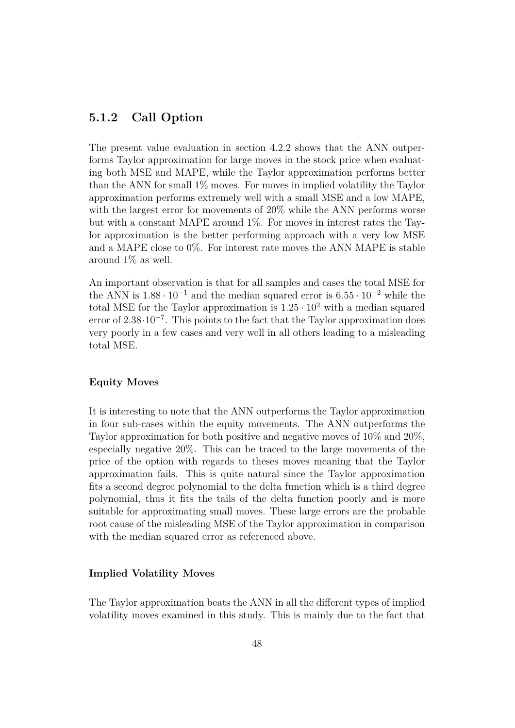### 5.1.2 Call Option

The present value evaluation in section 4.2.2 shows that the ANN outperforms Taylor approximation for large moves in the stock price when evaluating both MSE and MAPE, while the Taylor approximation performs better than the ANN for small 1% moves. For moves in implied volatility the Taylor approximation performs extremely well with a small MSE and a low MAPE, with the largest error for movements of 20% while the ANN performs worse but with a constant MAPE around 1%. For moves in interest rates the Taylor approximation is the better performing approach with a very low MSE and a MAPE close to 0%. For interest rate moves the ANN MAPE is stable around 1% as well.

An important observation is that for all samples and cases the total MSE for the ANN is $1.88 \cdot 10^{-1}$ and the median squared error is $6.55 \cdot 10^{-2}$ while the total MSE for the Taylor approximation is $1.25 \cdot 10^{2}$ with a median squared error of $2.38 \cdot 10^{-7}$. This points to the fact that the Taylor approximation does very poorly in a few cases and very well in all others leading to a misleading total MSE.

#### Equity Moves

It is interesting to note that the ANN outperforms the Taylor approximation in four sub-cases within the equity movements. The ANN outperforms the Taylor approximation for both positive and negative moves of 10% and 20%, especially negative 20%. This can be traced to the large movements of the price of the option with regards to theses moves meaning that the Taylor approximation fails. This is quite natural since the Taylor approximation fits a second degree polynomial to the delta function which is a third degree polynomial, thus it fits the tails of the delta function poorly and is more suitable for approximating small moves. These large errors are the probable root cause of the misleading MSE of the Taylor approximation in comparison with the median squared error as referenced above.

#### Implied Volatility Moves

The Taylor approximation beats the ANN in all the different types of implied volatility moves examined in this study. This is mainly due to the fact that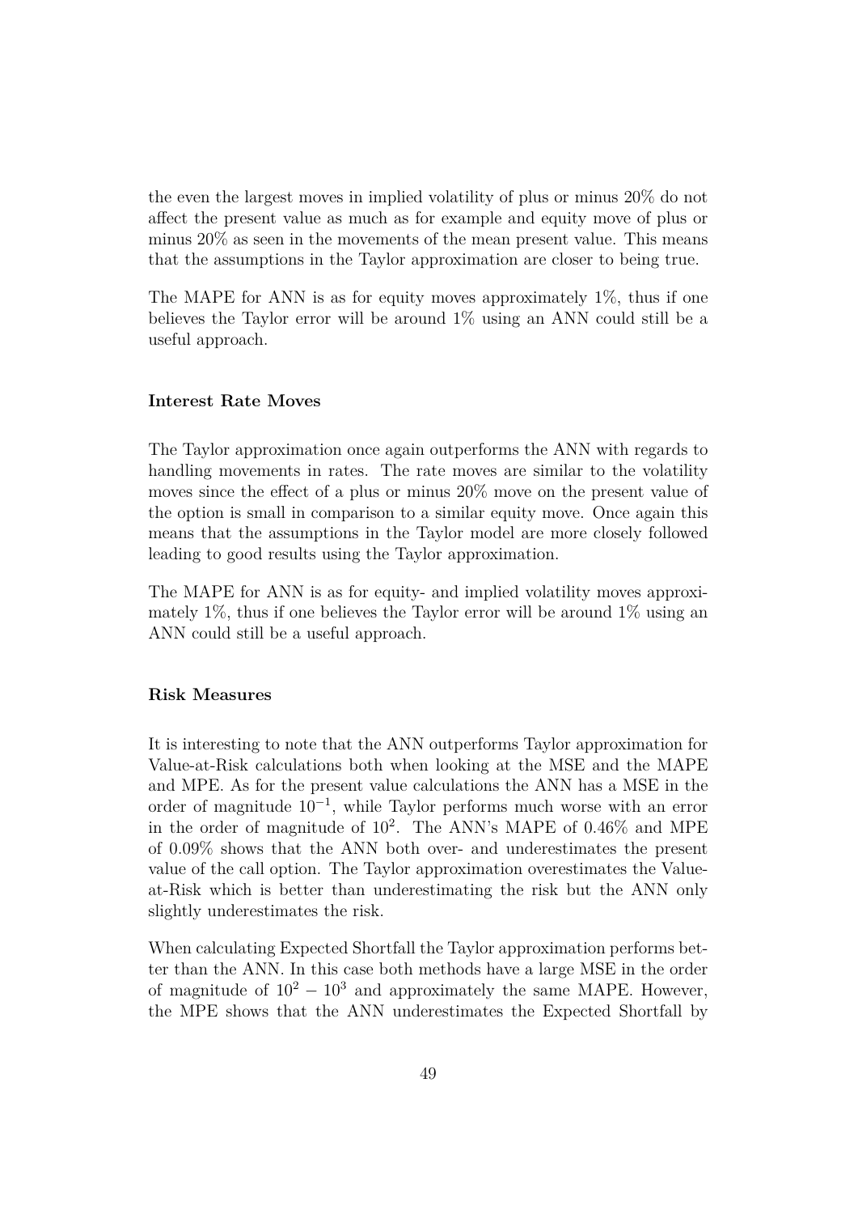the even the largest moves in implied volatility of plus or minus 20% do not affect the present value as much as for example and equity move of plus or minus 20% as seen in the movements of the mean present value. This means that the assumptions in the Taylor approximation are closer to being true.

The MAPE for ANN is as for equity moves approximately 1%, thus if one believes the Taylor error will be around 1% using an ANN could still be a useful approach.

**Interest Rate Moves**

The Taylor approximation once again outperforms the ANN with regards to handling movements in rates. The rate moves are similar to the volatility moves since the effect of a plus or minus 20% move on the present value of the option is small in comparison to a similar equity move. Once again this means that the assumptions in the Taylor model are more closely followed leading to good results using the Taylor approximation.

The MAPE for ANN is as for equity- and implied volatility moves approximately 1%, thus if one believes the Taylor error will be around 1% using an ANN could still be a useful approach.

**Risk Measures**

It is interesting to note that the ANN outperforms Taylor approximation for Value-at-Risk calculations both when looking at the MSE and the MAPE and MPE. As for the present value calculations the ANN has a MSE in the order of magnitude $10^{-1}$, while Taylor performs much worse with an error in the order of magnitude of $10^{2}$. The ANN's MAPE of 0.46% and MPE of 0.09% shows that the ANN both over- and underestimates the present value of the call option. The Taylor approximation overestimates the Value-at-Risk which is better than underestimating the risk but the ANN only slightly underestimates the risk.

When calculating Expected Shortfall the Taylor approximation performs better than the ANN. In this case both methods have a large MSE in the order of magnitude of $10^{2} - 10^{3}$ and approximately the same MAPE. However, the MPE shows that the ANN underestimates the Expected Shortfall by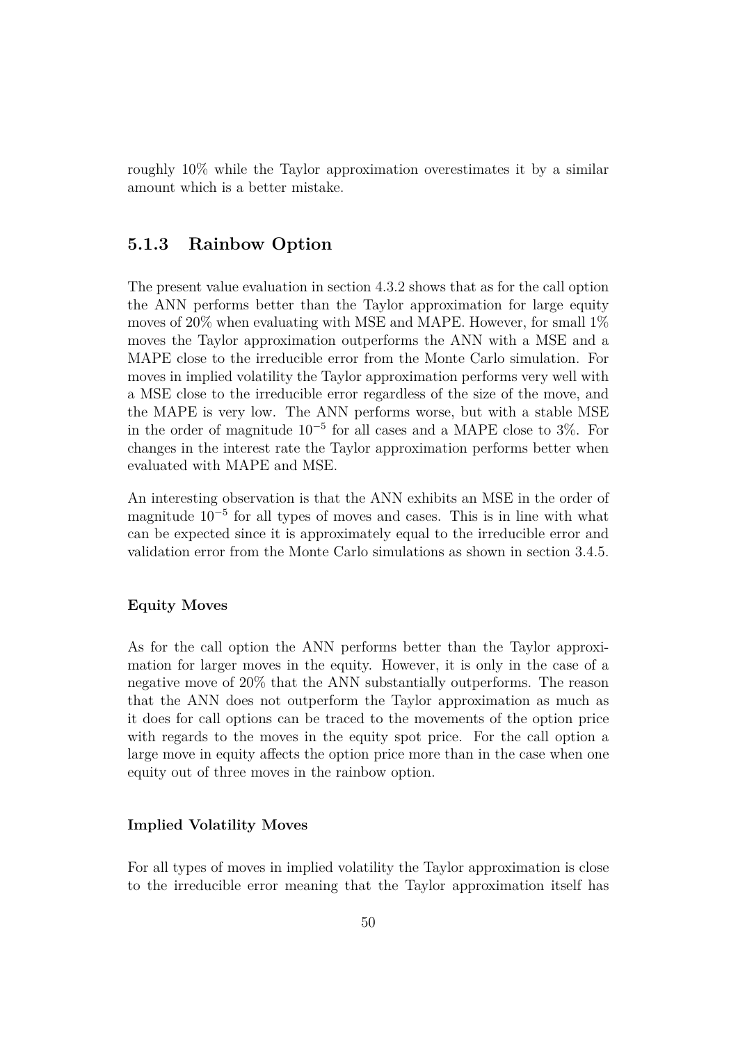roughly 10% while the Taylor approximation overestimates it by a similar amount which is a better mistake.

### 5.1.3 Rainbow Option

The present value evaluation in section 4.3.2 shows that as for the call option the ANN performs better than the Taylor approximation for large equity moves of 20% when evaluating with MSE and MAPE. However, for small 1% moves the Taylor approximation outperforms the ANN with a MSE and a MAPE close to the irreducible error from the Monte Carlo simulation. For moves in implied volatility the Taylor approximation performs very well with a MSE close to the irreducible error regardless of the size of the move, and the MAPE is very low. The ANN performs worse, but with a stable MSE in the order of magnitude $10^{-5}$ for all cases and a MAPE close to 3%. For changes in the interest rate the Taylor approximation performs better when evaluated with MAPE and MSE.

An interesting observation is that the ANN exhibits an MSE in the order of magnitude $10^{-5}$ for all types of moves and cases. This is in line with what can be expected since it is approximately equal to the irreducible error and validation error from the Monte Carlo simulations as shown in section 3.4.5.

#### Equity Moves

As for the call option the ANN performs better than the Taylor approximation for larger moves in the equity. However, it is only in the case of a negative move of 20% that the ANN substantially outperforms. The reason that the ANN does not outperform the Taylor approximation as much as it does for call options can be traced to the movements of the option price with regards to the moves in the equity spot price. For the call option a large move in equity affects the option price more than in the case when one equity out of three moves in the rainbow option.

#### Implied Volatility Moves

For all types of moves in implied volatility the Taylor approximation is close to the irreducible error meaning that the Taylor approximation itself has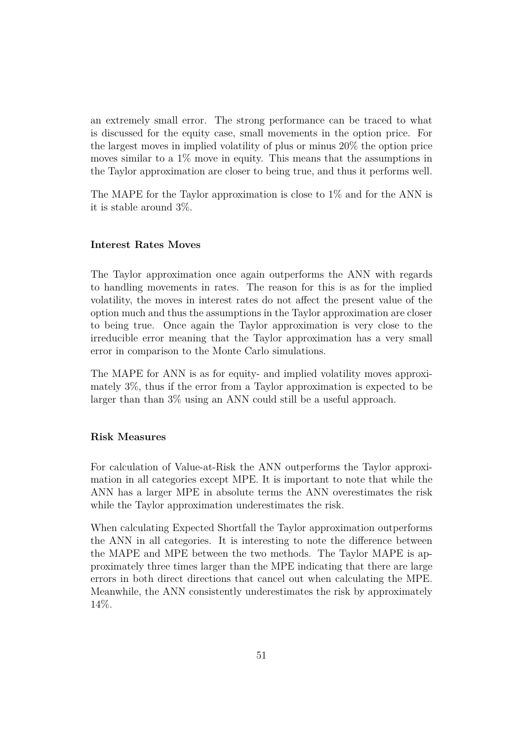an extremely small error. The strong performance can be traced to what is discussed for the equity case, small movements in the option price. For the largest moves in implied volatility of plus or minus 20% the option price moves similar to a 1% move in equity. This means that the assumptions in the Taylor approximation are closer to being true, and thus it performs well.

The MAPE for the Taylor approximation is close to 1% and for the ANN is it is stable around 3%.

#### Interest Rates Moves

The Taylor approximation once again outperforms the ANN with regards to handling movements in rates. The reason for this is as for the implied volatility, the moves in interest rates do not affect the present value of the option much and thus the assumptions in the Taylor approximation are closer to being true. Once again the Taylor approximation is very close to the irreducible error meaning that the Taylor approximation has a very small error in comparison to the Monte Carlo simulations.

The MAPE for ANN is as for equity- and implied volatility moves approximately 3%, thus if the error from a Taylor approximation is expected to be larger than than 3% using an ANN could still be a useful approach.

#### Risk Measures

For calculation of Value-at-Risk the ANN outperforms the Taylor approximation in all categories except MPE. It is important to note that while the ANN has a larger MPE in absolute terms the ANN overestimates the risk while the Taylor approximation underestimates the risk.

When calculating Expected Shortfall the Taylor approximation outperforms the ANN in all categories. It is interesting to note the difference between the MAPE and MPE between the two methods. The Taylor MAPE is approximately three times larger than the MPE indicating that there are large errors in both direct directions that cancel out when calculating the MPE. Meanwhile, the ANN consistently underestimates the risk by approximately 14%.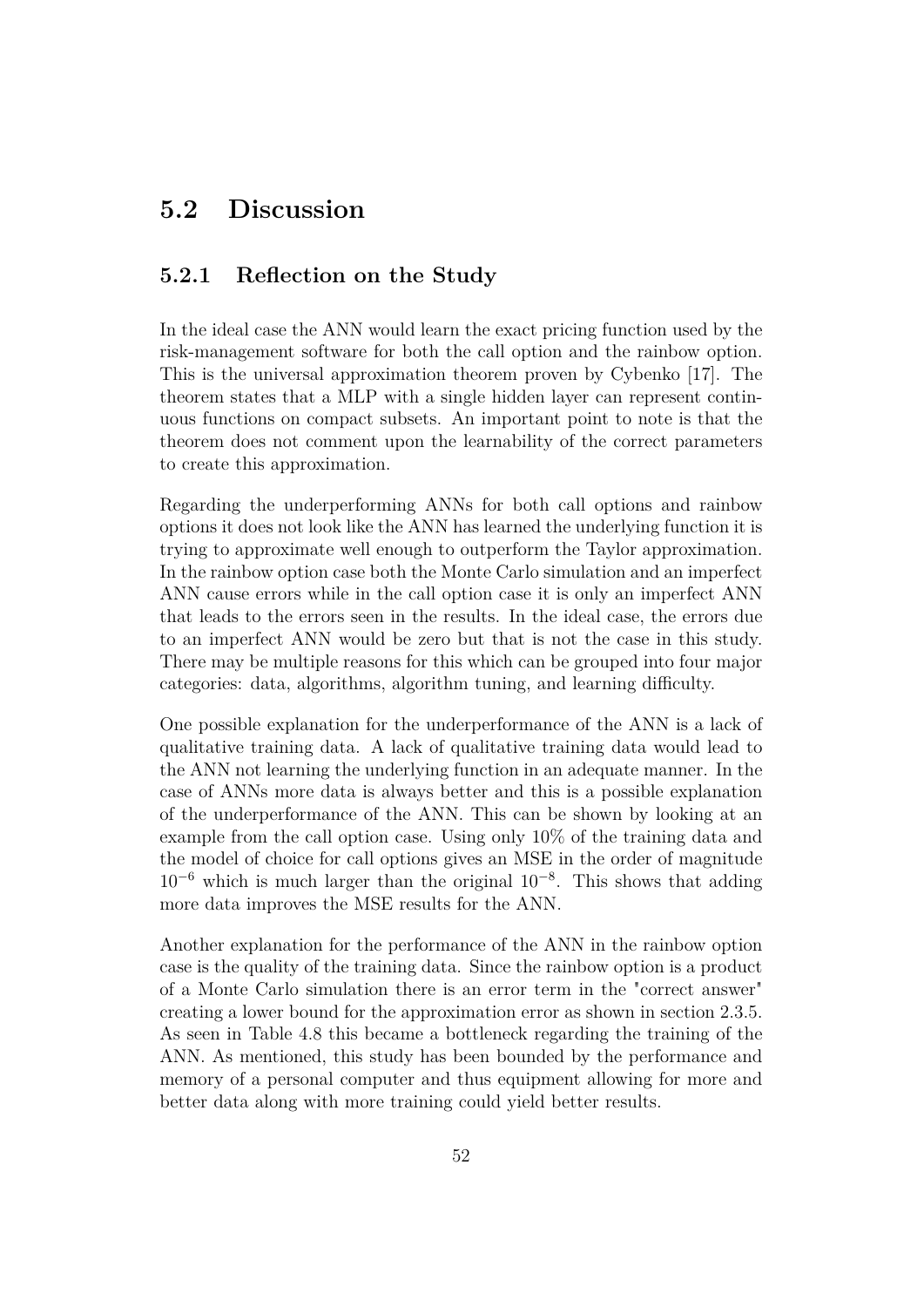## 5.2 Discussion

### 5.2.1 Reflection on the Study

In the ideal case the ANN would learn the exact pricing function used by the risk-management software for both the call option and the rainbow option. This is the universal approximation theorem proven by Cybenko [17]. The theorem states that a MLP with a single hidden layer can represent continuous functions on compact subsets. An important point to note is that the theorem does not comment upon the learnability of the correct parameters to create this approximation.

Regarding the underperforming ANNs for both call options and rainbow options it does not look like the ANN has learned the underlying function it is trying to approximate well enough to outperform the Taylor approximation. In the rainbow option case both the Monte Carlo simulation and an imperfect ANN cause errors while in the call option case it is only an imperfect ANN that leads to the errors seen in the results. In the ideal case, the errors due to an imperfect ANN would be zero but that is not the case in this study. There may be multiple reasons for this which can be grouped into four major categories: data, algorithms, algorithm tuning, and learning difficulty.

One possible explanation for the underperformance of the ANN is a lack of qualitative training data. A lack of qualitative training data would lead to the ANN not learning the underlying function in an adequate manner. In the case of ANNs more data is always better and this is a possible explanation of the underperformance of the ANN. This can be shown by looking at an example from the call option case. Using only 10% of the training data and the model of choice for call options gives an MSE in the order of magnitude $10^{-6}$ which is much larger than the original $10^{-8}$. This shows that adding more data improves the MSE results for the ANN.

Another explanation for the performance of the ANN in the rainbow option case is the quality of the training data. Since the rainbow option is a product of a Monte Carlo simulation there is an error term in the "correct answer" creating a lower bound for the approximation error as shown in section 2.3.5. As seen in Table 4.8 this became a bottleneck regarding the training of the ANN. As mentioned, this study has been bounded by the performance and memory of a personal computer and thus equipment allowing for more and better data along with more training could yield better results.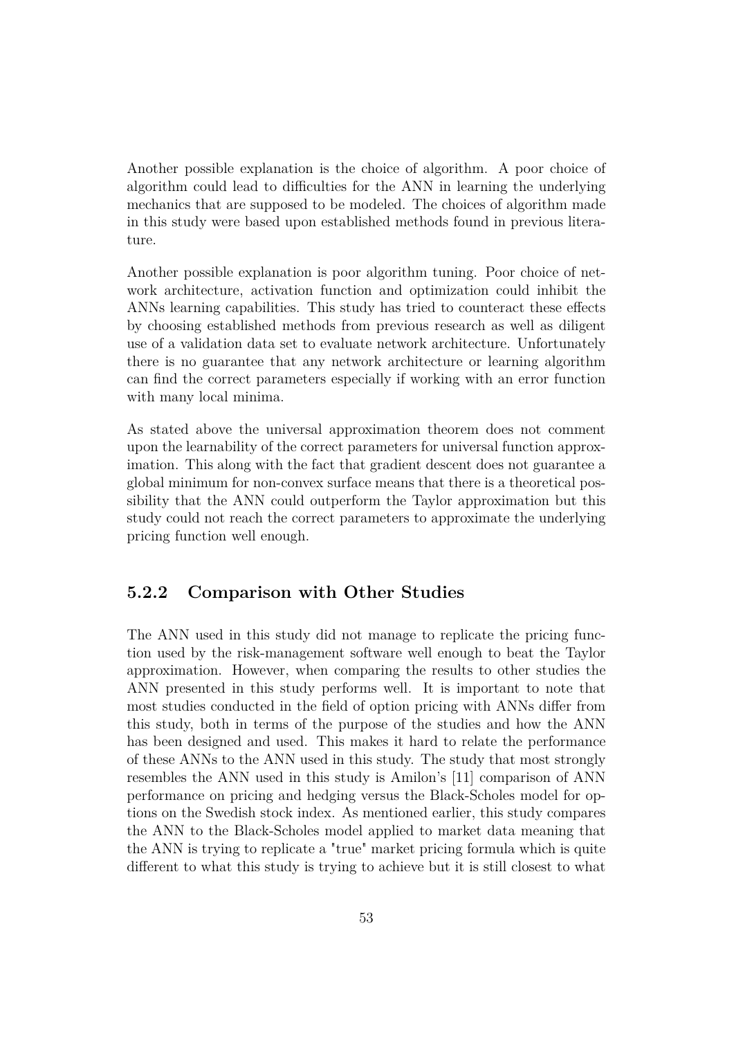Another possible explanation is the choice of algorithm. A poor choice of algorithm could lead to difficulties for the ANN in learning the underlying mechanics that are supposed to be modeled. The choices of algorithm made in this study were based upon established methods found in previous literature.

Another possible explanation is poor algorithm tuning. Poor choice of network architecture, activation function and optimization could inhibit the ANNs learning capabilities. This study has tried to counteract these effects by choosing established methods from previous research as well as diligent use of a validation data set to evaluate network architecture. Unfortunately there is no guarantee that any network architecture or learning algorithm can find the correct parameters especially if working with an error function with many local minima.

As stated above the universal approximation theorem does not comment upon the learnability of the correct parameters for universal function approximation. This along with the fact that gradient descent does not guarantee a global minimum for non-convex surface means that there is a theoretical possibility that the ANN could outperform the Taylor approximation but this study could not reach the correct parameters to approximate the underlying pricing function well enough.

### 5.2.2 Comparison with Other Studies

The ANN used in this study did not manage to replicate the pricing function used by the risk-management software well enough to beat the Taylor approximation. However, when comparing the results to other studies the ANN presented in this study performs well. It is important to note that most studies conducted in the field of option pricing with ANNs differ from this study, both in terms of the purpose of the studies and how the ANN has been designed and used. This makes it hard to relate the performance of these ANNs to the ANN used in this study. The study that most strongly resembles the ANN used in this study is Amilon's [11] comparison of ANN performance on pricing and hedging versus the Black-Scholes model for options on the Swedish stock index. As mentioned earlier, this study compares the ANN to the Black-Scholes model applied to market data meaning that the ANN is trying to replicate a "true" market pricing formula which is quite different to what this study is trying to achieve but it is still closest to what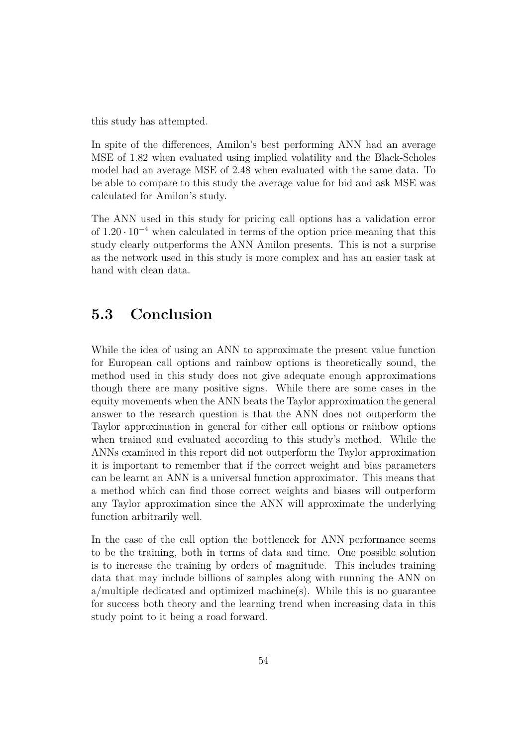this study has attempted.

In spite of the differences, Amilon's best performing ANN had an average MSE of 1.82 when evaluated using implied volatility and the Black-Scholes model had an average MSE of 2.48 when evaluated with the same data. To be able to compare to this study the average value for bid and ask MSE was calculated for Amilon's study.

The ANN used in this study for pricing call options has a validation error of $1.20 \cdot 10^{-4}$ when calculated in terms of the option price meaning that this study clearly outperforms the ANN Amilon presents. This is not a surprise as the network used in this study is more complex and has an easier task at hand with clean data.

## 5.3 Conclusion

While the idea of using an ANN to approximate the present value function for European call options and rainbow options is theoretically sound, the method used in this study does not give adequate enough approximations though there are many positive signs. While there are some cases in the equity movements when the ANN beats the Taylor approximation the general answer to the research question is that the ANN does not outperform the Taylor approximation in general for either call options or rainbow options when trained and evaluated according to this study's method. While the ANNs examined in this report did not outperform the Taylor approximation it is important to remember that if the correct weight and bias parameters can be learnt an ANN is a universal function approximator. This means that a method which can find those correct weights and biases will outperform any Taylor approximation since the ANN will approximate the underlying function arbitrarily well.

In the case of the call option the bottleneck for ANN performance seems to be the training, both in terms of data and time. One possible solution is to increase the training by orders of magnitude. This includes training data that may include billions of samples along with running the ANN on a/multiple dedicated and optimized machine(s). While this is no guarantee for success both theory and the learning trend when increasing data in this study point to it being a road forward.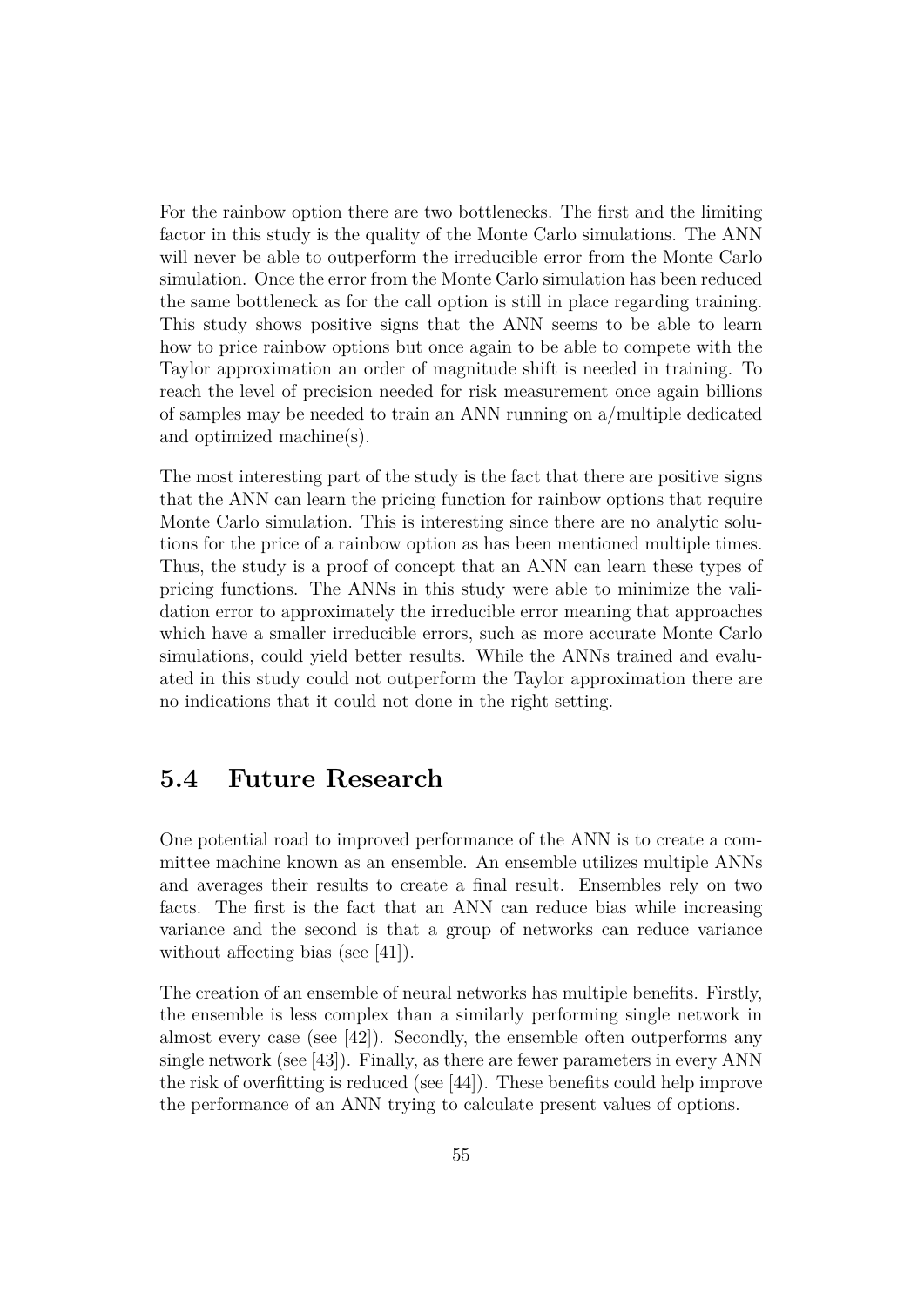For the rainbow option there are two bottlenecks. The first and the limiting factor in this study is the quality of the Monte Carlo simulations. The ANN will never be able to outperform the irreducible error from the Monte Carlo simulation. Once the error from the Monte Carlo simulation has been reduced the same bottleneck as for the call option is still in place regarding training. This study shows positive signs that the ANN seems to be able to learn how to price rainbow options but once again to be able to compete with the Taylor approximation an order of magnitude shift is needed in training. To reach the level of precision needed for risk measurement once again billions of samples may be needed to train an ANN running on a/multiple dedicated and optimized machine(s).

The most interesting part of the study is the fact that there are positive signs that the ANN can learn the pricing function for rainbow options that require Monte Carlo simulation. This is interesting since there are no analytic solutions for the price of a rainbow option as has been mentioned multiple times. Thus, the study is a proof of concept that an ANN can learn these types of pricing functions. The ANNs in this study were able to minimize the validation error to approximately the irreducible error meaning that approaches which have a smaller irreducible errors, such as more accurate Monte Carlo simulations, could yield better results. While the ANNs trained and evaluated in this study could not outperform the Taylor approximation there are no indications that it could not done in the right setting.

## 5.4 Future Research

One potential road to improved performance of the ANN is to create a committee machine known as an ensemble. An ensemble utilizes multiple ANNs and averages their results to create a final result. Ensembles rely on two facts. The first is the fact that an ANN can reduce bias while increasing variance and the second is that a group of networks can reduce variance without affecting bias (see [41]).

The creation of an ensemble of neural networks has multiple benefits. Firstly, the ensemble is less complex than a similarly performing single network in almost every case (see [42]). Secondly, the ensemble often outperforms any single network (see [43]). Finally, as there are fewer parameters in every ANN the risk of overfitting is reduced (see [44]). These benefits could help improve the performance of an ANN trying to calculate present values of options.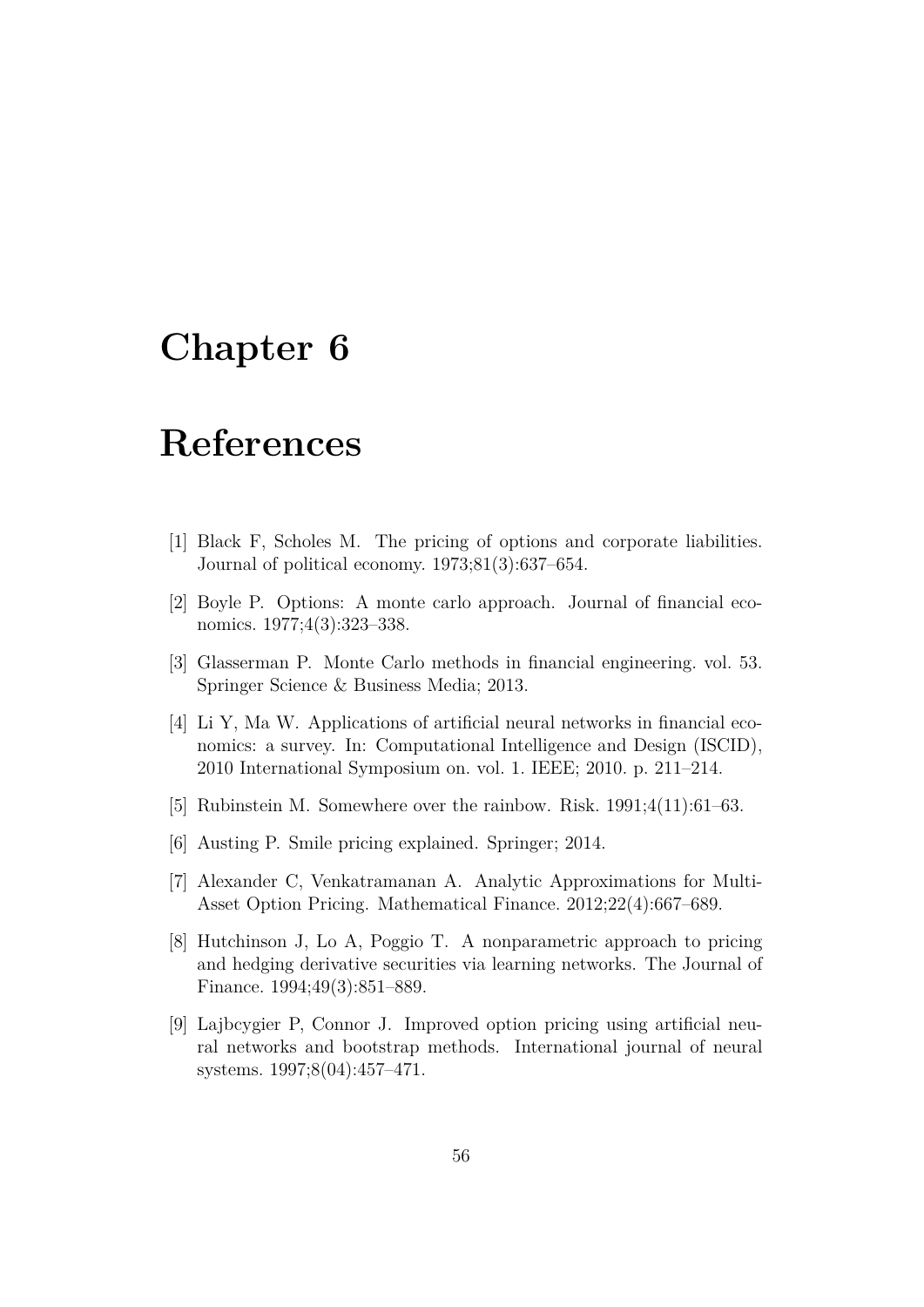# Chapter 6

# References

[1] Black F, Scholes M. The pricing of options and corporate liabilities. Journal of political economy. 1973;81(3):637–654.

[2] Boyle P. Options: A monte carlo approach. Journal of financial economics. 1977;4(3):323–338.

[3] Glasserman P. Monte Carlo methods in financial engineering. vol. 53. Springer Science & Business Media; 2013.

[4] Li Y, Ma W. Applications of artificial neural networks in financial economics: a survey. In: Computational Intelligence and Design (ISCID), 2010 International Symposium on. vol. 1. IEEE; 2010. p. 211–214.

[5] Rubinstein M. Somewhere over the rainbow. Risk. 1991;4(11):61–63.

[6] Austing P. Smile pricing explained. Springer; 2014.

[7] Alexander C, Venkatramanan A. Analytic Approximations for Multi-Asset Option Pricing. Mathematical Finance. 2012;22(4):667–689.

[8] Hutchinson J, Lo A, Poggio T. A nonparametric approach to pricing and hedging derivative securities via learning networks. The Journal of Finance. 1994;49(3):851–889.

[9] Lajbcygier P, Connor J. Improved option pricing using artificial neural networks and bootstrap methods. International journal of neural systems. 1997;8(04):457–471.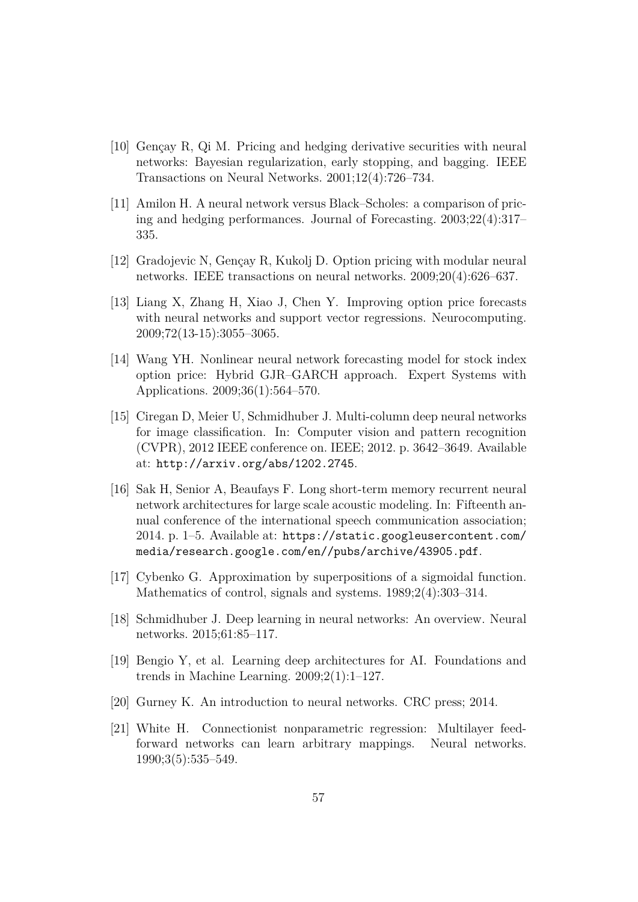[10] Gençay R, Qi M. Pricing and hedging derivative securities with neural networks: Bayesian regularization, early stopping, and bagging. IEEE Transactions on Neural Networks. 2001;12(4):726–734.

[11] Amilon H. A neural network versus Black–Scholes: a comparison of pricing and hedging performances. Journal of Forecasting. 2003;22(4):317–335.

[12] Gradojevic N, Gençay R, Kukolj D. Option pricing with modular neural networks. IEEE transactions on neural networks. 2009;20(4):626–637.

[13] Liang X, Zhang H, Xiao J, Chen Y. Improving option price forecasts with neural networks and support vector regressions. Neurocomputing. 2009;72(13-15):3055–3065.

[14] Wang YH. Nonlinear neural network forecasting model for stock index option price: Hybrid GJR–GARCH approach. Expert Systems with Applications. 2009;36(1):564–570.

[15] Ciregan D, Meier U, Schmidhuber J. Multi-column deep neural networks for image classification. In: Computer vision and pattern recognition (CVPR), 2012 IEEE conference on. IEEE; 2012. p. 3642–3649. Available at: http://arxiv.org/abs/1202.2745.

[16] Sak H, Senior A, Beaufays F. Long short-term memory recurrent neural network architectures for large scale acoustic modeling. In: Fifteenth annual conference of the international speech communication association; 2014. p. 1–5. Available at: https://static.googleusercontent.com/media/research.google.com/en//pubs/archive/43905.pdf.

[17] Cybenko G. Approximation by superpositions of a sigmoidal function. Mathematics of control, signals and systems. 1989;2(4):303–314.

[18] Schmidhuber J. Deep learning in neural networks: An overview. Neural networks. 2015;61:85–117.

[19] Bengio Y, et al. Learning deep architectures for AI. Foundations and trends in Machine Learning. 2009;2(1):1–127.

[20] Gurney K. An introduction to neural networks. CRC press; 2014.

[21] White H. Connectionist nonparametric regression: Multilayer feedforward networks can learn arbitrary mappings. Neural networks. 1990;3(5):535–549.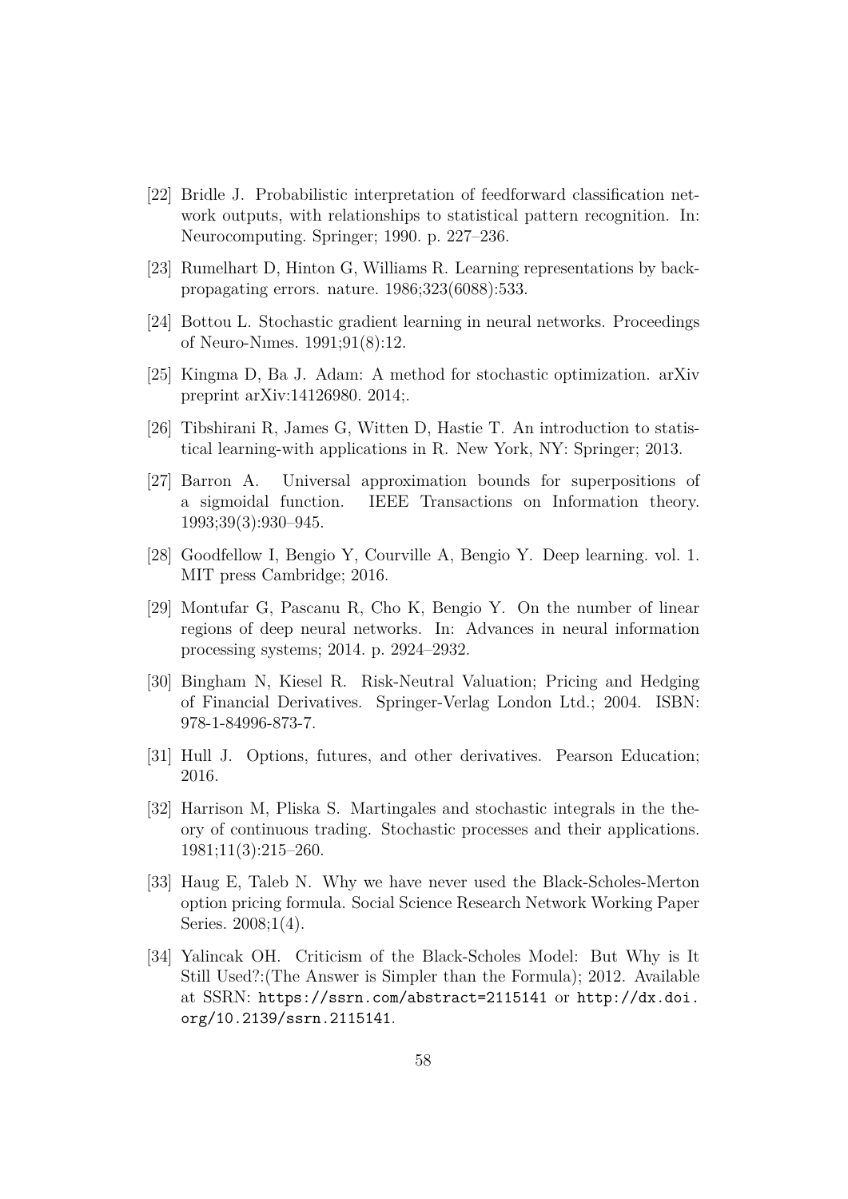[22] Bridle J. Probabilistic interpretation of feedforward classification network outputs, with relationships to statistical pattern recognition. In: Neurocomputing. Springer; 1990. p. 227–236.

[23] Rumelhart D, Hinton G, Williams R. Learning representations by back-propagating errors. nature. 1986;323(6088):533.

[24] Bottou L. Stochastic gradient learning in neural networks. Proceedings of Neuro-Nımes. 1991;91(8):12.

[25] Kingma D, Ba J. Adam: A method for stochastic optimization. arXiv preprint arXiv:14126980. 2014;.

[26] Tibshirani R, James G, Witten D, Hastie T. An introduction to statistical learning-with applications in R. New York, NY: Springer; 2013.

[27] Barron A. Universal approximation bounds for superpositions of a sigmoidal function. IEEE Transactions on Information theory. 1993;39(3):930–945.

[28] Goodfellow I, Bengio Y, Courville A, Bengio Y. Deep learning. vol. 1. MIT press Cambridge; 2016.

[29] Montufar G, Pascanu R, Cho K, Bengio Y. On the number of linear regions of deep neural networks. In: Advances in neural information processing systems; 2014. p. 2924–2932.

[30] Bingham N, Kiesel R. Risk-Neutral Valuation; Pricing and Hedging of Financial Derivatives. Springer-Verlag London Ltd.; 2004. ISBN: 978-1-84996-873-7.

[31] Hull J. Options, futures, and other derivatives. Pearson Education; 2016.

[32] Harrison M, Pliska S. Martingales and stochastic integrals in the theory of continuous trading. Stochastic processes and their applications. 1981;11(3):215–260.

[33] Haug E, Taleb N. Why we have never used the Black-Scholes-Merton option pricing formula. Social Science Research Network Working Paper Series. 2008;1(4).

[34] Yalincak OH. Criticism of the Black-Scholes Model: But Why is It Still Used?:(The Answer is Simpler than the Formula); 2012. Available at SSRN: https://ssrn.com/abstract=2115141 or http://dx.doi.org/10.2139/ssrn.2115141.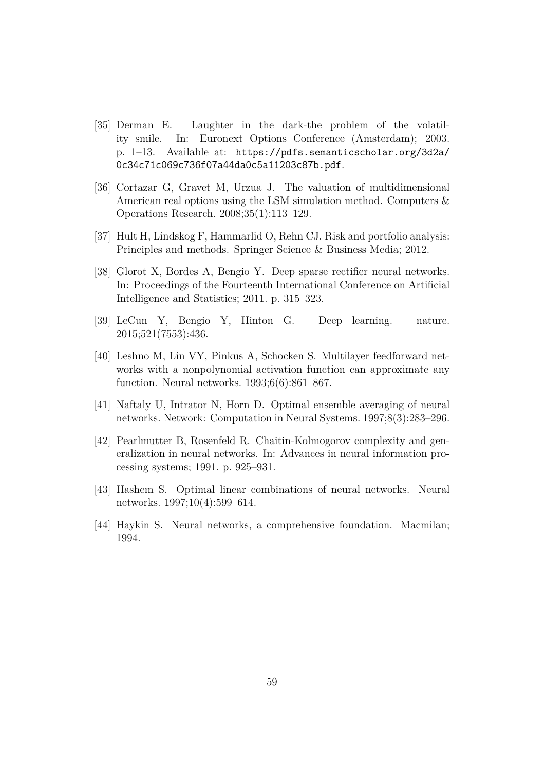[35] Derman E. Laughter in the dark-the problem of the volatility smile. In: Euronext Options Conference (Amsterdam); 2003. p. 1–13. Available at: https://pdfs.semanticscholar.org/3d2a/0c34c71c069c736f07a44da0c5a11203c87b.pdf.

[36] Cortazar G, Gravet M, Urzua J. The valuation of multidimensional American real options using the LSM simulation method. Computers & Operations Research. 2008;35(1):113–129.

[37] Hult H, Lindskog F, Hammarlid O, Rehn CJ. Risk and portfolio analysis: Principles and methods. Springer Science & Business Media; 2012.

[38] Glorot X, Bordes A, Bengio Y. Deep sparse rectifier neural networks. In: Proceedings of the Fourteenth International Conference on Artificial Intelligence and Statistics; 2011. p. 315–323.

[39] LeCun Y, Bengio Y, Hinton G. Deep learning. nature. 2015;521(7553):436.

[40] Leshno M, Lin VY, Pinkus A, Schocken S. Multilayer feedforward networks with a nonpolynomial activation function can approximate any function. Neural networks. 1993;6(6):861–867.

[41] Naftaly U, Intrator N, Horn D. Optimal ensemble averaging of neural networks. Network: Computation in Neural Systems. 1997;8(3):283–296.

[42] Pearlmutter B, Rosenfeld R. Chaitin-Kolmogorov complexity and generalization in neural networks. In: Advances in neural information processing systems; 1991. p. 925–931.

[43] Hashem S. Optimal linear combinations of neural networks. Neural networks. 1997;10(4):599–614.

[44] Haykin S. Neural networks, a comprehensive foundation. Macmilan; 1994.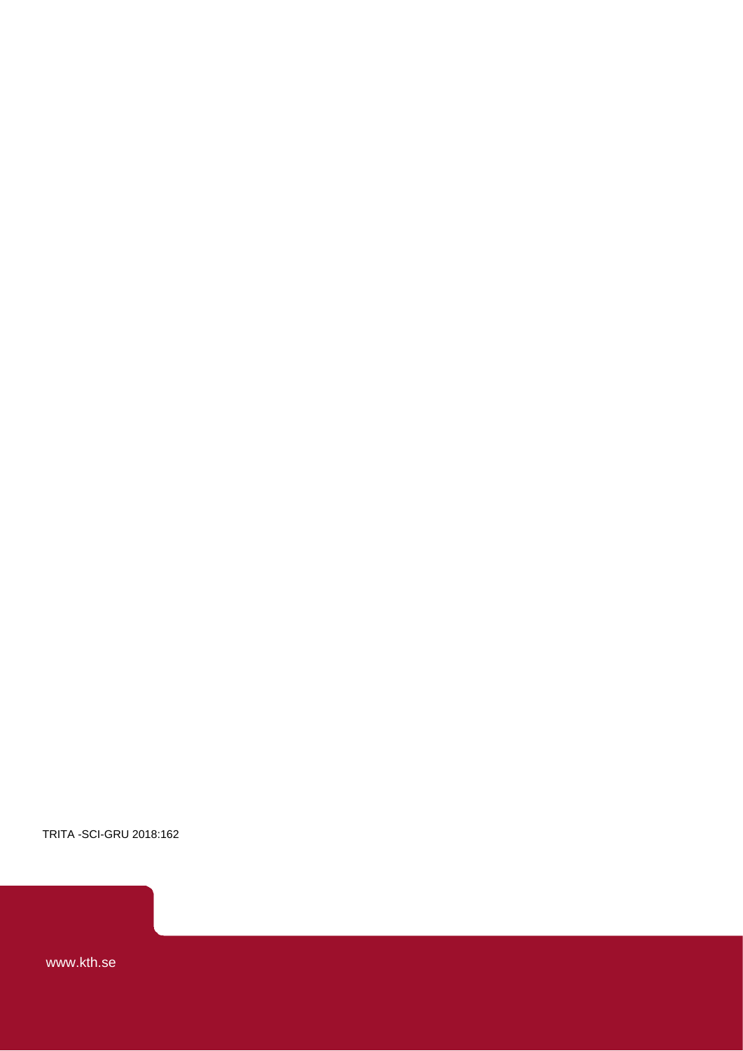TRITA -SCI-GRU 2018:162

www.kth.se